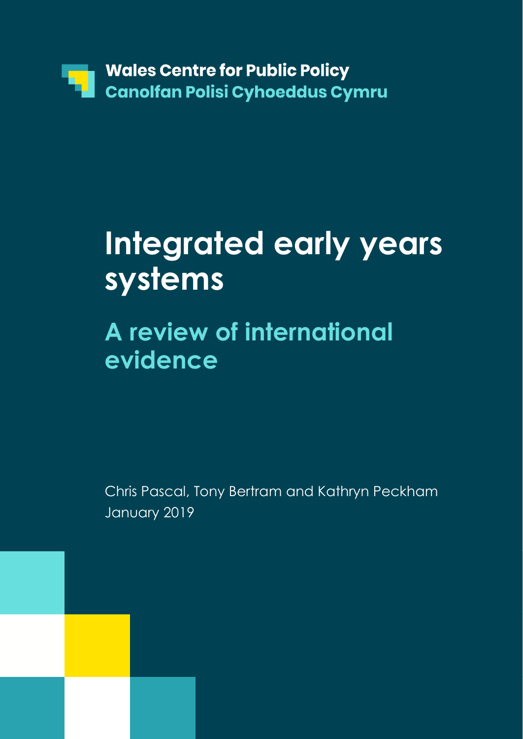**Wales Centre for Public Policy**
**Canolfan Polisi Cyhoeddus Cymru**

# Integrated early years systems

## A review of international evidence

Chris Pascal, Tony Bertram and Kathryn Peckham
January 2019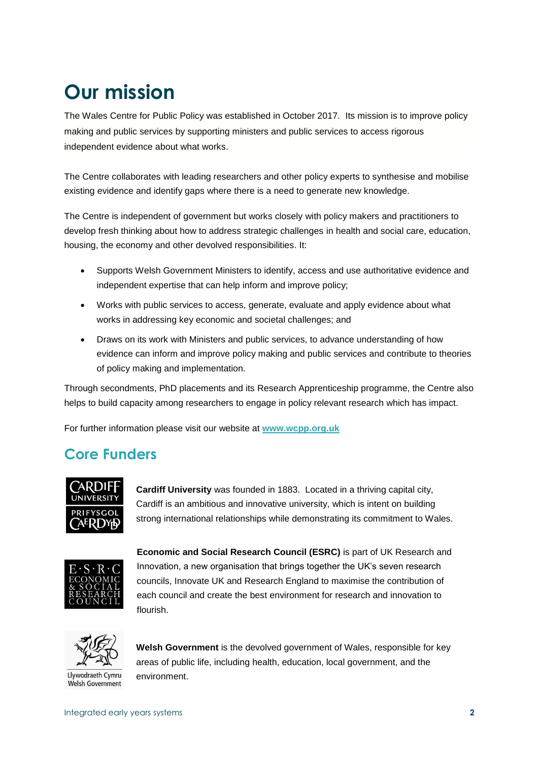# Our mission

The Wales Centre for Public Policy was established in October 2017. Its mission is to improve policy making and public services by supporting ministers and public services to access rigorous independent evidence about what works.

The Centre collaborates with leading researchers and other policy experts to synthesise and mobilise existing evidence and identify gaps where there is a need to generate new knowledge.

The Centre is independent of government but works closely with policy makers and practitioners to develop fresh thinking about how to address strategic challenges in health and social care, education, housing, the economy and other devolved responsibilities. It:

- Supports Welsh Government Ministers to identify, access and use authoritative evidence and independent expertise that can help inform and improve policy;
- Works with public services to access, generate, evaluate and apply evidence about what works in addressing key economic and societal challenges; and
- Draws on its work with Ministers and public services, to advance understanding of how evidence can inform and improve policy making and public services and contribute to theories of policy making and implementation.

Through secondments, PhD placements and its Research Apprenticeship programme, the Centre also helps to build capacity among researchers to engage in policy relevant research which has impact.

For further information please visit our website at **www.wcpp.org.uk**

## Core Funders

**Cardiff University** was founded in 1883. Located in a thriving capital city, Cardiff is an ambitious and innovative university, which is intent on building strong international relationships while demonstrating its commitment to Wales.

**Economic and Social Research Council (ESRC)** is part of UK Research and Innovation, a new organisation that brings together the UK's seven research councils, Innovate UK and Research England to maximise the contribution of each council and create the best environment for research and innovation to flourish.

**Welsh Government** is the devolved government of Wales, responsible for key areas of public life, including health, education, local government, and the environment.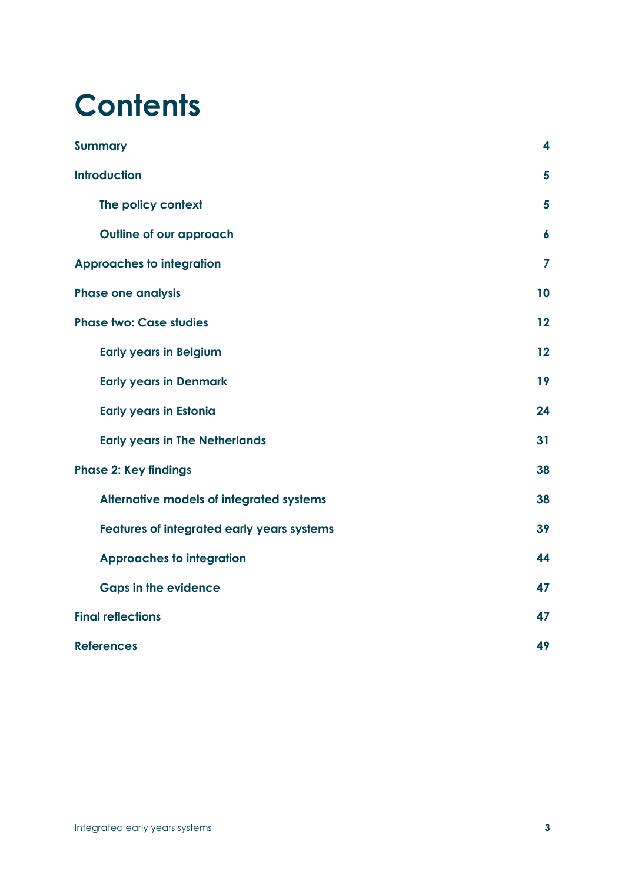# Contents

| | |
|---|---|
| **Summary** | **4** |
| **Introduction** | **5** |
| &nbsp;&nbsp;&nbsp;&nbsp;**The policy context** | **5** |
| &nbsp;&nbsp;&nbsp;&nbsp;**Outline of our approach** | **6** |
| **Approaches to integration** | **7** |
| **Phase one analysis** | **10** |
| **Phase two: Case studies** | **12** |
| &nbsp;&nbsp;&nbsp;&nbsp;**Early years in Belgium** | **12** |
| &nbsp;&nbsp;&nbsp;&nbsp;**Early years in Denmark** | **19** |
| &nbsp;&nbsp;&nbsp;&nbsp;**Early years in Estonia** | **24** |
| &nbsp;&nbsp;&nbsp;&nbsp;**Early years in The Netherlands** | **31** |
| **Phase 2: Key findings** | **38** |
| &nbsp;&nbsp;&nbsp;&nbsp;**Alternative models of integrated systems** | **38** |
| &nbsp;&nbsp;&nbsp;&nbsp;**Features of integrated early years systems** | **39** |
| &nbsp;&nbsp;&nbsp;&nbsp;**Approaches to integration** | **44** |
| &nbsp;&nbsp;&nbsp;&nbsp;**Gaps in the evidence** | **47** |
| **Final reflections** | **47** |
| **References** | **49** |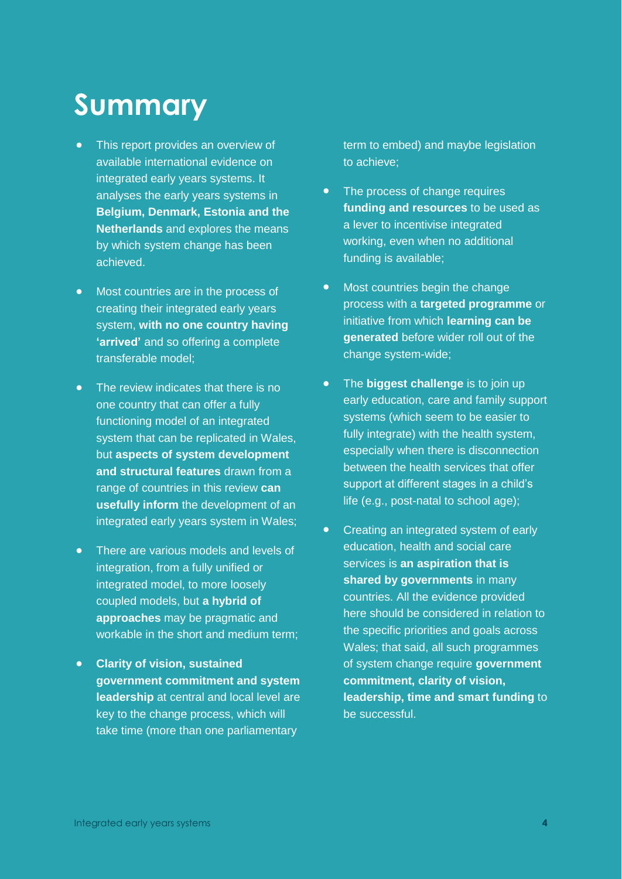# Summary

- This report provides an overview of available international evidence on integrated early years systems. It analyses the early years systems in **Belgium, Denmark, Estonia and the Netherlands** and explores the means by which system change has been achieved.
- Most countries are in the process of creating their integrated early years system, **with no one country having 'arrived'** and so offering a complete transferable model;
- The review indicates that there is no one country that can offer a fully functioning model of an integrated system that can be replicated in Wales, but **aspects of system development and structural features** drawn from a range of countries in this review **can usefully inform** the development of an integrated early years system in Wales;
- There are various models and levels of integration, from a fully unified or integrated model, to more loosely coupled models, but **a hybrid of approaches** may be pragmatic and workable in the short and medium term;
- **Clarity of vision, sustained government commitment and system leadership** at central and local level are key to the change process, which will take time (more than one parliamentary term to embed) and maybe legislation to achieve;
- The process of change requires **funding and resources** to be used as a lever to incentivise integrated working, even when no additional funding is available;
- Most countries begin the change process with a **targeted programme** or initiative from which **learning can be generated** before wider roll out of the change system-wide;
- The **biggest challenge** is to join up early education, care and family support systems (which seem to be easier to fully integrate) with the health system, especially when there is disconnection between the health services that offer support at different stages in a child's life (e.g., post-natal to school age);
- Creating an integrated system of early education, health and social care services is **an aspiration that is shared by governments** in many countries. All the evidence provided here should be considered in relation to the specific priorities and goals across Wales; that said, all such programmes of system change require **government commitment, clarity of vision, leadership, time and smart funding** to be successful.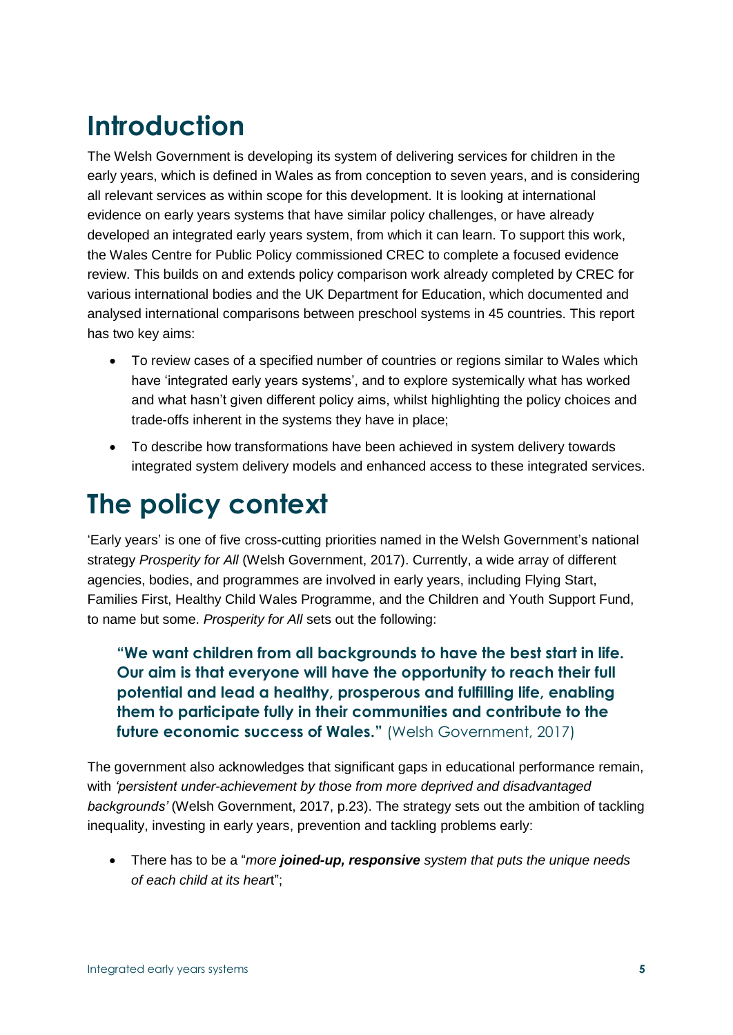# Introduction

The Welsh Government is developing its system of delivering services for children in the early years, which is defined in Wales as from conception to seven years, and is considering all relevant services as within scope for this development. It is looking at international evidence on early years systems that have similar policy challenges, or have already developed an integrated early years system, from which it can learn. To support this work, the Wales Centre for Public Policy commissioned CREC to complete a focused evidence review. This builds on and extends policy comparison work already completed by CREC for various international bodies and the UK Department for Education, which documented and analysed international comparisons between preschool systems in 45 countries. This report has two key aims:

- To review cases of a specified number of countries or regions similar to Wales which have 'integrated early years systems', and to explore systemically what has worked and what hasn't given different policy aims, whilst highlighting the policy choices and trade-offs inherent in the systems they have in place;
- To describe how transformations have been achieved in system delivery towards integrated system delivery models and enhanced access to these integrated services.

# The policy context

'Early years' is one of five cross-cutting priorities named in the Welsh Government's national strategy *Prosperity for All* (Welsh Government, 2017). Currently, a wide array of different agencies, bodies, and programmes are involved in early years, including Flying Start, Families First, Healthy Child Wales Programme, and the Children and Youth Support Fund, to name but some. *Prosperity for All* sets out the following:

> **"We want children from all backgrounds to have the best start in life. Our aim is that everyone will have the opportunity to reach their full potential and lead a healthy, prosperous and fulfilling life, enabling them to participate fully in their communities and contribute to the future economic success of Wales."** (Welsh Government, 2017)

The government also acknowledges that significant gaps in educational performance remain, with *'persistent under-achievement by those from more deprived and disadvantaged backgrounds'* (Welsh Government, 2017, p.23). The strategy sets out the ambition of tackling inequality, investing in early years, prevention and tackling problems early:

- There has to be a "*more **joined-up, responsive** system that puts the unique needs of each child at its heart*";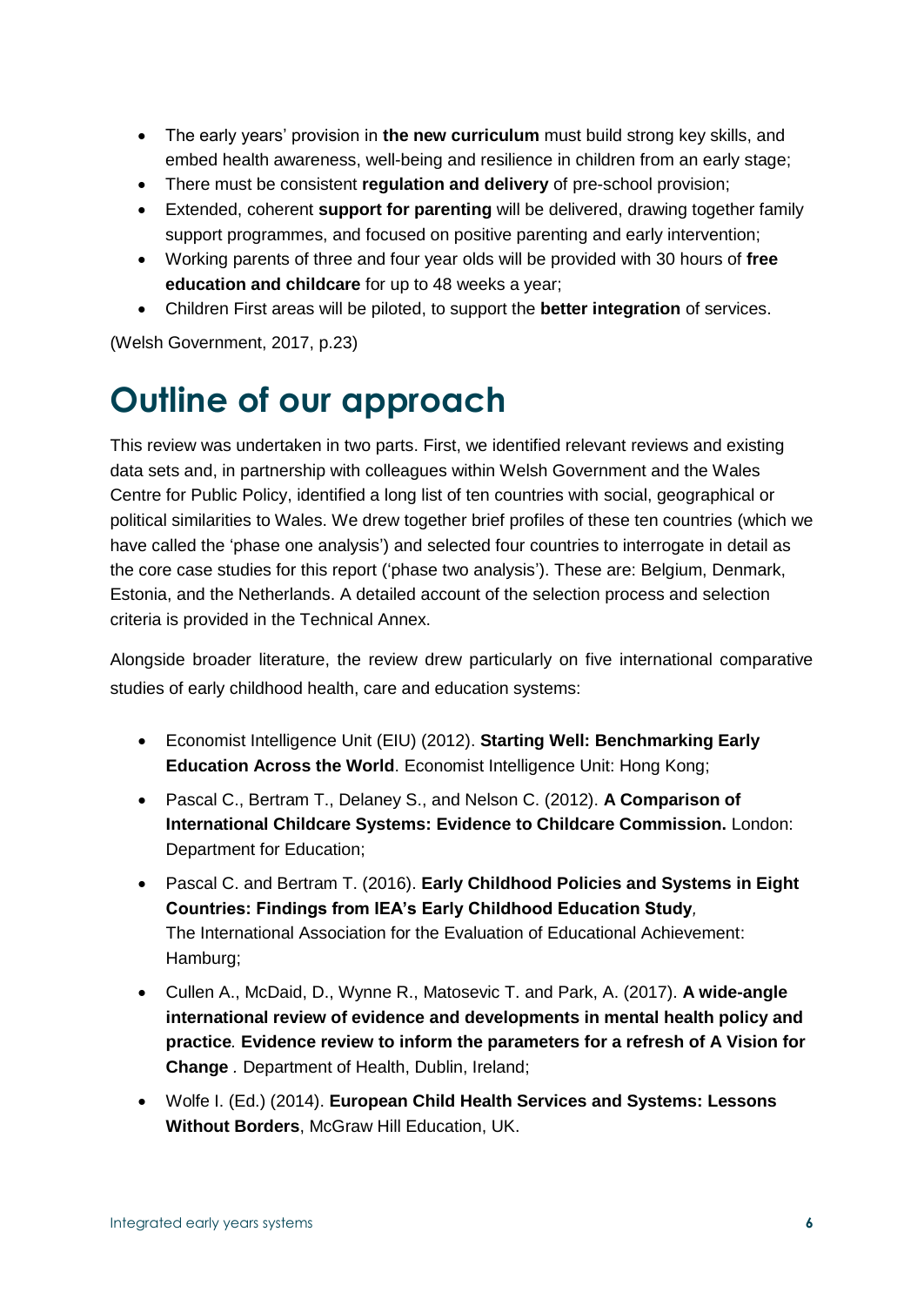- The early years' provision in **the new curriculum** must build strong key skills, and embed health awareness, well-being and resilience in children from an early stage;
- There must be consistent **regulation and delivery** of pre-school provision;
- Extended, coherent **support for parenting** will be delivered, drawing together family support programmes, and focused on positive parenting and early intervention;
- Working parents of three and four year olds will be provided with 30 hours of **free education and childcare** for up to 48 weeks a year;
- Children First areas will be piloted, to support the **better integration** of services.

(Welsh Government, 2017, p.23)

# Outline of our approach

This review was undertaken in two parts. First, we identified relevant reviews and existing data sets and, in partnership with colleagues within Welsh Government and the Wales Centre for Public Policy, identified a long list of ten countries with social, geographical or political similarities to Wales. We drew together brief profiles of these ten countries (which we have called the 'phase one analysis') and selected four countries to interrogate in detail as the core case studies for this report ('phase two analysis'). These are: Belgium, Denmark, Estonia, and the Netherlands. A detailed account of the selection process and selection criteria is provided in the Technical Annex.

Alongside broader literature, the review drew particularly on five international comparative studies of early childhood health, care and education systems:

- Economist Intelligence Unit (EIU) (2012). **Starting Well: Benchmarking Early Education Across the World**. Economist Intelligence Unit: Hong Kong;
- Pascal C., Bertram T., Delaney S., and Nelson C. (2012). **A Comparison of International Childcare Systems: Evidence to Childcare Commission.** London: Department for Education;
- Pascal C. and Bertram T. (2016). **Early Childhood Policies and Systems in Eight Countries: Findings from IEA's Early Childhood Education Study**, The International Association for the Evaluation of Educational Achievement: Hamburg;
- Cullen A., McDaid, D., Wynne R., Matosevic T. and Park, A. (2017). **A wide-angle international review of evidence and developments in mental health policy and practice**. **Evidence review to inform the parameters for a refresh of A Vision for Change** . Department of Health, Dublin, Ireland;
- Wolfe I. (Ed.) (2014). **European Child Health Services and Systems: Lessons Without Borders**, McGraw Hill Education, UK.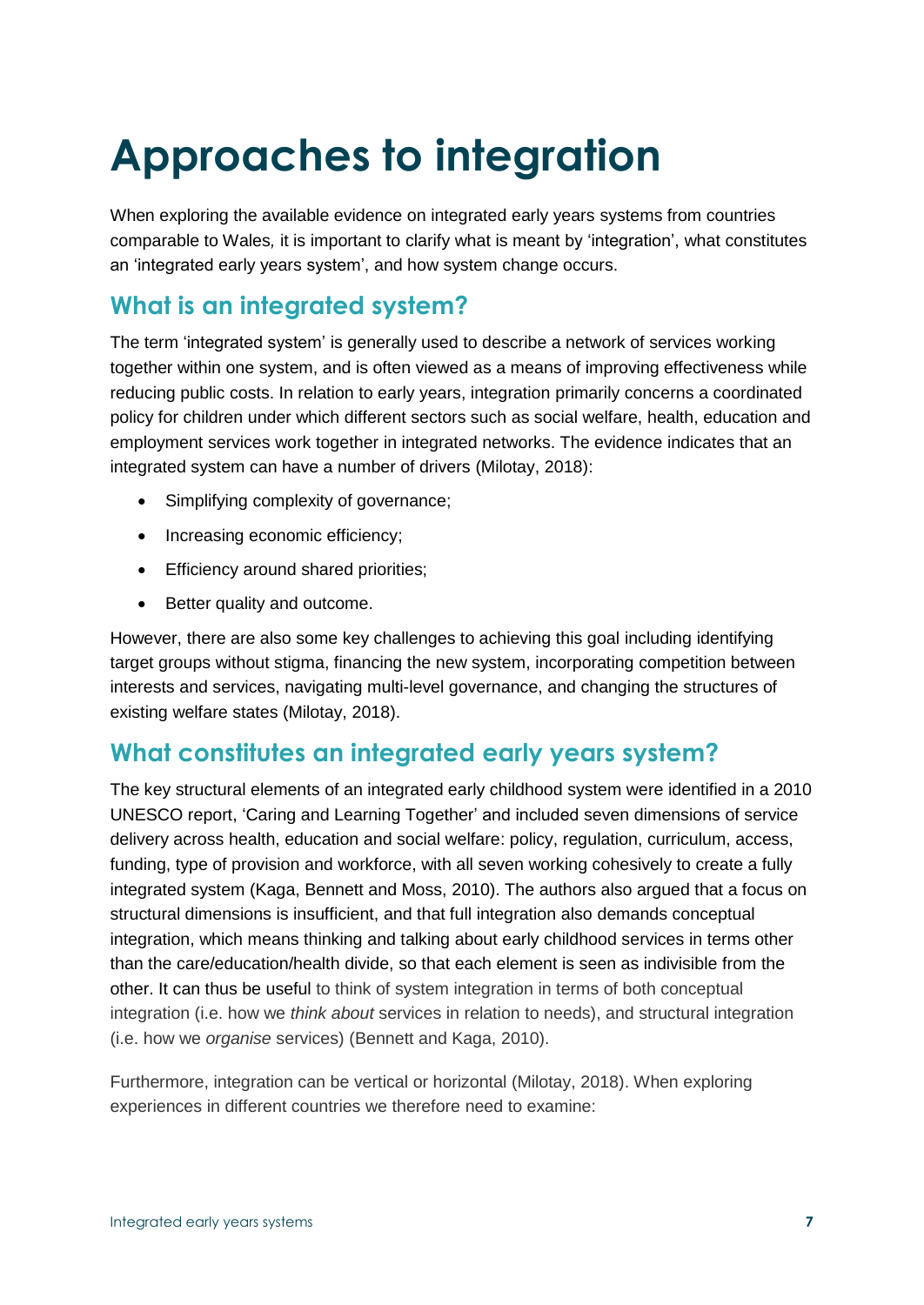# Approaches to integration

When exploring the available evidence on integrated early years systems from countries comparable to Wales, it is important to clarify what is meant by 'integration', what constitutes an 'integrated early years system', and how system change occurs.

## What is an integrated system?

The term 'integrated system' is generally used to describe a network of services working together within one system, and is often viewed as a means of improving effectiveness while reducing public costs. In relation to early years, integration primarily concerns a coordinated policy for children under which different sectors such as social welfare, health, education and employment services work together in integrated networks. The evidence indicates that an integrated system can have a number of drivers (Milotay, 2018):

- Simplifying complexity of governance;
- Increasing economic efficiency;
- Efficiency around shared priorities;
- Better quality and outcome.

However, there are also some key challenges to achieving this goal including identifying target groups without stigma, financing the new system, incorporating competition between interests and services, navigating multi-level governance, and changing the structures of existing welfare states (Milotay, 2018).

## What constitutes an integrated early years system?

The key structural elements of an integrated early childhood system were identified in a 2010 UNESCO report, 'Caring and Learning Together' and included seven dimensions of service delivery across health, education and social welfare: policy, regulation, curriculum, access, funding, type of provision and workforce, with all seven working cohesively to create a fully integrated system (Kaga, Bennett and Moss, 2010). The authors also argued that a focus on structural dimensions is insufficient, and that full integration also demands conceptual integration, which means thinking and talking about early childhood services in terms other than the care/education/health divide, so that each element is seen as indivisible from the other. It can thus be useful to think of system integration in terms of both conceptual integration (i.e. how we *think about* services in relation to needs), and structural integration (i.e. how we *organise* services) (Bennett and Kaga, 2010).

Furthermore, integration can be vertical or horizontal (Milotay, 2018). When exploring experiences in different countries we therefore need to examine: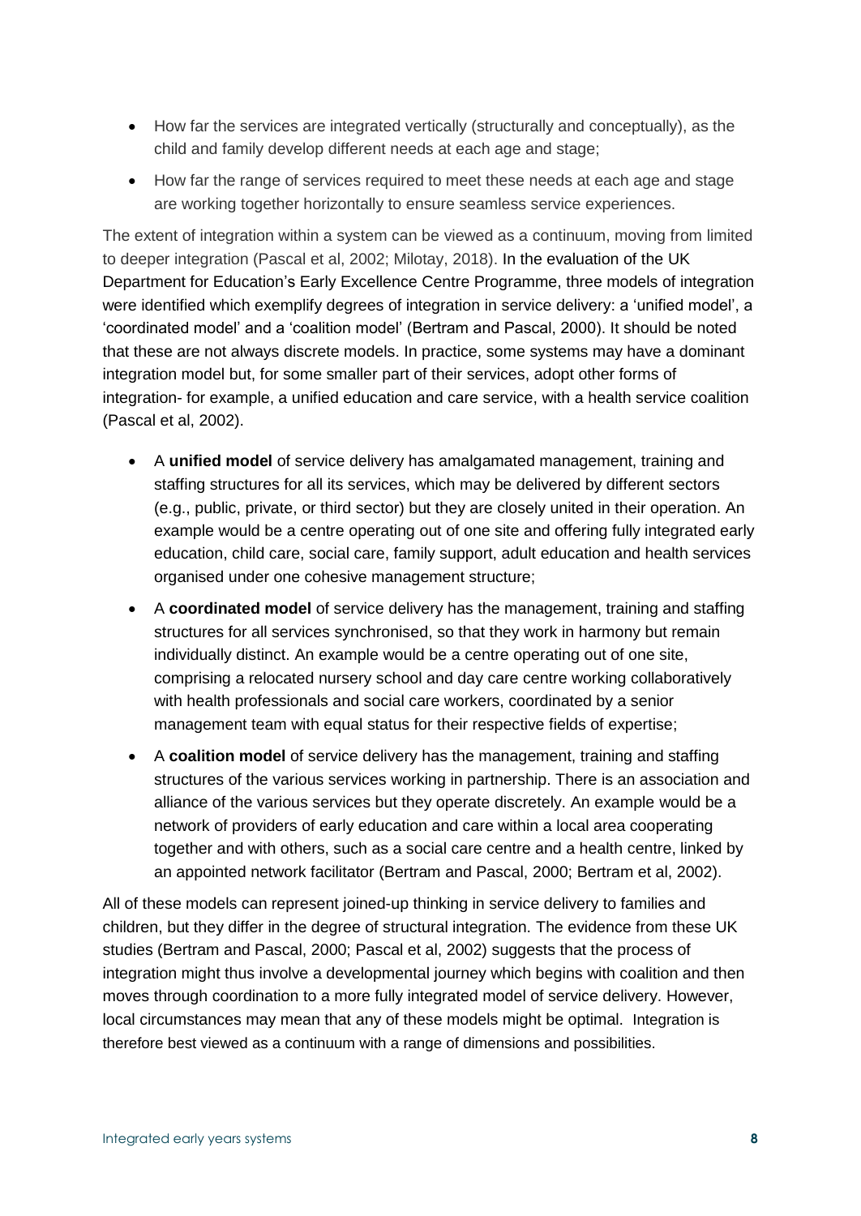- How far the services are integrated vertically (structurally and conceptually), as the child and family develop different needs at each age and stage;
- How far the range of services required to meet these needs at each age and stage are working together horizontally to ensure seamless service experiences.

The extent of integration within a system can be viewed as a continuum, moving from limited to deeper integration (Pascal et al, 2002; Milotay, 2018). In the evaluation of the UK Department for Education's Early Excellence Centre Programme, three models of integration were identified which exemplify degrees of integration in service delivery: a 'unified model', a 'coordinated model' and a 'coalition model' (Bertram and Pascal, 2000). It should be noted that these are not always discrete models. In practice, some systems may have a dominant integration model but, for some smaller part of their services, adopt other forms of integration- for example, a unified education and care service, with a health service coalition (Pascal et al, 2002).

- A **unified model** of service delivery has amalgamated management, training and staffing structures for all its services, which may be delivered by different sectors (e.g., public, private, or third sector) but they are closely united in their operation. An example would be a centre operating out of one site and offering fully integrated early education, child care, social care, family support, adult education and health services organised under one cohesive management structure;
- A **coordinated model** of service delivery has the management, training and staffing structures for all services synchronised, so that they work in harmony but remain individually distinct. An example would be a centre operating out of one site, comprising a relocated nursery school and day care centre working collaboratively with health professionals and social care workers, coordinated by a senior management team with equal status for their respective fields of expertise;
- A **coalition model** of service delivery has the management, training and staffing structures of the various services working in partnership. There is an association and alliance of the various services but they operate discretely. An example would be a network of providers of early education and care within a local area cooperating together and with others, such as a social care centre and a health centre, linked by an appointed network facilitator (Bertram and Pascal, 2000; Bertram et al, 2002).

All of these models can represent joined-up thinking in service delivery to families and children, but they differ in the degree of structural integration. The evidence from these UK studies (Bertram and Pascal, 2000; Pascal et al, 2002) suggests that the process of integration might thus involve a developmental journey which begins with coalition and then moves through coordination to a more fully integrated model of service delivery. However, local circumstances may mean that any of these models might be optimal. Integration is therefore best viewed as a continuum with a range of dimensions and possibilities.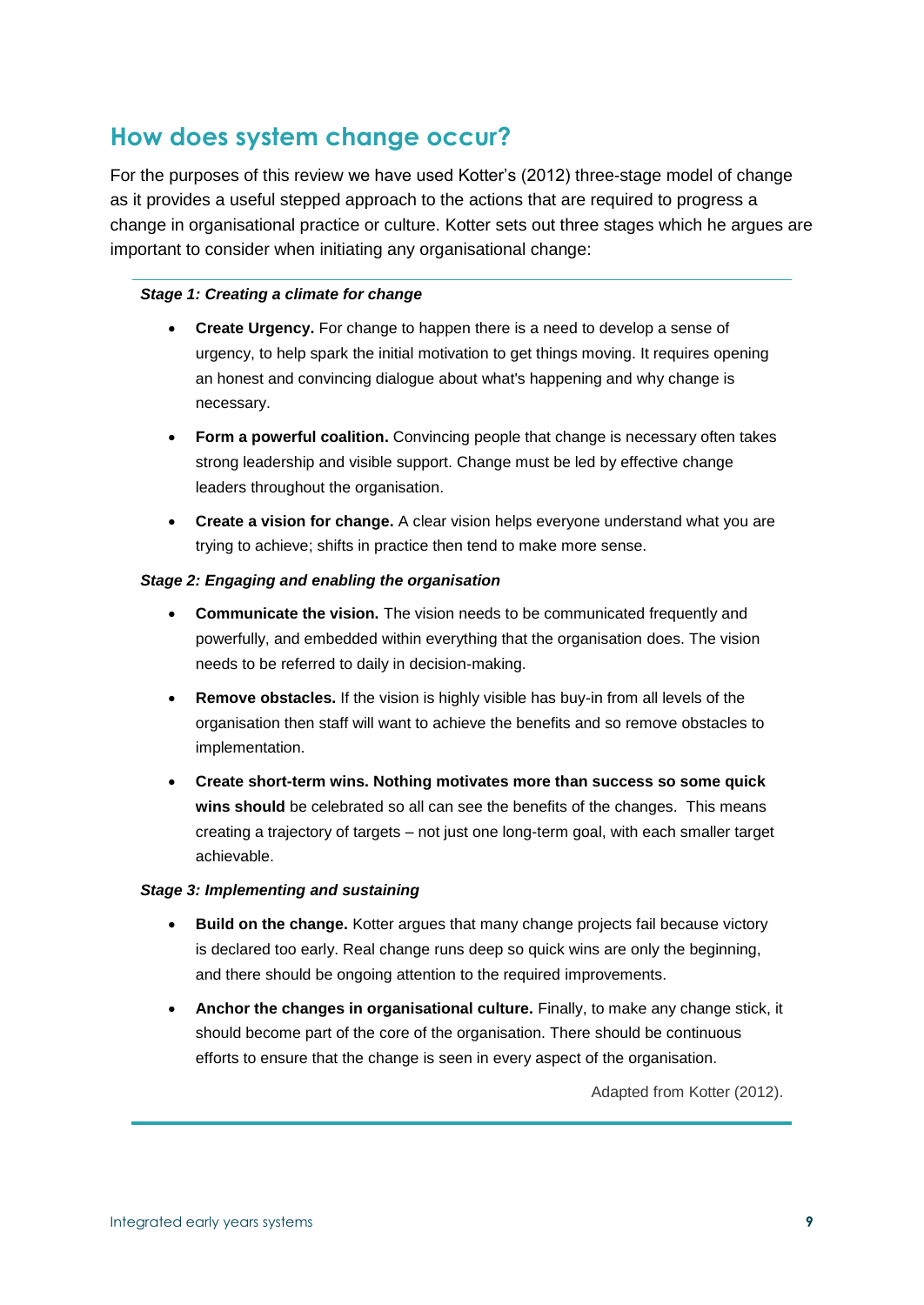## How does system change occur?

For the purposes of this review we have used Kotter's (2012) three-stage model of change as it provides a useful stepped approach to the actions that are required to progress a change in organisational practice or culture. Kotter sets out three stages which he argues are important to consider when initiating any organisational change:

***Stage 1: Creating a climate for change***

- **Create Urgency.** For change to happen there is a need to develop a sense of urgency, to help spark the initial motivation to get things moving. It requires opening an honest and convincing dialogue about what's happening and why change is necessary.
- **Form a powerful coalition.** Convincing people that change is necessary often takes strong leadership and visible support. Change must be led by effective change leaders throughout the organisation.
- **Create a vision for change.** A clear vision helps everyone understand what you are trying to achieve; shifts in practice then tend to make more sense.

***Stage 2: Engaging and enabling the organisation***

- **Communicate the vision.** The vision needs to be communicated frequently and powerfully, and embedded within everything that the organisation does. The vision needs to be referred to daily in decision-making.
- **Remove obstacles.** If the vision is highly visible has buy-in from all levels of the organisation then staff will want to achieve the benefits and so remove obstacles to implementation.
- **Create short-term wins. Nothing motivates more than success so some quick wins should** be celebrated so all can see the benefits of the changes. This means creating a trajectory of targets – not just one long-term goal, with each smaller target achievable.

***Stage 3: Implementing and sustaining***

- **Build on the change.** Kotter argues that many change projects fail because victory is declared too early. Real change runs deep so quick wins are only the beginning, and there should be ongoing attention to the required improvements.
- **Anchor the changes in organisational culture.** Finally, to make any change stick, it should become part of the core of the organisation. There should be continuous efforts to ensure that the change is seen in every aspect of the organisation.

Adapted from Kotter (2012).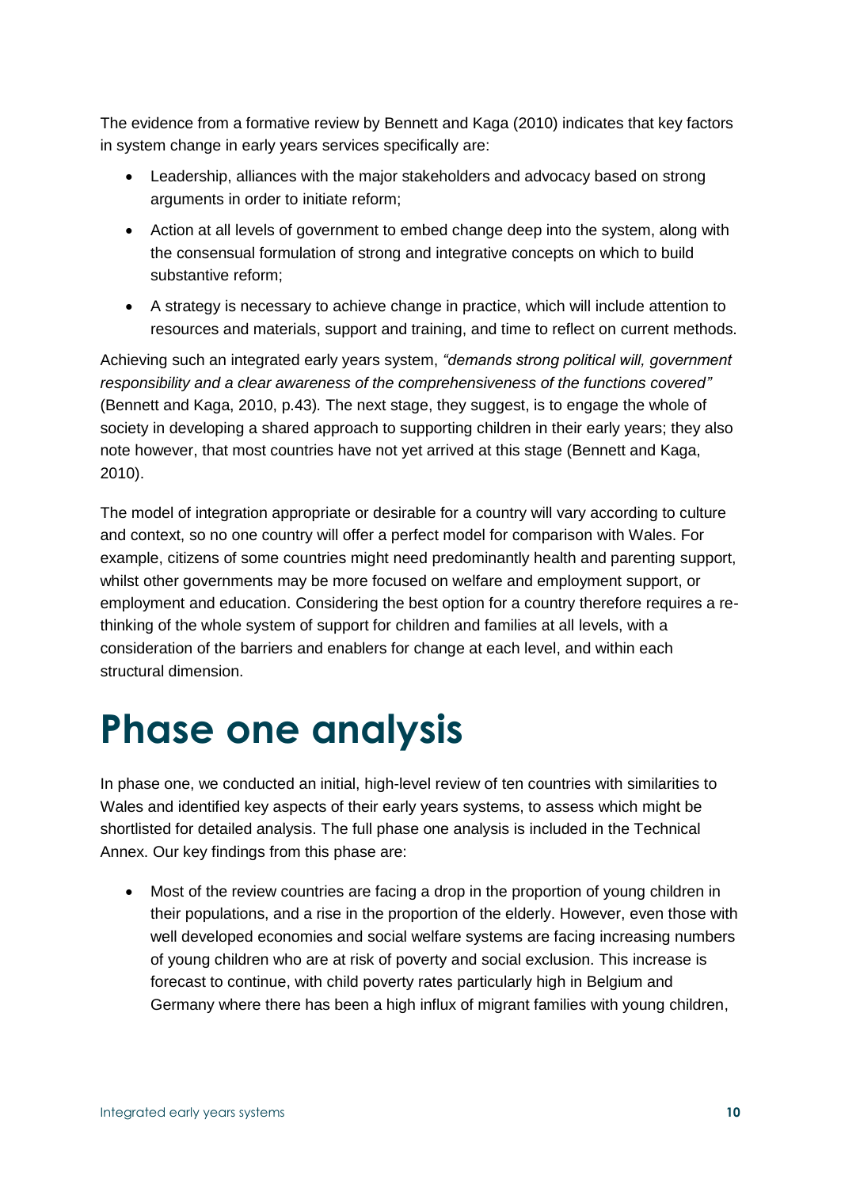The evidence from a formative review by Bennett and Kaga (2010) indicates that key factors in system change in early years services specifically are:

- Leadership, alliances with the major stakeholders and advocacy based on strong arguments in order to initiate reform;
- Action at all levels of government to embed change deep into the system, along with the consensual formulation of strong and integrative concepts on which to build substantive reform;
- A strategy is necessary to achieve change in practice, which will include attention to resources and materials, support and training, and time to reflect on current methods.

Achieving such an integrated early years system, *"demands strong political will, government responsibility and a clear awareness of the comprehensiveness of the functions covered"* (Bennett and Kaga, 2010, p.43). The next stage, they suggest, is to engage the whole of society in developing a shared approach to supporting children in their early years; they also note however, that most countries have not yet arrived at this stage (Bennett and Kaga, 2010).

The model of integration appropriate or desirable for a country will vary according to culture and context, so no one country will offer a perfect model for comparison with Wales. For example, citizens of some countries might need predominantly health and parenting support, whilst other governments may be more focused on welfare and employment support, or employment and education. Considering the best option for a country therefore requires a re-thinking of the whole system of support for children and families at all levels, with a consideration of the barriers and enablers for change at each level, and within each structural dimension.

# Phase one analysis

In phase one, we conducted an initial, high-level review of ten countries with similarities to Wales and identified key aspects of their early years systems, to assess which might be shortlisted for detailed analysis. The full phase one analysis is included in the Technical Annex. Our key findings from this phase are:

- Most of the review countries are facing a drop in the proportion of young children in their populations, and a rise in the proportion of the elderly. However, even those with well developed economies and social welfare systems are facing increasing numbers of young children who are at risk of poverty and social exclusion. This increase is forecast to continue, with child poverty rates particularly high in Belgium and Germany where there has been a high influx of migrant families with young children,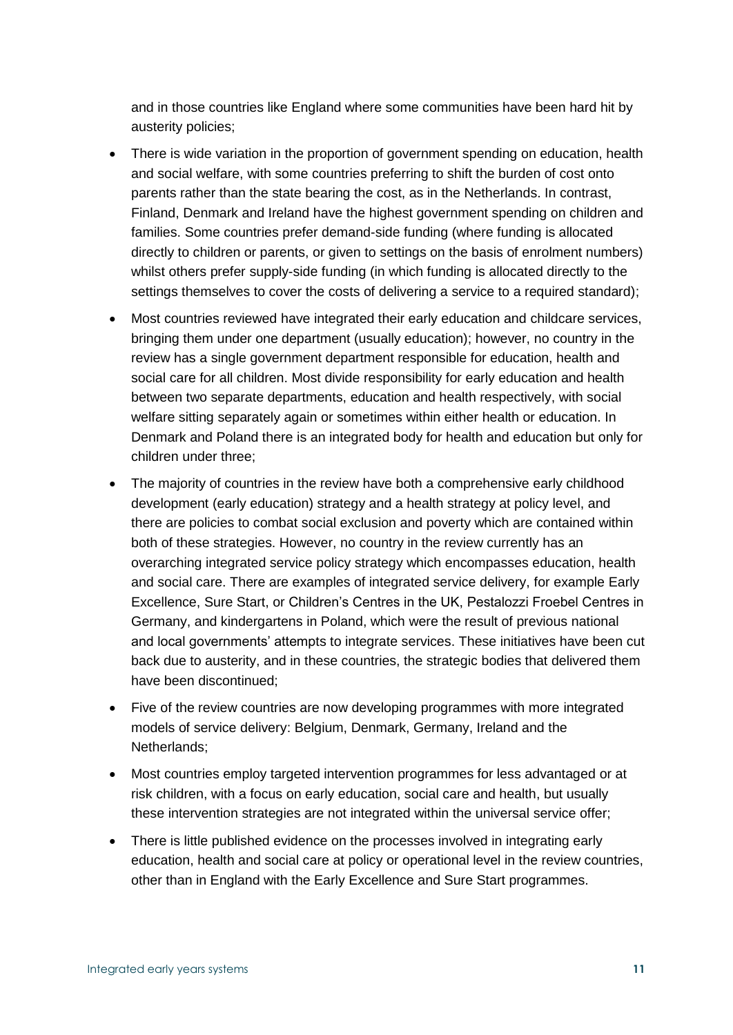and in those countries like England where some communities have been hard hit by austerity policies;

- There is wide variation in the proportion of government spending on education, health and social welfare, with some countries preferring to shift the burden of cost onto parents rather than the state bearing the cost, as in the Netherlands. In contrast, Finland, Denmark and Ireland have the highest government spending on children and families. Some countries prefer demand-side funding (where funding is allocated directly to children or parents, or given to settings on the basis of enrolment numbers) whilst others prefer supply-side funding (in which funding is allocated directly to the settings themselves to cover the costs of delivering a service to a required standard);
- Most countries reviewed have integrated their early education and childcare services, bringing them under one department (usually education); however, no country in the review has a single government department responsible for education, health and social care for all children. Most divide responsibility for early education and health between two separate departments, education and health respectively, with social welfare sitting separately again or sometimes within either health or education. In Denmark and Poland there is an integrated body for health and education but only for children under three;
- The majority of countries in the review have both a comprehensive early childhood development (early education) strategy and a health strategy at policy level, and there are policies to combat social exclusion and poverty which are contained within both of these strategies. However, no country in the review currently has an overarching integrated service policy strategy which encompasses education, health and social care. There are examples of integrated service delivery, for example Early Excellence, Sure Start, or Children's Centres in the UK, Pestalozzi Froebel Centres in Germany, and kindergartens in Poland, which were the result of previous national and local governments' attempts to integrate services. These initiatives have been cut back due to austerity, and in these countries, the strategic bodies that delivered them have been discontinued;
- Five of the review countries are now developing programmes with more integrated models of service delivery: Belgium, Denmark, Germany, Ireland and the Netherlands;
- Most countries employ targeted intervention programmes for less advantaged or at risk children, with a focus on early education, social care and health, but usually these intervention strategies are not integrated within the universal service offer;
- There is little published evidence on the processes involved in integrating early education, health and social care at policy or operational level in the review countries, other than in England with the Early Excellence and Sure Start programmes.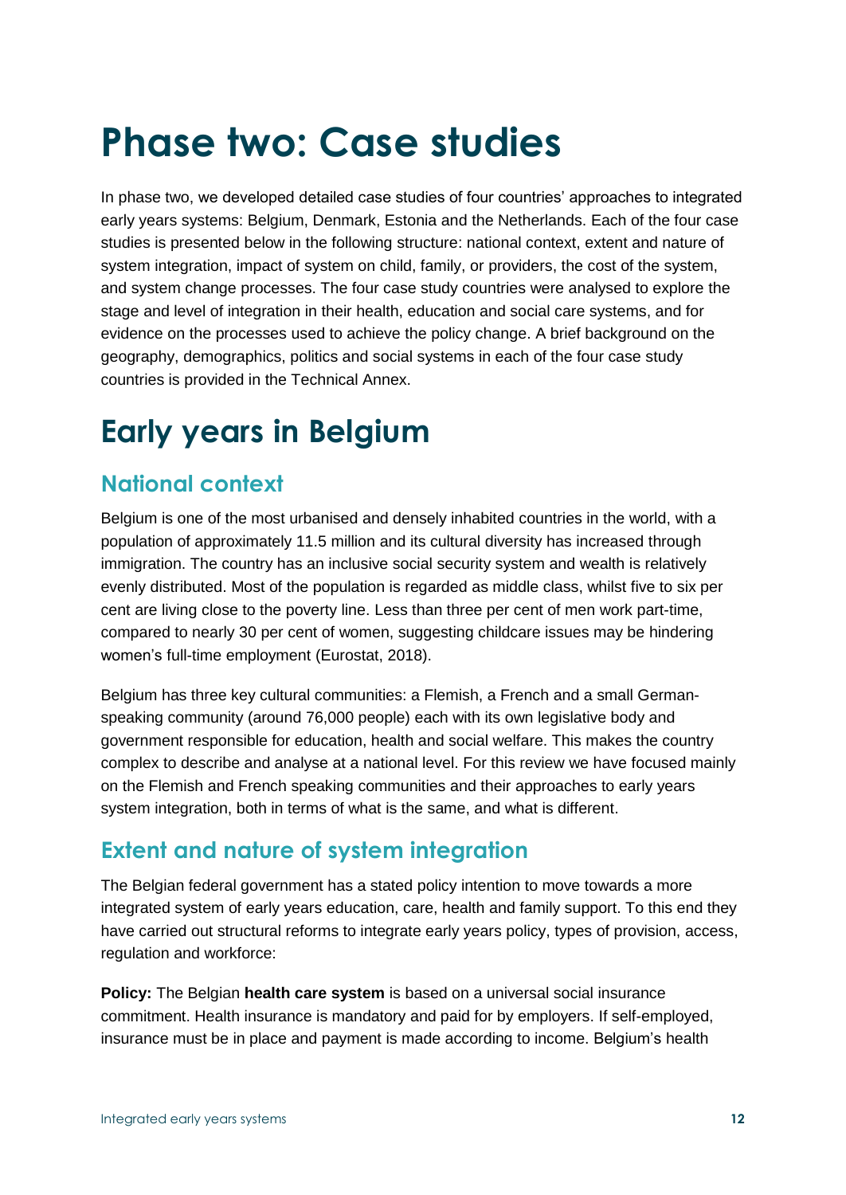# Phase two: Case studies

In phase two, we developed detailed case studies of four countries' approaches to integrated early years systems: Belgium, Denmark, Estonia and the Netherlands. Each of the four case studies is presented below in the following structure: national context, extent and nature of system integration, impact of system on child, family, or providers, the cost of the system, and system change processes. The four case study countries were analysed to explore the stage and level of integration in their health, education and social care systems, and for evidence on the processes used to achieve the policy change. A brief background on the geography, demographics, politics and social systems in each of the four case study countries is provided in the Technical Annex.

# Early years in Belgium

## National context

Belgium is one of the most urbanised and densely inhabited countries in the world, with a population of approximately 11.5 million and its cultural diversity has increased through immigration. The country has an inclusive social security system and wealth is relatively evenly distributed. Most of the population is regarded as middle class, whilst five to six per cent are living close to the poverty line. Less than three per cent of men work part-time, compared to nearly 30 per cent of women, suggesting childcare issues may be hindering women's full-time employment (Eurostat, 2018).

Belgium has three key cultural communities: a Flemish, a French and a small German-speaking community (around 76,000 people) each with its own legislative body and government responsible for education, health and social welfare. This makes the country complex to describe and analyse at a national level. For this review we have focused mainly on the Flemish and French speaking communities and their approaches to early years system integration, both in terms of what is the same, and what is different.

## Extent and nature of system integration

The Belgian federal government has a stated policy intention to move towards a more integrated system of early years education, care, health and family support. To this end they have carried out structural reforms to integrate early years policy, types of provision, access, regulation and workforce:

**Policy:** The Belgian **health care system** is based on a universal social insurance commitment. Health insurance is mandatory and paid for by employers. If self-employed, insurance must be in place and payment is made according to income. Belgium's health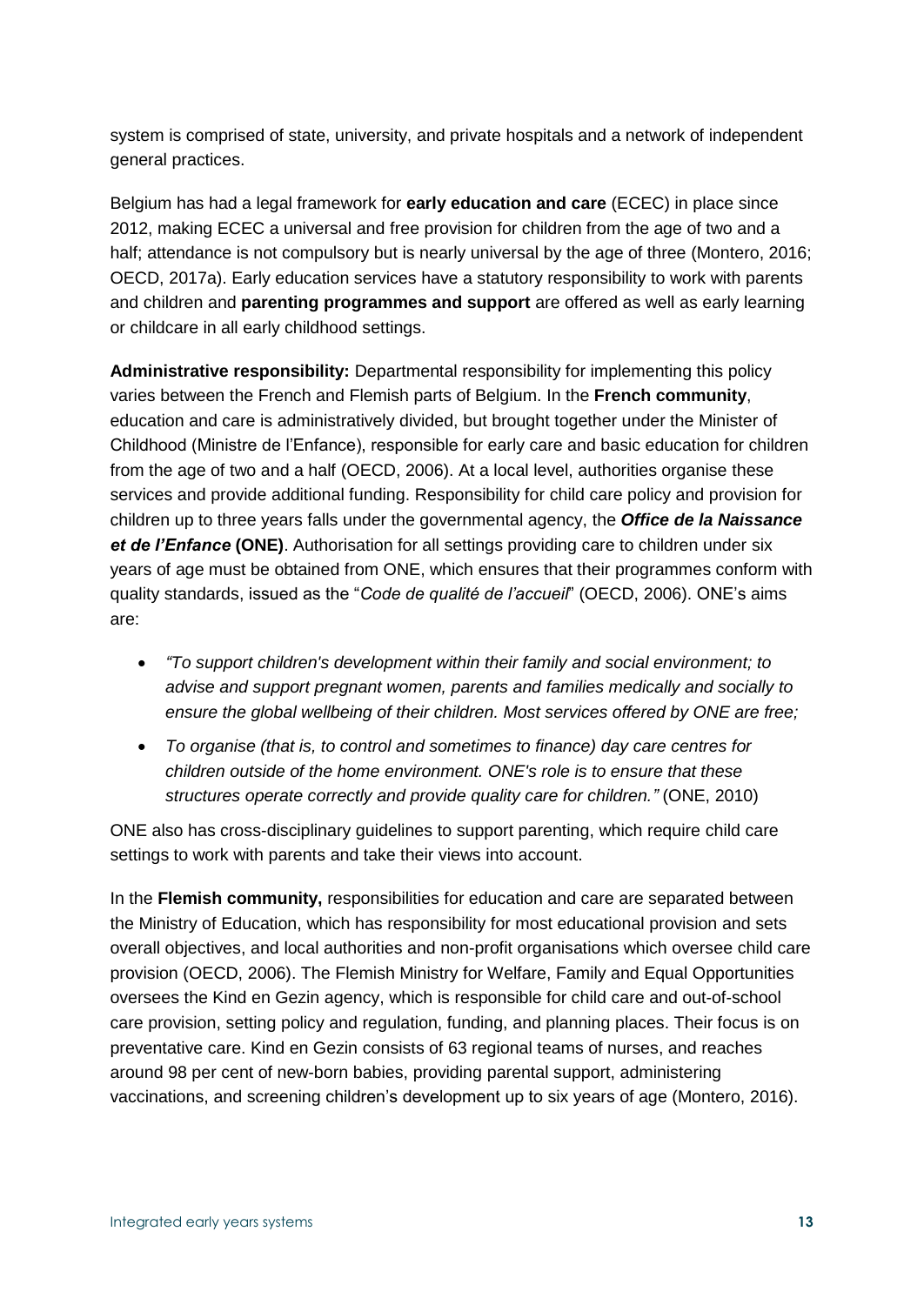system is comprised of state, university, and private hospitals and a network of independent general practices.

Belgium has had a legal framework for **early education and care** (ECEC) in place since 2012, making ECEC a universal and free provision for children from the age of two and a half; attendance is not compulsory but is nearly universal by the age of three (Montero, 2016; OECD, 2017a). Early education services have a statutory responsibility to work with parents and children and **parenting programmes and support** are offered as well as early learning or childcare in all early childhood settings.

**Administrative responsibility:** Departmental responsibility for implementing this policy varies between the French and Flemish parts of Belgium. In the **French community**, education and care is administratively divided, but brought together under the Minister of Childhood (Ministre de l'Enfance), responsible for early care and basic education for children from the age of two and a half (OECD, 2006). At a local level, authorities organise these services and provide additional funding. Responsibility for child care policy and provision for children up to three years falls under the governmental agency, the ***Office de la Naissance et de l'Enfance* (ONE)**. Authorisation for all settings providing care to children under six years of age must be obtained from ONE, which ensures that their programmes conform with quality standards, issued as the "*Code de qualité de l'accueil*" (OECD, 2006). ONE's aims are:

- *"To support children's development within their family and social environment; to advise and support pregnant women, parents and families medically and socially to ensure the global wellbeing of their children. Most services offered by ONE are free;*
- *To organise (that is, to control and sometimes to finance) day care centres for children outside of the home environment. ONE's role is to ensure that these structures operate correctly and provide quality care for children."* (ONE, 2010)

ONE also has cross-disciplinary guidelines to support parenting, which require child care settings to work with parents and take their views into account.

In the **Flemish community,** responsibilities for education and care are separated between the Ministry of Education, which has responsibility for most educational provision and sets overall objectives, and local authorities and non-profit organisations which oversee child care provision (OECD, 2006). The Flemish Ministry for Welfare, Family and Equal Opportunities oversees the Kind en Gezin agency, which is responsible for child care and out-of-school care provision, setting policy and regulation, funding, and planning places. Their focus is on preventative care. Kind en Gezin consists of 63 regional teams of nurses, and reaches around 98 per cent of new-born babies, providing parental support, administering vaccinations, and screening children's development up to six years of age (Montero, 2016).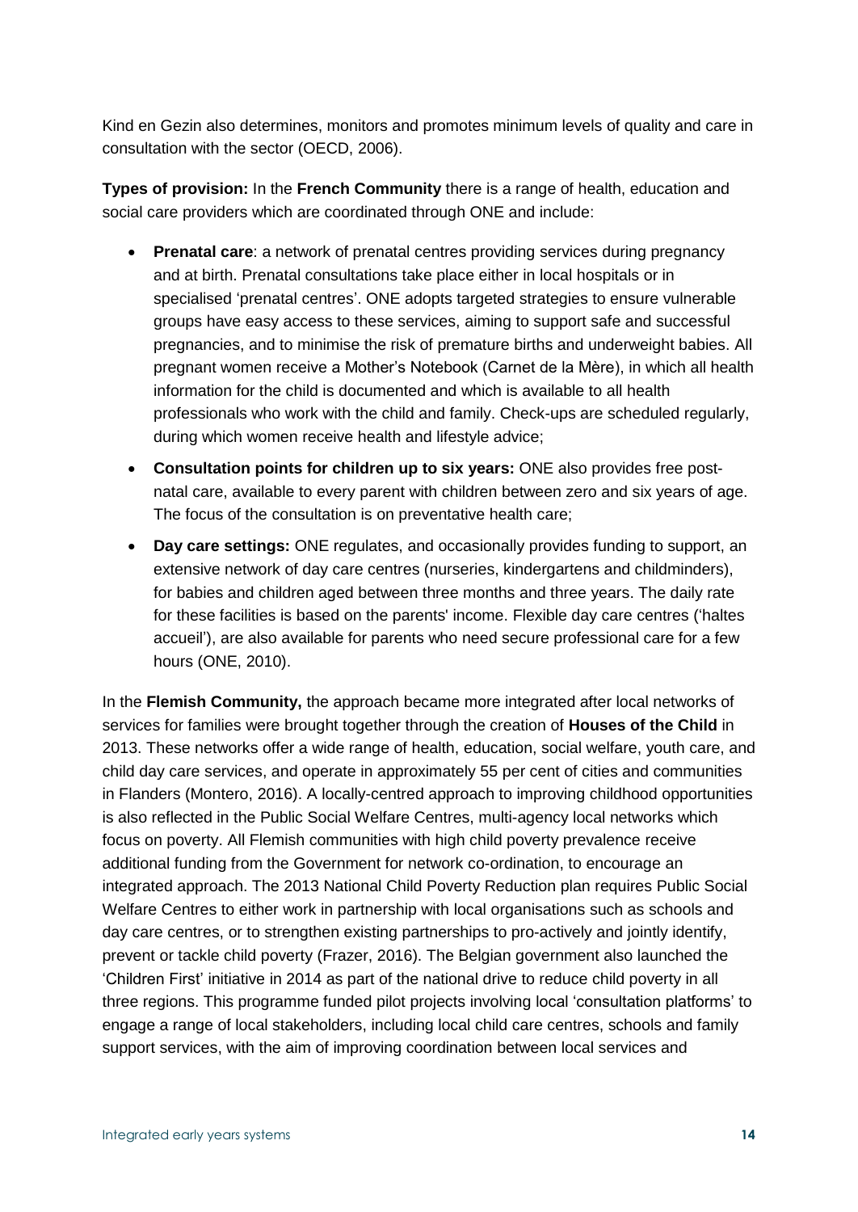Kind en Gezin also determines, monitors and promotes minimum levels of quality and care in consultation with the sector (OECD, 2006).

**Types of provision:** In the **French Community** there is a range of health, education and social care providers which are coordinated through ONE and include:

- **Prenatal care**: a network of prenatal centres providing services during pregnancy and at birth. Prenatal consultations take place either in local hospitals or in specialised 'prenatal centres'. ONE adopts targeted strategies to ensure vulnerable groups have easy access to these services, aiming to support safe and successful pregnancies, and to minimise the risk of premature births and underweight babies. All pregnant women receive a Mother's Notebook (Carnet de la Mère), in which all health information for the child is documented and which is available to all health professionals who work with the child and family. Check-ups are scheduled regularly, during which women receive health and lifestyle advice;
- **Consultation points for children up to six years:** ONE also provides free post-natal care, available to every parent with children between zero and six years of age. The focus of the consultation is on preventative health care;
- **Day care settings:** ONE regulates, and occasionally provides funding to support, an extensive network of day care centres (nurseries, kindergartens and childminders), for babies and children aged between three months and three years. The daily rate for these facilities is based on the parents' income. Flexible day care centres ('haltes accueil'), are also available for parents who need secure professional care for a few hours (ONE, 2010).

In the **Flemish Community,** the approach became more integrated after local networks of services for families were brought together through the creation of **Houses of the Child** in 2013. These networks offer a wide range of health, education, social welfare, youth care, and child day care services, and operate in approximately 55 per cent of cities and communities in Flanders (Montero, 2016). A locally-centred approach to improving childhood opportunities is also reflected in the Public Social Welfare Centres, multi-agency local networks which focus on poverty. All Flemish communities with high child poverty prevalence receive additional funding from the Government for network co-ordination, to encourage an integrated approach. The 2013 National Child Poverty Reduction plan requires Public Social Welfare Centres to either work in partnership with local organisations such as schools and day care centres, or to strengthen existing partnerships to pro-actively and jointly identify, prevent or tackle child poverty (Frazer, 2016). The Belgian government also launched the 'Children First' initiative in 2014 as part of the national drive to reduce child poverty in all three regions. This programme funded pilot projects involving local 'consultation platforms' to engage a range of local stakeholders, including local child care centres, schools and family support services, with the aim of improving coordination between local services and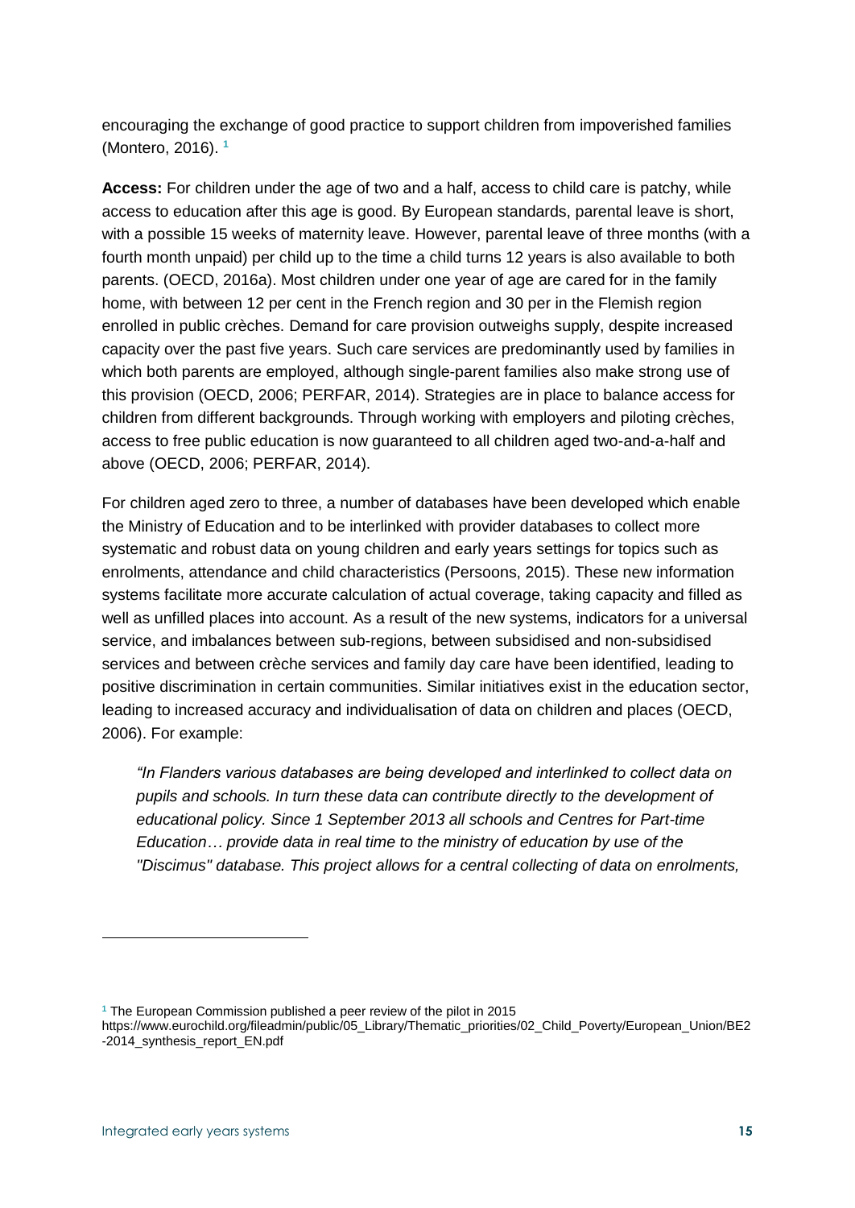encouraging the exchange of good practice to support children from impoverished families (Montero, 2016).[1]

**Access:** For children under the age of two and a half, access to child care is patchy, while access to education after this age is good. By European standards, parental leave is short, with a possible 15 weeks of maternity leave. However, parental leave of three months (with a fourth month unpaid) per child up to the time a child turns 12 years is also available to both parents. (OECD, 2016a). Most children under one year of age are cared for in the family home, with between 12 per cent in the French region and 30 per in the Flemish region enrolled in public crèches. Demand for care provision outweighs supply, despite increased capacity over the past five years. Such care services are predominantly used by families in which both parents are employed, although single-parent families also make strong use of this provision (OECD, 2006; PERFAR, 2014). Strategies are in place to balance access for children from different backgrounds. Through working with employers and piloting crèches, access to free public education is now guaranteed to all children aged two-and-a-half and above (OECD, 2006; PERFAR, 2014).

For children aged zero to three, a number of databases have been developed which enable the Ministry of Education and to be interlinked with provider databases to collect more systematic and robust data on young children and early years settings for topics such as enrolments, attendance and child characteristics (Persoons, 2015). These new information systems facilitate more accurate calculation of actual coverage, taking capacity and filled as well as unfilled places into account. As a result of the new systems, indicators for a universal service, and imbalances between sub-regions, between subsidised and non-subsidised services and between crèche services and family day care have been identified, leading to positive discrimination in certain communities. Similar initiatives exist in the education sector, leading to increased accuracy and individualisation of data on children and places (OECD, 2006). For example:

> *"In Flanders various databases are being developed and interlinked to collect data on pupils and schools. In turn these data can contribute directly to the development of educational policy. Since 1 September 2013 all schools and Centres for Part-time Education… provide data in real time to the ministry of education by use of the "Discimus" database. This project allows for a central collecting of data on enrolments,*

---

[1] The European Commission published a peer review of the pilot in 2015 https://www.eurochild.org/fileadmin/public/05_Library/Thematic_priorities/02_Child_Poverty/European_Union/BE2-2014_synthesis_report_EN.pdf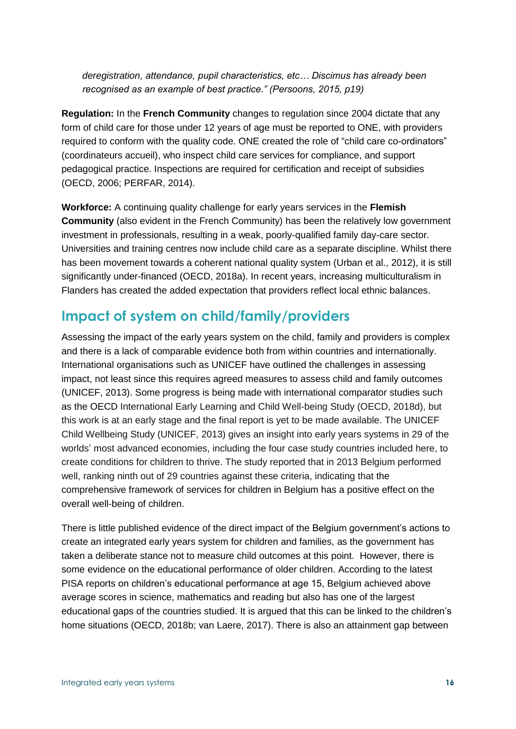*deregistration, attendance, pupil characteristics, etc… Discimus has already been recognised as an example of best practice." (Persoons, 2015, p19)*

**Regulation:** In the **French Community** changes to regulation since 2004 dictate that any form of child care for those under 12 years of age must be reported to ONE, with providers required to conform with the quality code. ONE created the role of "child care co-ordinators" (coordinateurs accueil), who inspect child care services for compliance, and support pedagogical practice. Inspections are required for certification and receipt of subsidies (OECD, 2006; PERFAR, 2014).

**Workforce:** A continuing quality challenge for early years services in the **Flemish Community** (also evident in the French Community) has been the relatively low government investment in professionals, resulting in a weak, poorly-qualified family day-care sector. Universities and training centres now include child care as a separate discipline. Whilst there has been movement towards a coherent national quality system (Urban et al., 2012), it is still significantly under-financed (OECD, 2018a). In recent years, increasing multiculturalism in Flanders has created the added expectation that providers reflect local ethnic balances.

## Impact of system on child/family/providers

Assessing the impact of the early years system on the child, family and providers is complex and there is a lack of comparable evidence both from within countries and internationally. International organisations such as UNICEF have outlined the challenges in assessing impact, not least since this requires agreed measures to assess child and family outcomes (UNICEF, 2013). Some progress is being made with international comparator studies such as the OECD International Early Learning and Child Well-being Study (OECD, 2018d), but this work is at an early stage and the final report is yet to be made available. The UNICEF Child Wellbeing Study (UNICEF, 2013) gives an insight into early years systems in 29 of the worlds' most advanced economies, including the four case study countries included here, to create conditions for children to thrive. The study reported that in 2013 Belgium performed well, ranking ninth out of 29 countries against these criteria, indicating that the comprehensive framework of services for children in Belgium has a positive effect on the overall well-being of children.

There is little published evidence of the direct impact of the Belgium government's actions to create an integrated early years system for children and families, as the government has taken a deliberate stance not to measure child outcomes at this point. However, there is some evidence on the educational performance of older children. According to the latest PISA reports on children's educational performance at age 15, Belgium achieved above average scores in science, mathematics and reading but also has one of the largest educational gaps of the countries studied. It is argued that this can be linked to the children's home situations (OECD, 2018b; van Laere, 2017). There is also an attainment gap between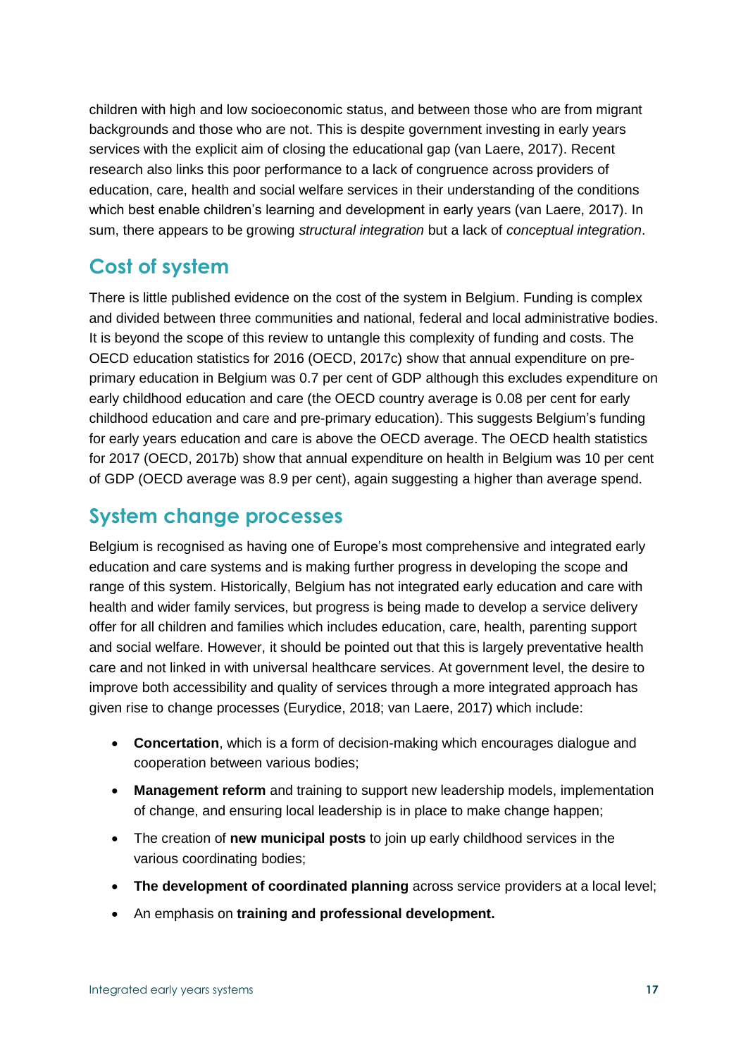children with high and low socioeconomic status, and between those who are from migrant backgrounds and those who are not. This is despite government investing in early years services with the explicit aim of closing the educational gap (van Laere, 2017). Recent research also links this poor performance to a lack of congruence across providers of education, care, health and social welfare services in their understanding of the conditions which best enable children's learning and development in early years (van Laere, 2017). In sum, there appears to be growing *structural integration* but a lack of *conceptual integration*.

## Cost of system

There is little published evidence on the cost of the system in Belgium. Funding is complex and divided between three communities and national, federal and local administrative bodies. It is beyond the scope of this review to untangle this complexity of funding and costs. The OECD education statistics for 2016 (OECD, 2017c) show that annual expenditure on pre-primary education in Belgium was 0.7 per cent of GDP although this excludes expenditure on early childhood education and care (the OECD country average is 0.08 per cent for early childhood education and care and pre-primary education). This suggests Belgium's funding for early years education and care is above the OECD average. The OECD health statistics for 2017 (OECD, 2017b) show that annual expenditure on health in Belgium was 10 per cent of GDP (OECD average was 8.9 per cent), again suggesting a higher than average spend.

## System change processes

Belgium is recognised as having one of Europe's most comprehensive and integrated early education and care systems and is making further progress in developing the scope and range of this system. Historically, Belgium has not integrated early education and care with health and wider family services, but progress is being made to develop a service delivery offer for all children and families which includes education, care, health, parenting support and social welfare. However, it should be pointed out that this is largely preventative health care and not linked in with universal healthcare services. At government level, the desire to improve both accessibility and quality of services through a more integrated approach has given rise to change processes (Eurydice, 2018; van Laere, 2017) which include:

- **Concertation**, which is a form of decision-making which encourages dialogue and cooperation between various bodies;
- **Management reform** and training to support new leadership models, implementation of change, and ensuring local leadership is in place to make change happen;
- The creation of **new municipal posts** to join up early childhood services in the various coordinating bodies;
- **The development of coordinated planning** across service providers at a local level;
- An emphasis on **training and professional development.**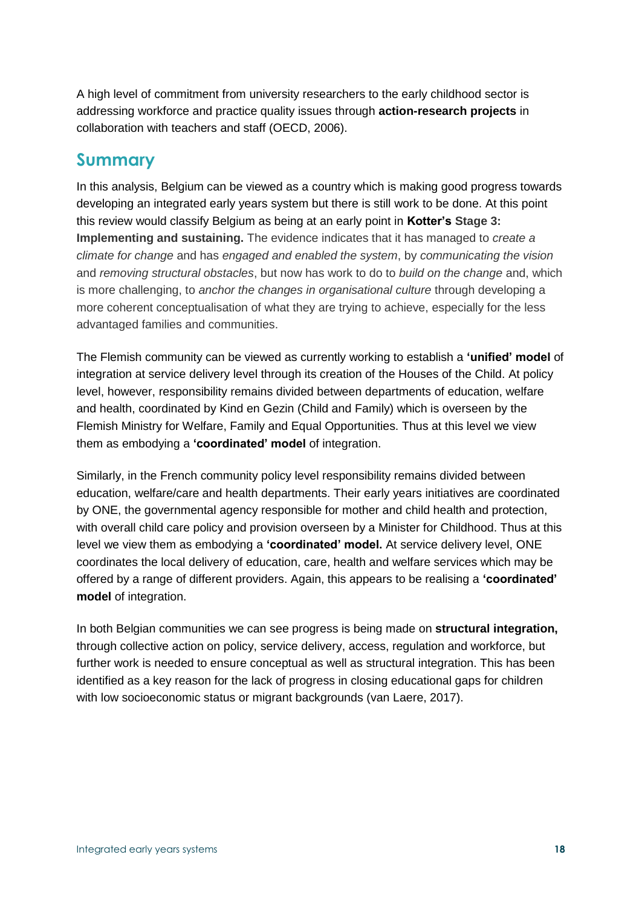A high level of commitment from university researchers to the early childhood sector is addressing workforce and practice quality issues through **action-research projects** in collaboration with teachers and staff (OECD, 2006).

## Summary

In this analysis, Belgium can be viewed as a country which is making good progress towards developing an integrated early years system but there is still work to be done. At this point this review would classify Belgium as being at an early point in **Kotter's Stage 3: Implementing and sustaining.** The evidence indicates that it has managed to *create a climate for change* and has *engaged and enabled the system*, by *communicating the vision* and *removing structural obstacles*, but now has work to do to *build on the change* and, which is more challenging, to *anchor the changes in organisational culture* through developing a more coherent conceptualisation of what they are trying to achieve, especially for the less advantaged families and communities.

The Flemish community can be viewed as currently working to establish a **'unified' model** of integration at service delivery level through its creation of the Houses of the Child. At policy level, however, responsibility remains divided between departments of education, welfare and health, coordinated by Kind en Gezin (Child and Family) which is overseen by the Flemish Ministry for Welfare, Family and Equal Opportunities. Thus at this level we view them as embodying a **'coordinated' model** of integration.

Similarly, in the French community policy level responsibility remains divided between education, welfare/care and health departments. Their early years initiatives are coordinated by ONE, the governmental agency responsible for mother and child health and protection, with overall child care policy and provision overseen by a Minister for Childhood. Thus at this level we view them as embodying a **'coordinated' model.** At service delivery level, ONE coordinates the local delivery of education, care, health and welfare services which may be offered by a range of different providers. Again, this appears to be realising a **'coordinated' model** of integration.

In both Belgian communities we can see progress is being made on **structural integration,** through collective action on policy, service delivery, access, regulation and workforce, but further work is needed to ensure conceptual as well as structural integration. This has been identified as a key reason for the lack of progress in closing educational gaps for children with low socioeconomic status or migrant backgrounds (van Laere, 2017).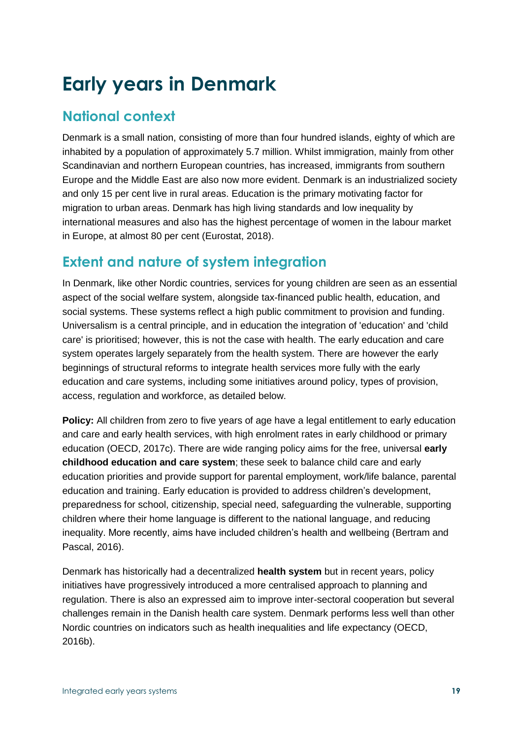# Early years in Denmark

## National context

Denmark is a small nation, consisting of more than four hundred islands, eighty of which are inhabited by a population of approximately 5.7 million. Whilst immigration, mainly from other Scandinavian and northern European countries, has increased, immigrants from southern Europe and the Middle East are also now more evident. Denmark is an industrialized society and only 15 per cent live in rural areas. Education is the primary motivating factor for migration to urban areas. Denmark has high living standards and low inequality by international measures and also has the highest percentage of women in the labour market in Europe, at almost 80 per cent (Eurostat, 2018).

## Extent and nature of system integration

In Denmark, like other Nordic countries, services for young children are seen as an essential aspect of the social welfare system, alongside tax-financed public health, education, and social systems. These systems reflect a high public commitment to provision and funding. Universalism is a central principle, and in education the integration of 'education' and 'child care' is prioritised; however, this is not the case with health. The early education and care system operates largely separately from the health system. There are however the early beginnings of structural reforms to integrate health services more fully with the early education and care systems, including some initiatives around policy, types of provision, access, regulation and workforce, as detailed below.

**Policy:** All children from zero to five years of age have a legal entitlement to early education and care and early health services, with high enrolment rates in early childhood or primary education (OECD, 2017c). There are wide ranging policy aims for the free, universal **early childhood education and care system**; these seek to balance child care and early education priorities and provide support for parental employment, work/life balance, parental education and training. Early education is provided to address children's development, preparedness for school, citizenship, special need, safeguarding the vulnerable, supporting children where their home language is different to the national language, and reducing inequality. More recently, aims have included children's health and wellbeing (Bertram and Pascal, 2016).

Denmark has historically had a decentralized **health system** but in recent years, policy initiatives have progressively introduced a more centralised approach to planning and regulation. There is also an expressed aim to improve inter-sectoral cooperation but several challenges remain in the Danish health care system. Denmark performs less well than other Nordic countries on indicators such as health inequalities and life expectancy (OECD, 2016b).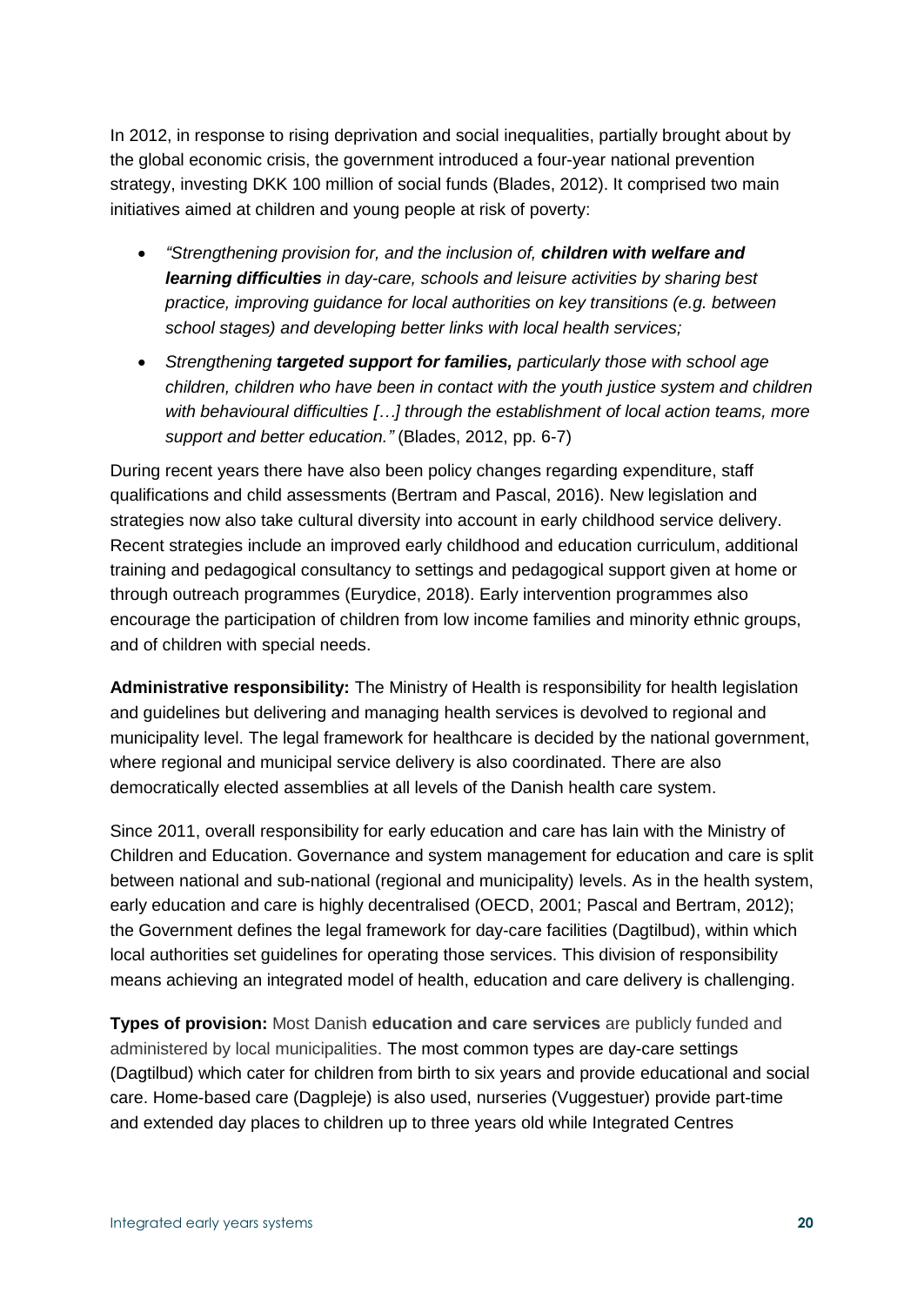In 2012, in response to rising deprivation and social inequalities, partially brought about by the global economic crisis, the government introduced a four-year national prevention strategy, investing DKK 100 million of social funds (Blades, 2012). It comprised two main initiatives aimed at children and young people at risk of poverty:

- *"Strengthening provision for, and the inclusion of, **children with welfare and learning difficulties** in day-care, schools and leisure activities by sharing best practice, improving guidance for local authorities on key transitions (e.g. between school stages) and developing better links with local health services;*
- *Strengthening **targeted support for families,** particularly those with school age children, children who have been in contact with the youth justice system and children with behavioural difficulties […] through the establishment of local action teams, more support and better education."* (Blades, 2012, pp. 6-7)

During recent years there have also been policy changes regarding expenditure, staff qualifications and child assessments (Bertram and Pascal, 2016). New legislation and strategies now also take cultural diversity into account in early childhood service delivery. Recent strategies include an improved early childhood and education curriculum, additional training and pedagogical consultancy to settings and pedagogical support given at home or through outreach programmes (Eurydice, 2018). Early intervention programmes also encourage the participation of children from low income families and minority ethnic groups, and of children with special needs.

**Administrative responsibility:** The Ministry of Health is responsibility for health legislation and guidelines but delivering and managing health services is devolved to regional and municipality level. The legal framework for healthcare is decided by the national government, where regional and municipal service delivery is also coordinated. There are also democratically elected assemblies at all levels of the Danish health care system.

Since 2011, overall responsibility for early education and care has lain with the Ministry of Children and Education. Governance and system management for education and care is split between national and sub-national (regional and municipality) levels. As in the health system, early education and care is highly decentralised (OECD, 2001; Pascal and Bertram, 2012); the Government defines the legal framework for day-care facilities (Dagtilbud), within which local authorities set guidelines for operating those services. This division of responsibility means achieving an integrated model of health, education and care delivery is challenging.

**Types of provision:** Most Danish **education and care services** are publicly funded and administered by local municipalities. The most common types are day-care settings (Dagtilbud) which cater for children from birth to six years and provide educational and social care. Home-based care (Dagpleje) is also used, nurseries (Vuggestuer) provide part-time and extended day places to children up to three years old while Integrated Centres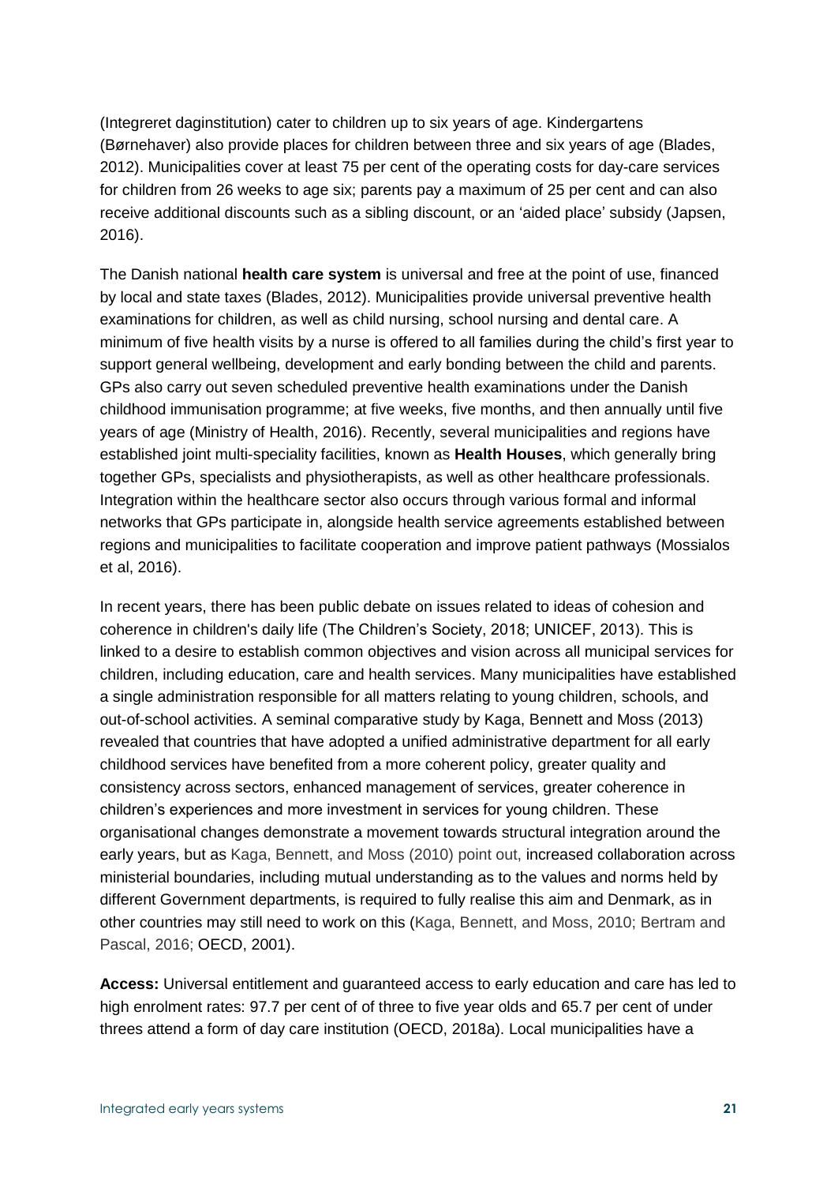(Integreret daginstitution) cater to children up to six years of age. Kindergartens (Børnehaver) also provide places for children between three and six years of age (Blades, 2012). Municipalities cover at least 75 per cent of the operating costs for day-care services for children from 26 weeks to age six; parents pay a maximum of 25 per cent and can also receive additional discounts such as a sibling discount, or an 'aided place' subsidy (Japsen, 2016).

The Danish national **health care system** is universal and free at the point of use, financed by local and state taxes (Blades, 2012). Municipalities provide universal preventive health examinations for children, as well as child nursing, school nursing and dental care. A minimum of five health visits by a nurse is offered to all families during the child's first year to support general wellbeing, development and early bonding between the child and parents. GPs also carry out seven scheduled preventive health examinations under the Danish childhood immunisation programme; at five weeks, five months, and then annually until five years of age (Ministry of Health, 2016). Recently, several municipalities and regions have established joint multi-speciality facilities, known as **Health Houses**, which generally bring together GPs, specialists and physiotherapists, as well as other healthcare professionals. Integration within the healthcare sector also occurs through various formal and informal networks that GPs participate in, alongside health service agreements established between regions and municipalities to facilitate cooperation and improve patient pathways (Mossialos et al, 2016).

In recent years, there has been public debate on issues related to ideas of cohesion and coherence in children's daily life (The Children's Society, 2018; UNICEF, 2013). This is linked to a desire to establish common objectives and vision across all municipal services for children, including education, care and health services. Many municipalities have established a single administration responsible for all matters relating to young children, schools, and out-of-school activities. A seminal comparative study by Kaga, Bennett and Moss (2013) revealed that countries that have adopted a unified administrative department for all early childhood services have benefited from a more coherent policy, greater quality and consistency across sectors, enhanced management of services, greater coherence in children's experiences and more investment in services for young children. These organisational changes demonstrate a movement towards structural integration around the early years, but as Kaga, Bennett, and Moss (2010) point out, increased collaboration across ministerial boundaries, including mutual understanding as to the values and norms held by different Government departments, is required to fully realise this aim and Denmark, as in other countries may still need to work on this (Kaga, Bennett, and Moss, 2010; Bertram and Pascal, 2016; OECD, 2001).

**Access:** Universal entitlement and guaranteed access to early education and care has led to high enrolment rates: 97.7 per cent of of three to five year olds and 65.7 per cent of under threes attend a form of day care institution (OECD, 2018a). Local municipalities have a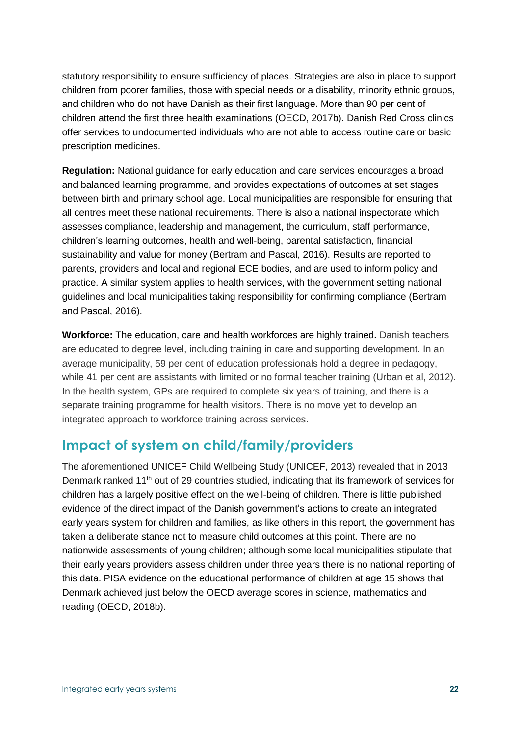statutory responsibility to ensure sufficiency of places. Strategies are also in place to support children from poorer families, those with special needs or a disability, minority ethnic groups, and children who do not have Danish as their first language. More than 90 per cent of children attend the first three health examinations (OECD, 2017b). Danish Red Cross clinics offer services to undocumented individuals who are not able to access routine care or basic prescription medicines.

**Regulation:** National guidance for early education and care services encourages a broad and balanced learning programme, and provides expectations of outcomes at set stages between birth and primary school age. Local municipalities are responsible for ensuring that all centres meet these national requirements. There is also a national inspectorate which assesses compliance, leadership and management, the curriculum, staff performance, children's learning outcomes, health and well-being, parental satisfaction, financial sustainability and value for money (Bertram and Pascal, 2016). Results are reported to parents, providers and local and regional ECE bodies, and are used to inform policy and practice. A similar system applies to health services, with the government setting national guidelines and local municipalities taking responsibility for confirming compliance (Bertram and Pascal, 2016).

**Workforce:** The education, care and health workforces are highly trained**.** Danish teachers are educated to degree level, including training in care and supporting development. In an average municipality, 59 per cent of education professionals hold a degree in pedagogy, while 41 per cent are assistants with limited or no formal teacher training (Urban et al, 2012). In the health system, GPs are required to complete six years of training, and there is a separate training programme for health visitors. There is no move yet to develop an integrated approach to workforce training across services.

## Impact of system on child/family/providers

The aforementioned UNICEF Child Wellbeing Study (UNICEF, 2013) revealed that in 2013 Denmark ranked 11th out of 29 countries studied, indicating that its framework of services for children has a largely positive effect on the well-being of children. There is little published evidence of the direct impact of the Danish government's actions to create an integrated early years system for children and families, as like others in this report, the government has taken a deliberate stance not to measure child outcomes at this point. There are no nationwide assessments of young children; although some local municipalities stipulate that their early years providers assess children under three years there is no national reporting of this data. PISA evidence on the educational performance of children at age 15 shows that Denmark achieved just below the OECD average scores in science, mathematics and reading (OECD, 2018b).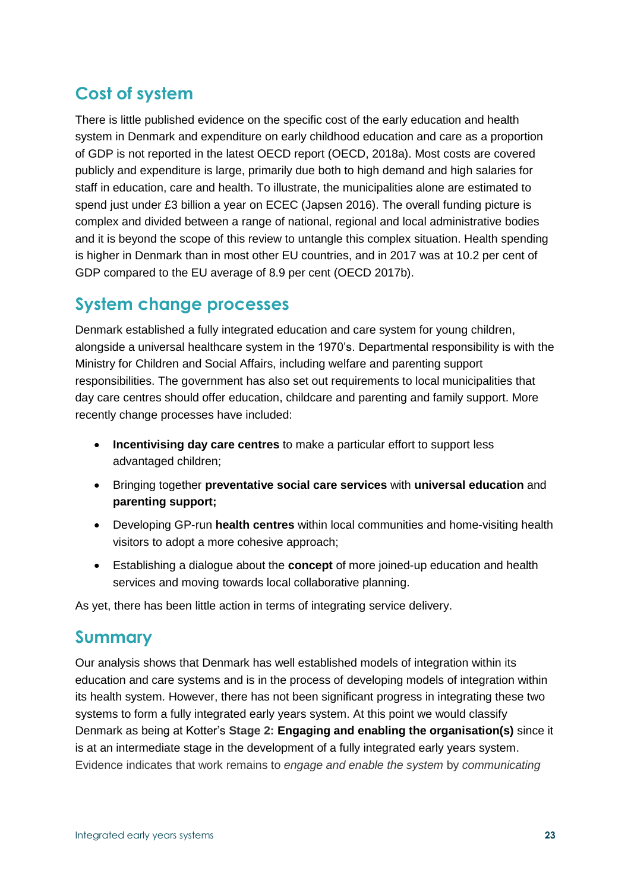## Cost of system

There is little published evidence on the specific cost of the early education and health system in Denmark and expenditure on early childhood education and care as a proportion of GDP is not reported in the latest OECD report (OECD, 2018a). Most costs are covered publicly and expenditure is large, primarily due both to high demand and high salaries for staff in education, care and health. To illustrate, the municipalities alone are estimated to spend just under £3 billion a year on ECEC (Japsen 2016). The overall funding picture is complex and divided between a range of national, regional and local administrative bodies and it is beyond the scope of this review to untangle this complex situation. Health spending is higher in Denmark than in most other EU countries, and in 2017 was at 10.2 per cent of GDP compared to the EU average of 8.9 per cent (OECD 2017b).

## System change processes

Denmark established a fully integrated education and care system for young children, alongside a universal healthcare system in the 1970's. Departmental responsibility is with the Ministry for Children and Social Affairs, including welfare and parenting support responsibilities. The government has also set out requirements to local municipalities that day care centres should offer education, childcare and parenting and family support. More recently change processes have included:

- **Incentivising day care centres** to make a particular effort to support less advantaged children;
- Bringing together **preventative social care services** with **universal education** and **parenting support;**
- Developing GP-run **health centres** within local communities and home-visiting health visitors to adopt a more cohesive approach;
- Establishing a dialogue about the **concept** of more joined-up education and health services and moving towards local collaborative planning.

As yet, there has been little action in terms of integrating service delivery.

## Summary

Our analysis shows that Denmark has well established models of integration within its education and care systems and is in the process of developing models of integration within its health system. However, there has not been significant progress in integrating these two systems to form a fully integrated early years system. At this point we would classify Denmark as being at Kotter's **Stage 2: Engaging and enabling the organisation(s)** since it is at an intermediate stage in the development of a fully integrated early years system. Evidence indicates that work remains to *engage and enable the system* by *communicating*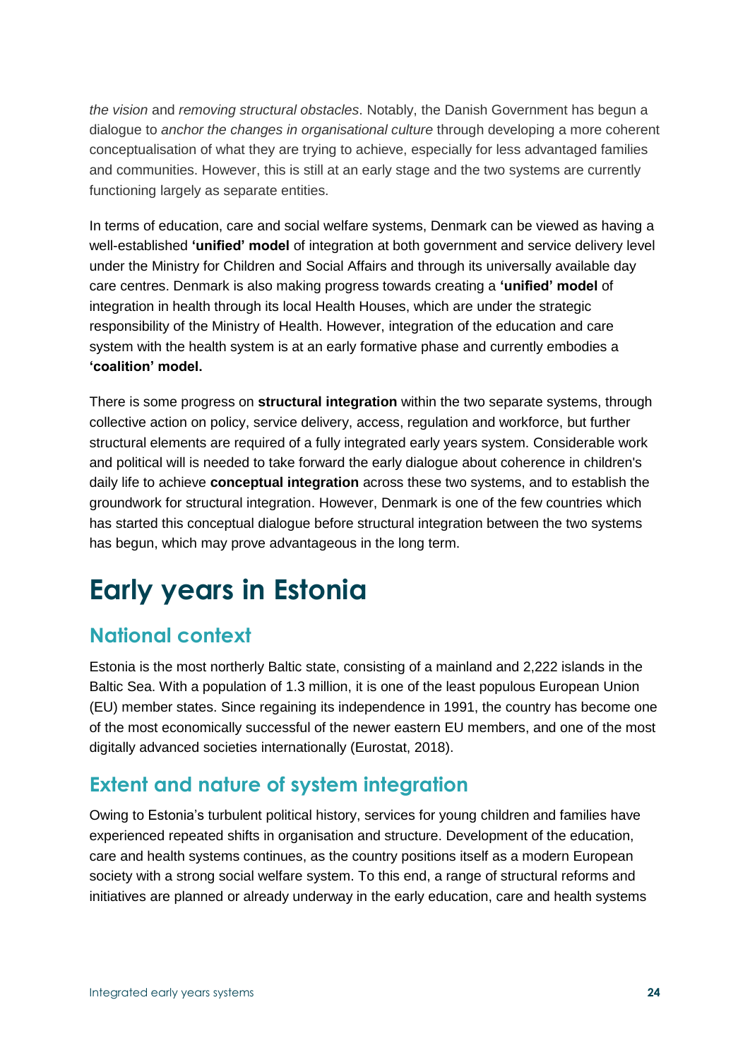*the vision* and *removing structural obstacles*. Notably, the Danish Government has begun a dialogue to *anchor the changes in organisational culture* through developing a more coherent conceptualisation of what they are trying to achieve, especially for less advantaged families and communities. However, this is still at an early stage and the two systems are currently functioning largely as separate entities.

In terms of education, care and social welfare systems, Denmark can be viewed as having a well-established **'unified' model** of integration at both government and service delivery level under the Ministry for Children and Social Affairs and through its universally available day care centres. Denmark is also making progress towards creating a **'unified' model** of integration in health through its local Health Houses, which are under the strategic responsibility of the Ministry of Health. However, integration of the education and care system with the health system is at an early formative phase and currently embodies a **'coalition' model.**

There is some progress on **structural integration** within the two separate systems, through collective action on policy, service delivery, access, regulation and workforce, but further structural elements are required of a fully integrated early years system. Considerable work and political will is needed to take forward the early dialogue about coherence in children's daily life to achieve **conceptual integration** across these two systems, and to establish the groundwork for structural integration. However, Denmark is one of the few countries which has started this conceptual dialogue before structural integration between the two systems has begun, which may prove advantageous in the long term.

# Early years in Estonia

## National context

Estonia is the most northerly Baltic state, consisting of a mainland and 2,222 islands in the Baltic Sea. With a population of 1.3 million, it is one of the least populous European Union (EU) member states. Since regaining its independence in 1991, the country has become one of the most economically successful of the newer eastern EU members, and one of the most digitally advanced societies internationally (Eurostat, 2018).

## Extent and nature of system integration

Owing to Estonia's turbulent political history, services for young children and families have experienced repeated shifts in organisation and structure. Development of the education, care and health systems continues, as the country positions itself as a modern European society with a strong social welfare system. To this end, a range of structural reforms and initiatives are planned or already underway in the early education, care and health systems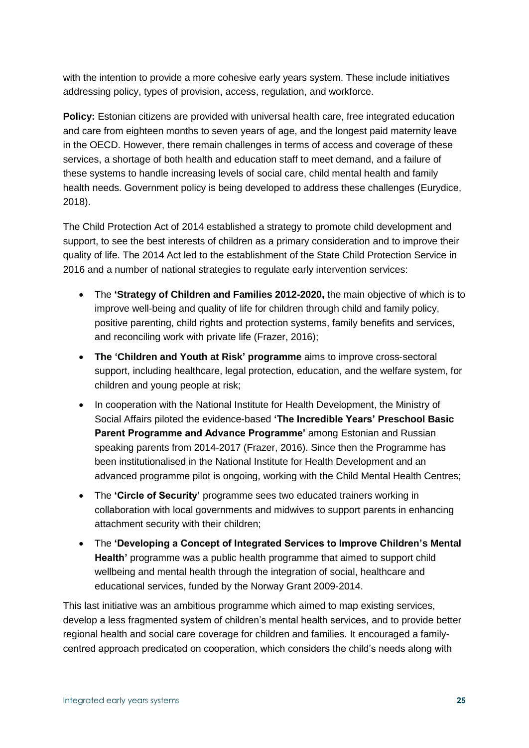with the intention to provide a more cohesive early years system. These include initiatives addressing policy, types of provision, access, regulation, and workforce.

**Policy:** Estonian citizens are provided with universal health care, free integrated education and care from eighteen months to seven years of age, and the longest paid maternity leave in the OECD. However, there remain challenges in terms of access and coverage of these services, a shortage of both health and education staff to meet demand, and a failure of these systems to handle increasing levels of social care, child mental health and family health needs. Government policy is being developed to address these challenges (Eurydice, 2018).

The Child Protection Act of 2014 established a strategy to promote child development and support, to see the best interests of children as a primary consideration and to improve their quality of life. The 2014 Act led to the establishment of the State Child Protection Service in 2016 and a number of national strategies to regulate early intervention services:

- The **'Strategy of Children and Families 2012-2020,** the main objective of which is to improve well-being and quality of life for children through child and family policy, positive parenting, child rights and protection systems, family benefits and services, and reconciling work with private life (Frazer, 2016);
- **The 'Children and Youth at Risk' programme** aims to improve cross-sectoral support, including healthcare, legal protection, education, and the welfare system, for children and young people at risk;
- In cooperation with the National Institute for Health Development, the Ministry of Social Affairs piloted the evidence-based **'The Incredible Years' Preschool Basic Parent Programme and Advance Programme'** among Estonian and Russian speaking parents from 2014-2017 (Frazer, 2016). Since then the Programme has been institutionalised in the National Institute for Health Development and an advanced programme pilot is ongoing, working with the Child Mental Health Centres;
- The **'Circle of Security'** programme sees two educated trainers working in collaboration with local governments and midwives to support parents in enhancing attachment security with their children;
- The **'Developing a Concept of Integrated Services to Improve Children's Mental Health'** programme was a public health programme that aimed to support child wellbeing and mental health through the integration of social, healthcare and educational services, funded by the Norway Grant 2009-2014.

This last initiative was an ambitious programme which aimed to map existing services, develop a less fragmented system of children's mental health services, and to provide better regional health and social care coverage for children and families. It encouraged a family-centred approach predicated on cooperation, which considers the child's needs along with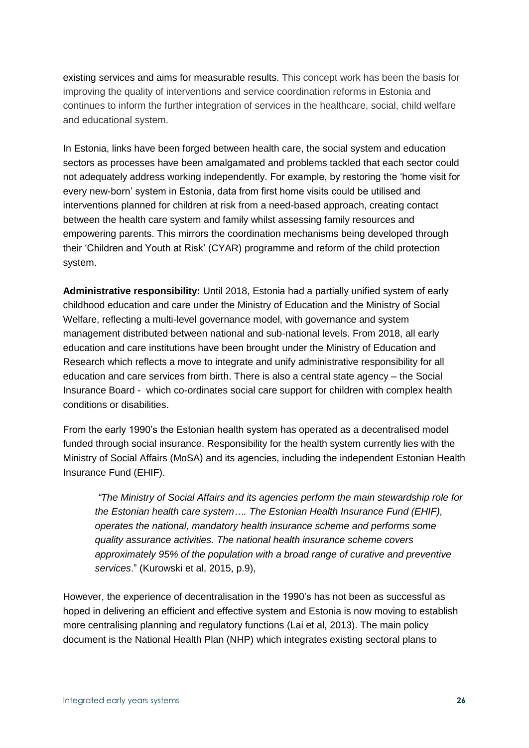existing services and aims for measurable results. This concept work has been the basis for improving the quality of interventions and service coordination reforms in Estonia and continues to inform the further integration of services in the healthcare, social, child welfare and educational system.

In Estonia, links have been forged between health care, the social system and education sectors as processes have been amalgamated and problems tackled that each sector could not adequately address working independently. For example, by restoring the 'home visit for every new-born' system in Estonia, data from first home visits could be utilised and interventions planned for children at risk from a need-based approach, creating contact between the health care system and family whilst assessing family resources and empowering parents. This mirrors the coordination mechanisms being developed through their 'Children and Youth at Risk' (CYAR) programme and reform of the child protection system.

**Administrative responsibility:** Until 2018, Estonia had a partially unified system of early childhood education and care under the Ministry of Education and the Ministry of Social Welfare, reflecting a multi-level governance model, with governance and system management distributed between national and sub-national levels. From 2018, all early education and care institutions have been brought under the Ministry of Education and Research which reflects a move to integrate and unify administrative responsibility for all education and care services from birth. There is also a central state agency – the Social Insurance Board - which co-ordinates social care support for children with complex health conditions or disabilities.

From the early 1990's the Estonian health system has operated as a decentralised model funded through social insurance. Responsibility for the health system currently lies with the Ministry of Social Affairs (MoSA) and its agencies, including the independent Estonian Health Insurance Fund (EHIF).

> *"The Ministry of Social Affairs and its agencies perform the main stewardship role for the Estonian health care system…. The Estonian Health Insurance Fund (EHIF), operates the national, mandatory health insurance scheme and performs some quality assurance activities. The national health insurance scheme covers approximately 95% of the population with a broad range of curative and preventive services*." (Kurowski et al, 2015, p.9),

However, the experience of decentralisation in the 1990's has not been as successful as hoped in delivering an efficient and effective system and Estonia is now moving to establish more centralising planning and regulatory functions (Lai et al, 2013). The main policy document is the National Health Plan (NHP) which integrates existing sectoral plans to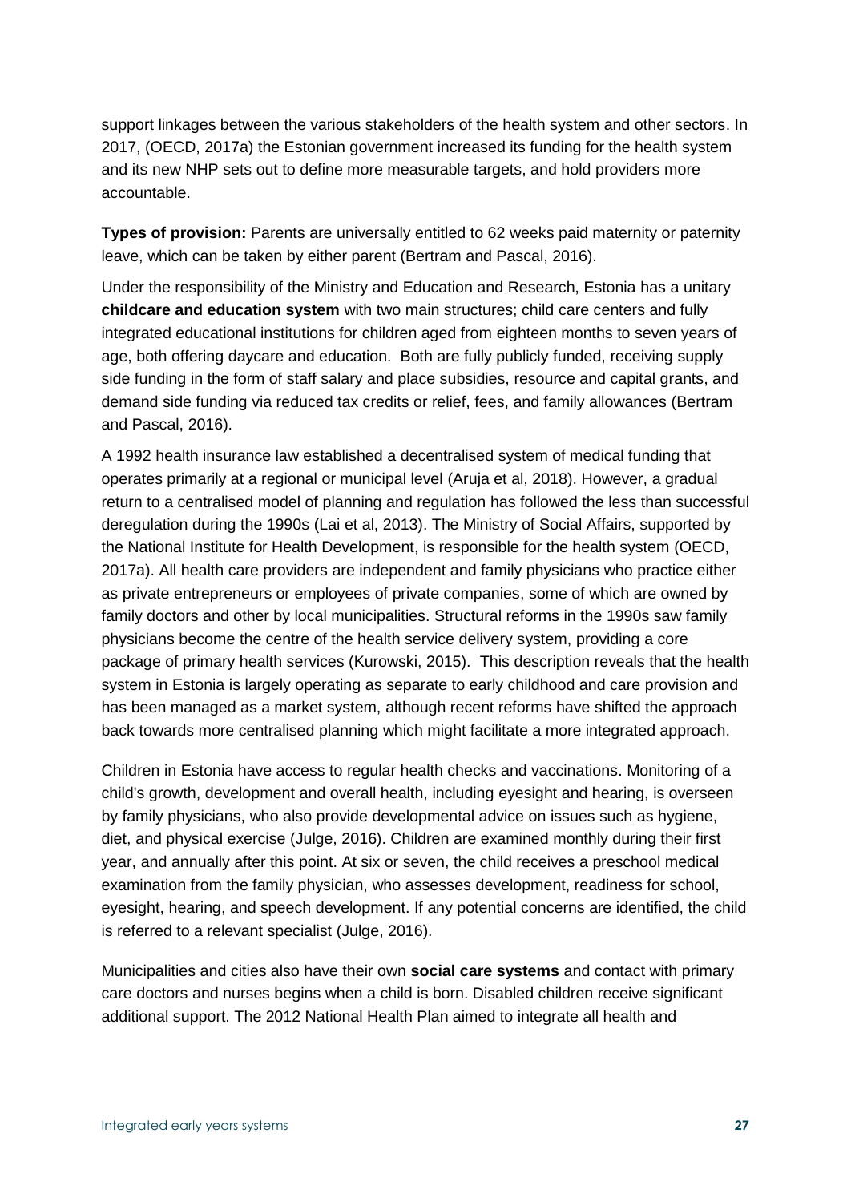support linkages between the various stakeholders of the health system and other sectors. In 2017, (OECD, 2017a) the Estonian government increased its funding for the health system and its new NHP sets out to define more measurable targets, and hold providers more accountable.

**Types of provision:** Parents are universally entitled to 62 weeks paid maternity or paternity leave, which can be taken by either parent (Bertram and Pascal, 2016).

Under the responsibility of the Ministry and Education and Research, Estonia has a unitary **childcare and education system** with two main structures; child care centers and fully integrated educational institutions for children aged from eighteen months to seven years of age, both offering daycare and education. Both are fully publicly funded, receiving supply side funding in the form of staff salary and place subsidies, resource and capital grants, and demand side funding via reduced tax credits or relief, fees, and family allowances (Bertram and Pascal, 2016).

A 1992 health insurance law established a decentralised system of medical funding that operates primarily at a regional or municipal level (Aruja et al, 2018). However, a gradual return to a centralised model of planning and regulation has followed the less than successful deregulation during the 1990s (Lai et al, 2013). The Ministry of Social Affairs, supported by the National Institute for Health Development, is responsible for the health system (OECD, 2017a). All health care providers are independent and family physicians who practice either as private entrepreneurs or employees of private companies, some of which are owned by family doctors and other by local municipalities. Structural reforms in the 1990s saw family physicians become the centre of the health service delivery system, providing a core package of primary health services (Kurowski, 2015). This description reveals that the health system in Estonia is largely operating as separate to early childhood and care provision and has been managed as a market system, although recent reforms have shifted the approach back towards more centralised planning which might facilitate a more integrated approach.

Children in Estonia have access to regular health checks and vaccinations. Monitoring of a child's growth, development and overall health, including eyesight and hearing, is overseen by family physicians, who also provide developmental advice on issues such as hygiene, diet, and physical exercise (Julge, 2016). Children are examined monthly during their first year, and annually after this point. At six or seven, the child receives a preschool medical examination from the family physician, who assesses development, readiness for school, eyesight, hearing, and speech development. If any potential concerns are identified, the child is referred to a relevant specialist (Julge, 2016).

Municipalities and cities also have their own **social care systems** and contact with primary care doctors and nurses begins when a child is born. Disabled children receive significant additional support. The 2012 National Health Plan aimed to integrate all health and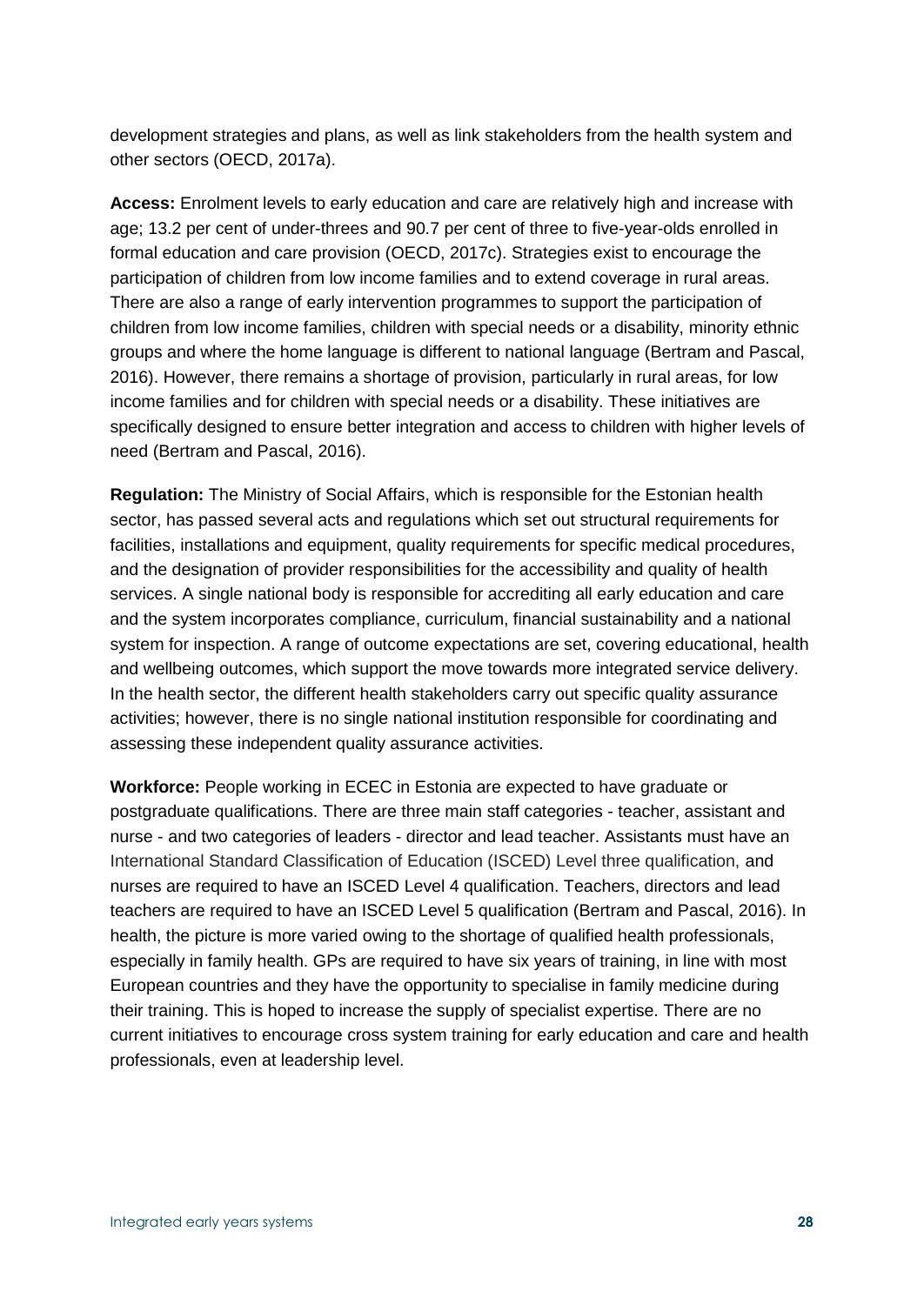development strategies and plans, as well as link stakeholders from the health system and other sectors (OECD, 2017a).

**Access:** Enrolment levels to early education and care are relatively high and increase with age; 13.2 per cent of under-threes and 90.7 per cent of three to five-year-olds enrolled in formal education and care provision (OECD, 2017c). Strategies exist to encourage the participation of children from low income families and to extend coverage in rural areas. There are also a range of early intervention programmes to support the participation of children from low income families, children with special needs or a disability, minority ethnic groups and where the home language is different to national language (Bertram and Pascal, 2016). However, there remains a shortage of provision, particularly in rural areas, for low income families and for children with special needs or a disability. These initiatives are specifically designed to ensure better integration and access to children with higher levels of need (Bertram and Pascal, 2016).

**Regulation:** The Ministry of Social Affairs, which is responsible for the Estonian health sector, has passed several acts and regulations which set out structural requirements for facilities, installations and equipment, quality requirements for specific medical procedures, and the designation of provider responsibilities for the accessibility and quality of health services. A single national body is responsible for accrediting all early education and care and the system incorporates compliance, curriculum, financial sustainability and a national system for inspection. A range of outcome expectations are set, covering educational, health and wellbeing outcomes, which support the move towards more integrated service delivery. In the health sector, the different health stakeholders carry out specific quality assurance activities; however, there is no single national institution responsible for coordinating and assessing these independent quality assurance activities.

**Workforce:** People working in ECEC in Estonia are expected to have graduate or postgraduate qualifications. There are three main staff categories - teacher, assistant and nurse - and two categories of leaders - director and lead teacher. Assistants must have an International Standard Classification of Education (ISCED) Level three qualification, and nurses are required to have an ISCED Level 4 qualification. Teachers, directors and lead teachers are required to have an ISCED Level 5 qualification (Bertram and Pascal, 2016). In health, the picture is more varied owing to the shortage of qualified health professionals, especially in family health. GPs are required to have six years of training, in line with most European countries and they have the opportunity to specialise in family medicine during their training. This is hoped to increase the supply of specialist expertise. There are no current initiatives to encourage cross system training for early education and care and health professionals, even at leadership level.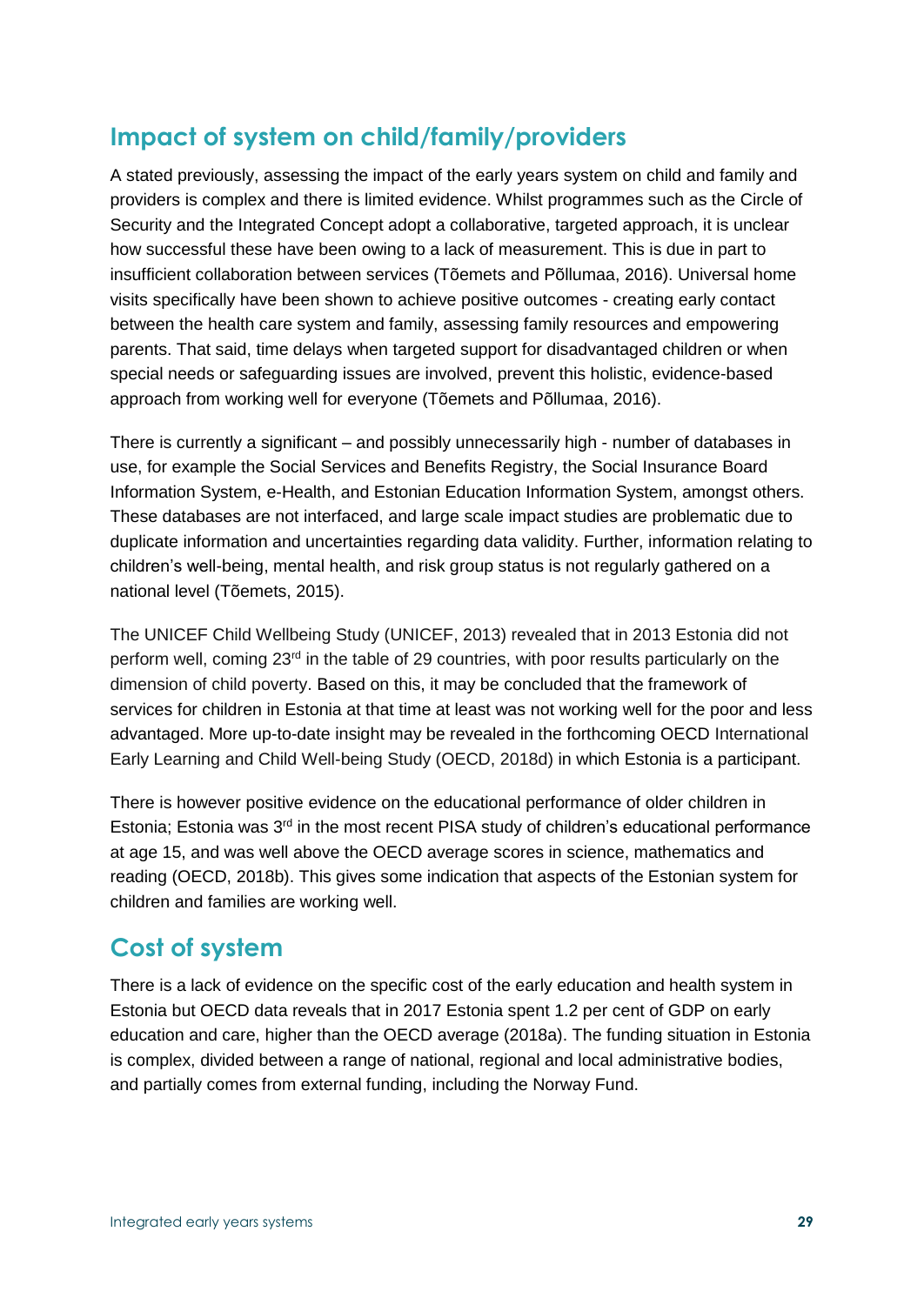## Impact of system on child/family/providers

A stated previously, assessing the impact of the early years system on child and family and providers is complex and there is limited evidence. Whilst programmes such as the Circle of Security and the Integrated Concept adopt a collaborative, targeted approach, it is unclear how successful these have been owing to a lack of measurement. This is due in part to insufficient collaboration between services (Tõemets and Põllumaa, 2016). Universal home visits specifically have been shown to achieve positive outcomes - creating early contact between the health care system and family, assessing family resources and empowering parents. That said, time delays when targeted support for disadvantaged children or when special needs or safeguarding issues are involved, prevent this holistic, evidence-based approach from working well for everyone (Tõemets and Põllumaa, 2016).

There is currently a significant – and possibly unnecessarily high - number of databases in use, for example the Social Services and Benefits Registry, the Social Insurance Board Information System, e-Health, and Estonian Education Information System, amongst others. These databases are not interfaced, and large scale impact studies are problematic due to duplicate information and uncertainties regarding data validity. Further, information relating to children's well-being, mental health, and risk group status is not regularly gathered on a national level (Tõemets, 2015).

The UNICEF Child Wellbeing Study (UNICEF, 2013) revealed that in 2013 Estonia did not perform well, coming 23rd in the table of 29 countries, with poor results particularly on the dimension of child poverty. Based on this, it may be concluded that the framework of services for children in Estonia at that time at least was not working well for the poor and less advantaged. More up-to-date insight may be revealed in the forthcoming OECD International Early Learning and Child Well-being Study (OECD, 2018d) in which Estonia is a participant.

There is however positive evidence on the educational performance of older children in Estonia; Estonia was 3rd in the most recent PISA study of children's educational performance at age 15, and was well above the OECD average scores in science, mathematics and reading (OECD, 2018b). This gives some indication that aspects of the Estonian system for children and families are working well.

## Cost of system

There is a lack of evidence on the specific cost of the early education and health system in Estonia but OECD data reveals that in 2017 Estonia spent 1.2 per cent of GDP on early education and care, higher than the OECD average (2018a). The funding situation in Estonia is complex, divided between a range of national, regional and local administrative bodies, and partially comes from external funding, including the Norway Fund.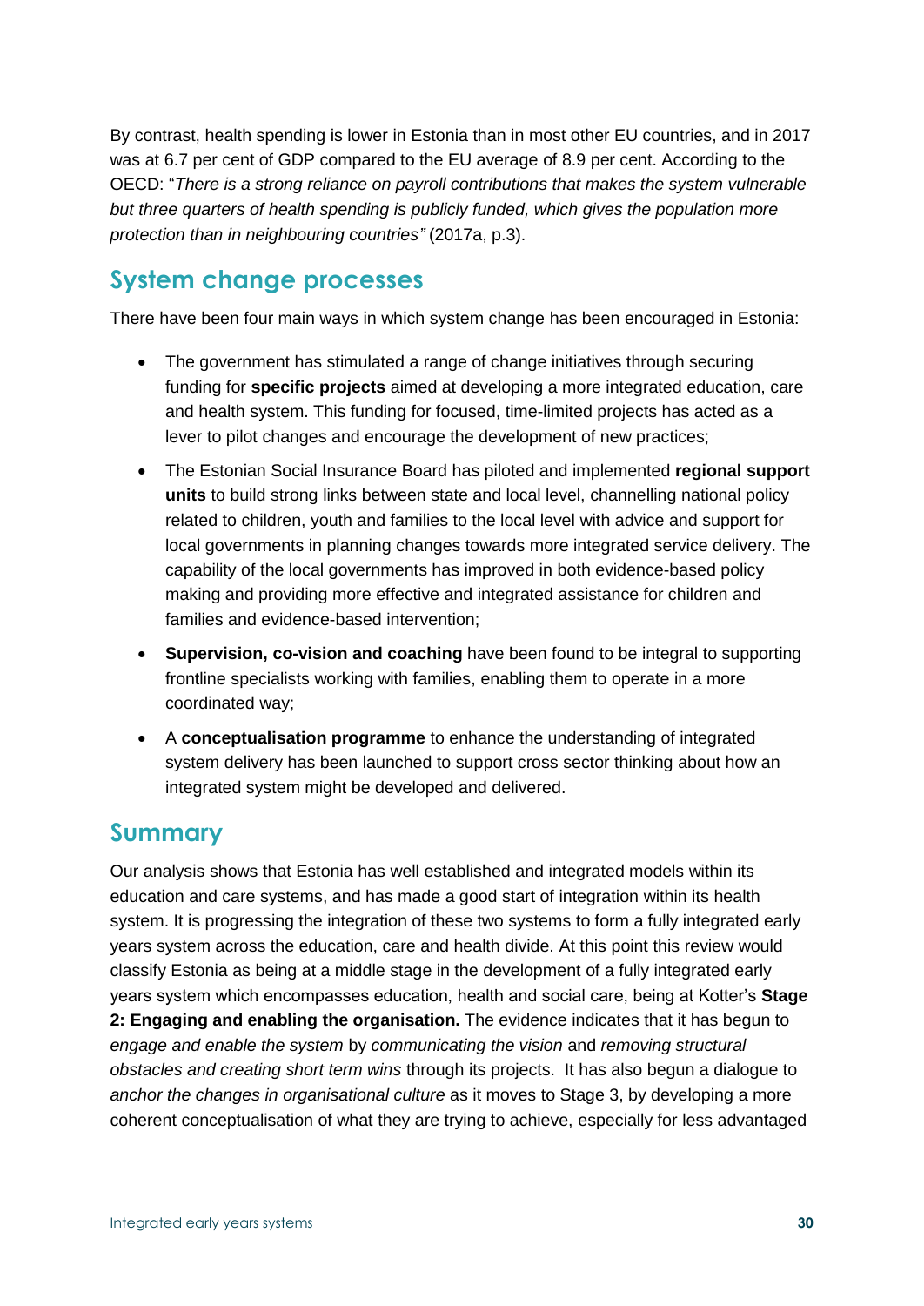By contrast, health spending is lower in Estonia than in most other EU countries, and in 2017 was at 6.7 per cent of GDP compared to the EU average of 8.9 per cent. According to the OECD: "*There is a strong reliance on payroll contributions that makes the system vulnerable but three quarters of health spending is publicly funded, which gives the population more protection than in neighbouring countries"* (2017a, p.3).

## System change processes

There have been four main ways in which system change has been encouraged in Estonia:

- The government has stimulated a range of change initiatives through securing funding for **specific projects** aimed at developing a more integrated education, care and health system. This funding for focused, time-limited projects has acted as a lever to pilot changes and encourage the development of new practices;
- The Estonian Social Insurance Board has piloted and implemented **regional support units** to build strong links between state and local level, channelling national policy related to children, youth and families to the local level with advice and support for local governments in planning changes towards more integrated service delivery. The capability of the local governments has improved in both evidence-based policy making and providing more effective and integrated assistance for children and families and evidence-based intervention;
- **Supervision, co-vision and coaching** have been found to be integral to supporting frontline specialists working with families, enabling them to operate in a more coordinated way;
- A **conceptualisation programme** to enhance the understanding of integrated system delivery has been launched to support cross sector thinking about how an integrated system might be developed and delivered.

## Summary

Our analysis shows that Estonia has well established and integrated models within its education and care systems, and has made a good start of integration within its health system. It is progressing the integration of these two systems to form a fully integrated early years system across the education, care and health divide. At this point this review would classify Estonia as being at a middle stage in the development of a fully integrated early years system which encompasses education, health and social care, being at Kotter's **Stage 2: Engaging and enabling the organisation.** The evidence indicates that it has begun to *engage and enable the system* by *communicating the vision* and *removing structural obstacles and creating short term wins* through its projects. It has also begun a dialogue to *anchor the changes in organisational culture* as it moves to Stage 3, by developing a more coherent conceptualisation of what they are trying to achieve, especially for less advantaged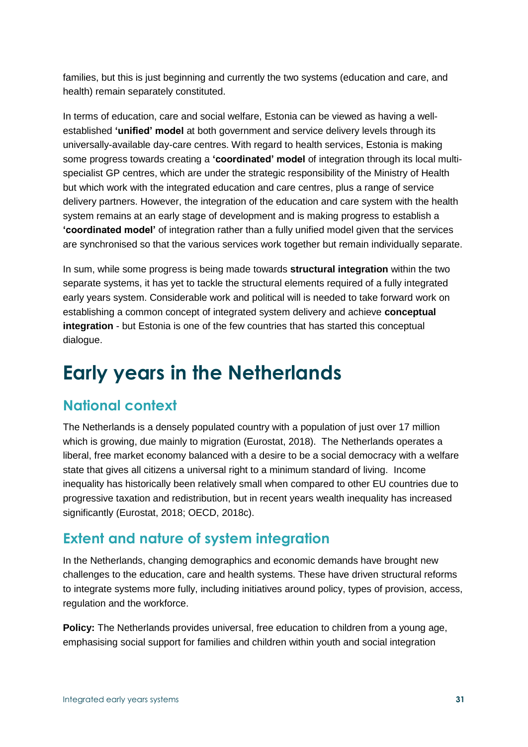families, but this is just beginning and currently the two systems (education and care, and health) remain separately constituted.

In terms of education, care and social welfare, Estonia can be viewed as having a well-established **'unified' model** at both government and service delivery levels through its universally-available day-care centres. With regard to health services, Estonia is making some progress towards creating a **'coordinated' model** of integration through its local multi-specialist GP centres, which are under the strategic responsibility of the Ministry of Health but which work with the integrated education and care centres, plus a range of service delivery partners. However, the integration of the education and care system with the health system remains at an early stage of development and is making progress to establish a **'coordinated model'** of integration rather than a fully unified model given that the services are synchronised so that the various services work together but remain individually separate.

In sum, while some progress is being made towards **structural integration** within the two separate systems, it has yet to tackle the structural elements required of a fully integrated early years system. Considerable work and political will is needed to take forward work on establishing a common concept of integrated system delivery and achieve **conceptual integration** - but Estonia is one of the few countries that has started this conceptual dialogue.

# Early years in the Netherlands

## National context

The Netherlands is a densely populated country with a population of just over 17 million which is growing, due mainly to migration (Eurostat, 2018). The Netherlands operates a liberal, free market economy balanced with a desire to be a social democracy with a welfare state that gives all citizens a universal right to a minimum standard of living. Income inequality has historically been relatively small when compared to other EU countries due to progressive taxation and redistribution, but in recent years wealth inequality has increased significantly (Eurostat, 2018; OECD, 2018c).

## Extent and nature of system integration

In the Netherlands, changing demographics and economic demands have brought new challenges to the education, care and health systems. These have driven structural reforms to integrate systems more fully, including initiatives around policy, types of provision, access, regulation and the workforce.

**Policy:** The Netherlands provides universal, free education to children from a young age, emphasising social support for families and children within youth and social integration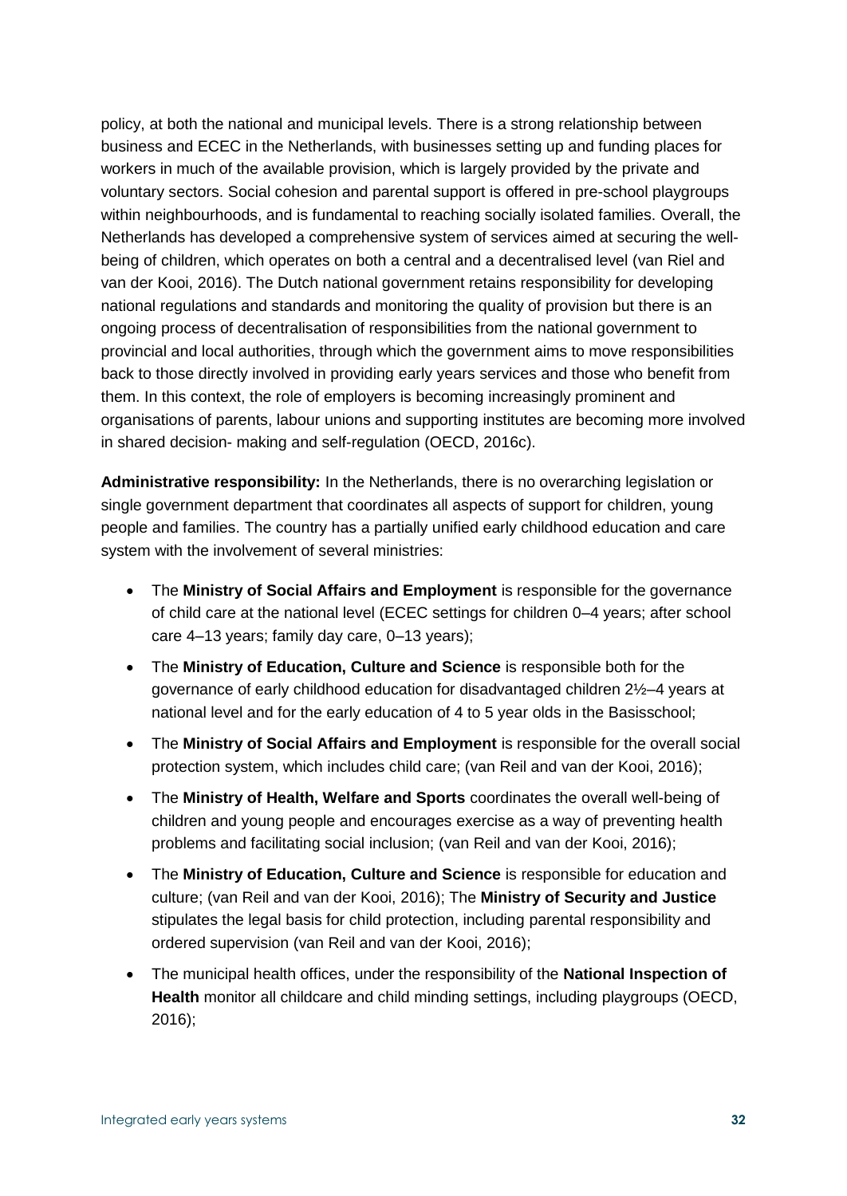policy, at both the national and municipal levels. There is a strong relationship between business and ECEC in the Netherlands, with businesses setting up and funding places for workers in much of the available provision, which is largely provided by the private and voluntary sectors. Social cohesion and parental support is offered in pre-school playgroups within neighbourhoods, and is fundamental to reaching socially isolated families. Overall, the Netherlands has developed a comprehensive system of services aimed at securing the well-being of children, which operates on both a central and a decentralised level (van Riel and van der Kooi, 2016). The Dutch national government retains responsibility for developing national regulations and standards and monitoring the quality of provision but there is an ongoing process of decentralisation of responsibilities from the national government to provincial and local authorities, through which the government aims to move responsibilities back to those directly involved in providing early years services and those who benefit from them. In this context, the role of employers is becoming increasingly prominent and organisations of parents, labour unions and supporting institutes are becoming more involved in shared decision- making and self-regulation (OECD, 2016c).

**Administrative responsibility:** In the Netherlands, there is no overarching legislation or single government department that coordinates all aspects of support for children, young people and families. The country has a partially unified early childhood education and care system with the involvement of several ministries:

- The **Ministry of Social Affairs and Employment** is responsible for the governance of child care at the national level (ECEC settings for children 0–4 years; after school care 4–13 years; family day care, 0–13 years);
- The **Ministry of Education, Culture and Science** is responsible both for the governance of early childhood education for disadvantaged children 2½–4 years at national level and for the early education of 4 to 5 year olds in the Basisschool;
- The **Ministry of Social Affairs and Employment** is responsible for the overall social protection system, which includes child care; (van Reil and van der Kooi, 2016);
- The **Ministry of Health, Welfare and Sports** coordinates the overall well-being of children and young people and encourages exercise as a way of preventing health problems and facilitating social inclusion; (van Reil and van der Kooi, 2016);
- The **Ministry of Education, Culture and Science** is responsible for education and culture; (van Reil and van der Kooi, 2016); The **Ministry of Security and Justice** stipulates the legal basis for child protection, including parental responsibility and ordered supervision (van Reil and van der Kooi, 2016);
- The municipal health offices, under the responsibility of the **National Inspection of Health** monitor all childcare and child minding settings, including playgroups (OECD, 2016);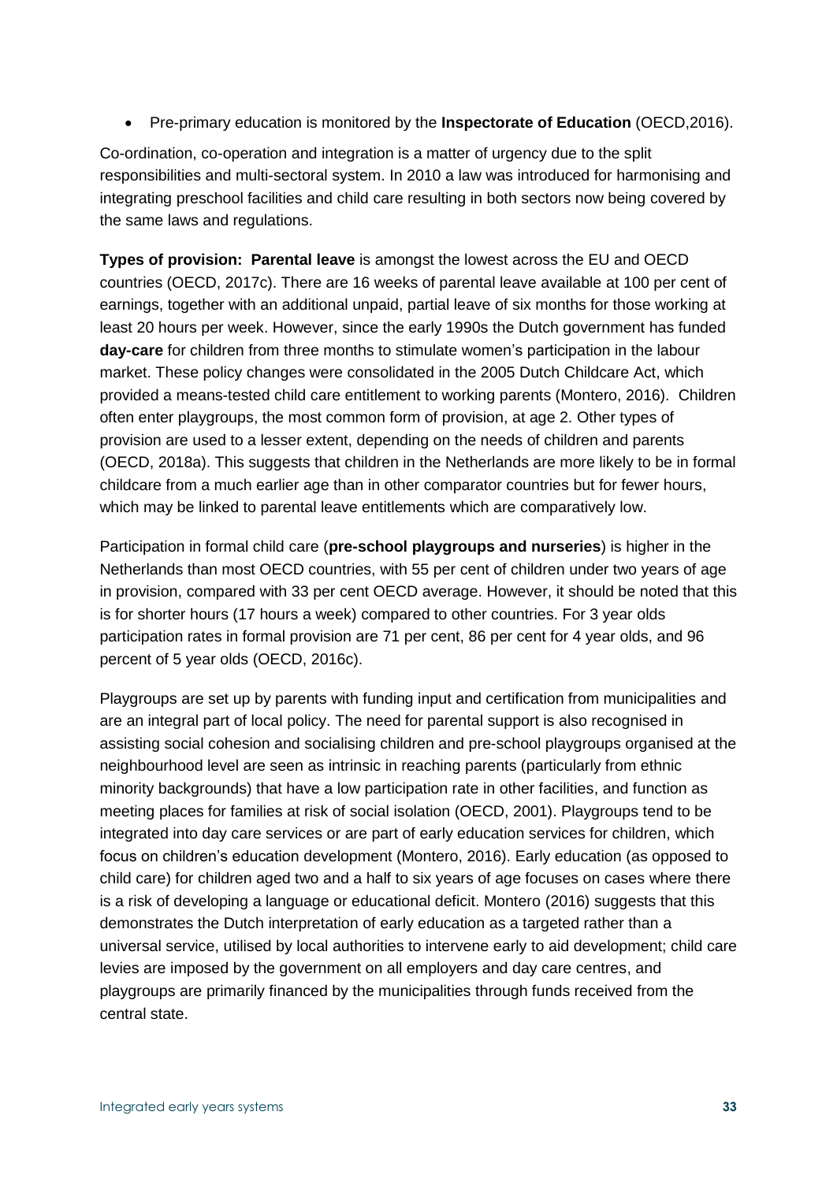- Pre-primary education is monitored by the **Inspectorate of Education** (OECD,2016).

Co-ordination, co-operation and integration is a matter of urgency due to the split responsibilities and multi-sectoral system. In 2010 a law was introduced for harmonising and integrating preschool facilities and child care resulting in both sectors now being covered by the same laws and regulations.

**Types of provision: Parental leave** is amongst the lowest across the EU and OECD countries (OECD, 2017c). There are 16 weeks of parental leave available at 100 per cent of earnings, together with an additional unpaid, partial leave of six months for those working at least 20 hours per week. However, since the early 1990s the Dutch government has funded **day-care** for children from three months to stimulate women's participation in the labour market. These policy changes were consolidated in the 2005 Dutch Childcare Act, which provided a means-tested child care entitlement to working parents (Montero, 2016). Children often enter playgroups, the most common form of provision, at age 2. Other types of provision are used to a lesser extent, depending on the needs of children and parents (OECD, 2018a). This suggests that children in the Netherlands are more likely to be in formal childcare from a much earlier age than in other comparator countries but for fewer hours, which may be linked to parental leave entitlements which are comparatively low.

Participation in formal child care (**pre-school playgroups and nurseries**) is higher in the Netherlands than most OECD countries, with 55 per cent of children under two years of age in provision, compared with 33 per cent OECD average. However, it should be noted that this is for shorter hours (17 hours a week) compared to other countries. For 3 year olds participation rates in formal provision are 71 per cent, 86 per cent for 4 year olds, and 96 percent of 5 year olds (OECD, 2016c).

Playgroups are set up by parents with funding input and certification from municipalities and are an integral part of local policy. The need for parental support is also recognised in assisting social cohesion and socialising children and pre-school playgroups organised at the neighbourhood level are seen as intrinsic in reaching parents (particularly from ethnic minority backgrounds) that have a low participation rate in other facilities, and function as meeting places for families at risk of social isolation (OECD, 2001). Playgroups tend to be integrated into day care services or are part of early education services for children, which focus on children's education development (Montero, 2016). Early education (as opposed to child care) for children aged two and a half to six years of age focuses on cases where there is a risk of developing a language or educational deficit. Montero (2016) suggests that this demonstrates the Dutch interpretation of early education as a targeted rather than a universal service, utilised by local authorities to intervene early to aid development; child care levies are imposed by the government on all employers and day care centres, and playgroups are primarily financed by the municipalities through funds received from the central state.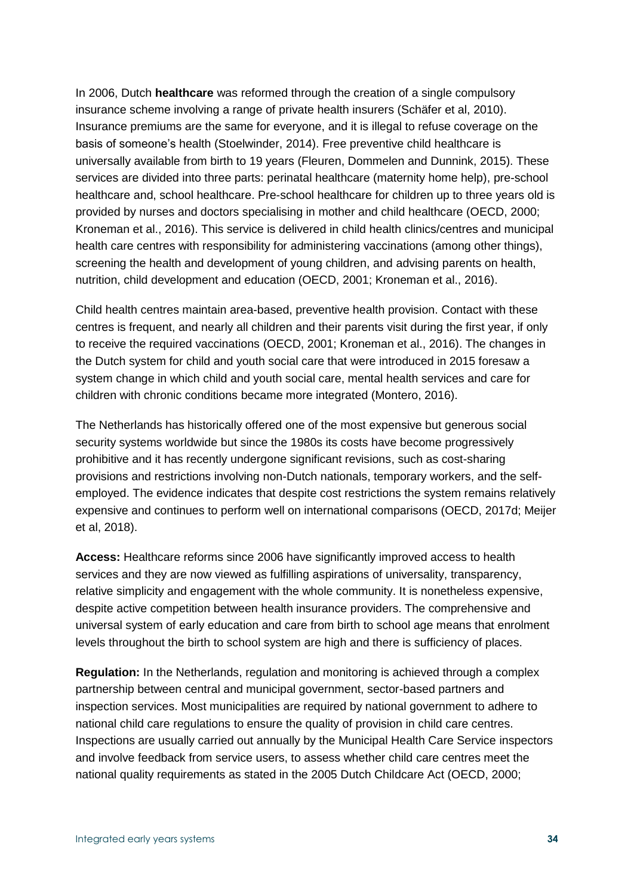In 2006, Dutch **healthcare** was reformed through the creation of a single compulsory insurance scheme involving a range of private health insurers (Schäfer et al, 2010). Insurance premiums are the same for everyone, and it is illegal to refuse coverage on the basis of someone's health (Stoelwinder, 2014). Free preventive child healthcare is universally available from birth to 19 years (Fleuren, Dommelen and Dunnink, 2015). These services are divided into three parts: perinatal healthcare (maternity home help), pre-school healthcare and, school healthcare. Pre-school healthcare for children up to three years old is provided by nurses and doctors specialising in mother and child healthcare (OECD, 2000; Kroneman et al., 2016). This service is delivered in child health clinics/centres and municipal health care centres with responsibility for administering vaccinations (among other things), screening the health and development of young children, and advising parents on health, nutrition, child development and education (OECD, 2001; Kroneman et al., 2016).

Child health centres maintain area-based, preventive health provision. Contact with these centres is frequent, and nearly all children and their parents visit during the first year, if only to receive the required vaccinations (OECD, 2001; Kroneman et al., 2016). The changes in the Dutch system for child and youth social care that were introduced in 2015 foresaw a system change in which child and youth social care, mental health services and care for children with chronic conditions became more integrated (Montero, 2016).

The Netherlands has historically offered one of the most expensive but generous social security systems worldwide but since the 1980s its costs have become progressively prohibitive and it has recently undergone significant revisions, such as cost-sharing provisions and restrictions involving non-Dutch nationals, temporary workers, and the self-employed. The evidence indicates that despite cost restrictions the system remains relatively expensive and continues to perform well on international comparisons (OECD, 2017d; Meijer et al, 2018).

**Access:** Healthcare reforms since 2006 have significantly improved access to health services and they are now viewed as fulfilling aspirations of universality, transparency, relative simplicity and engagement with the whole community. It is nonetheless expensive, despite active competition between health insurance providers. The comprehensive and universal system of early education and care from birth to school age means that enrolment levels throughout the birth to school system are high and there is sufficiency of places.

**Regulation:** In the Netherlands, regulation and monitoring is achieved through a complex partnership between central and municipal government, sector-based partners and inspection services. Most municipalities are required by national government to adhere to national child care regulations to ensure the quality of provision in child care centres. Inspections are usually carried out annually by the Municipal Health Care Service inspectors and involve feedback from service users, to assess whether child care centres meet the national quality requirements as stated in the 2005 Dutch Childcare Act (OECD, 2000;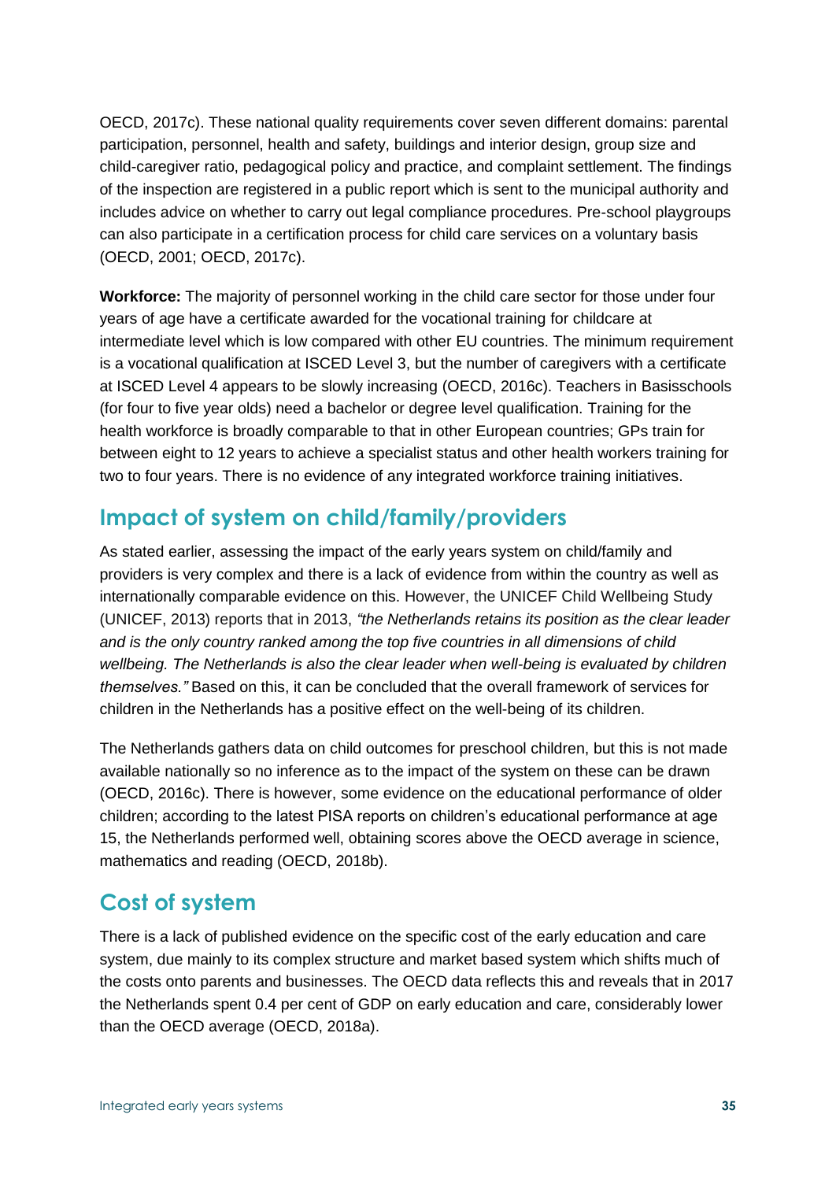OECD, 2017c). These national quality requirements cover seven different domains: parental participation, personnel, health and safety, buildings and interior design, group size and child-caregiver ratio, pedagogical policy and practice, and complaint settlement. The findings of the inspection are registered in a public report which is sent to the municipal authority and includes advice on whether to carry out legal compliance procedures. Pre-school playgroups can also participate in a certification process for child care services on a voluntary basis (OECD, 2001; OECD, 2017c).

**Workforce:** The majority of personnel working in the child care sector for those under four years of age have a certificate awarded for the vocational training for childcare at intermediate level which is low compared with other EU countries. The minimum requirement is a vocational qualification at ISCED Level 3, but the number of caregivers with a certificate at ISCED Level 4 appears to be slowly increasing (OECD, 2016c). Teachers in Basisschools (for four to five year olds) need a bachelor or degree level qualification. Training for the health workforce is broadly comparable to that in other European countries; GPs train for between eight to 12 years to achieve a specialist status and other health workers training for two to four years. There is no evidence of any integrated workforce training initiatives.

## Impact of system on child/family/providers

As stated earlier, assessing the impact of the early years system on child/family and providers is very complex and there is a lack of evidence from within the country as well as internationally comparable evidence on this. However, the UNICEF Child Wellbeing Study (UNICEF, 2013) reports that in 2013, *"the Netherlands retains its position as the clear leader and is the only country ranked among the top five countries in all dimensions of child wellbeing. The Netherlands is also the clear leader when well-being is evaluated by children themselves."* Based on this, it can be concluded that the overall framework of services for children in the Netherlands has a positive effect on the well-being of its children.

The Netherlands gathers data on child outcomes for preschool children, but this is not made available nationally so no inference as to the impact of the system on these can be drawn (OECD, 2016c). There is however, some evidence on the educational performance of older children; according to the latest PISA reports on children's educational performance at age 15, the Netherlands performed well, obtaining scores above the OECD average in science, mathematics and reading (OECD, 2018b).

## Cost of system

There is a lack of published evidence on the specific cost of the early education and care system, due mainly to its complex structure and market based system which shifts much of the costs onto parents and businesses. The OECD data reflects this and reveals that in 2017 the Netherlands spent 0.4 per cent of GDP on early education and care, considerably lower than the OECD average (OECD, 2018a).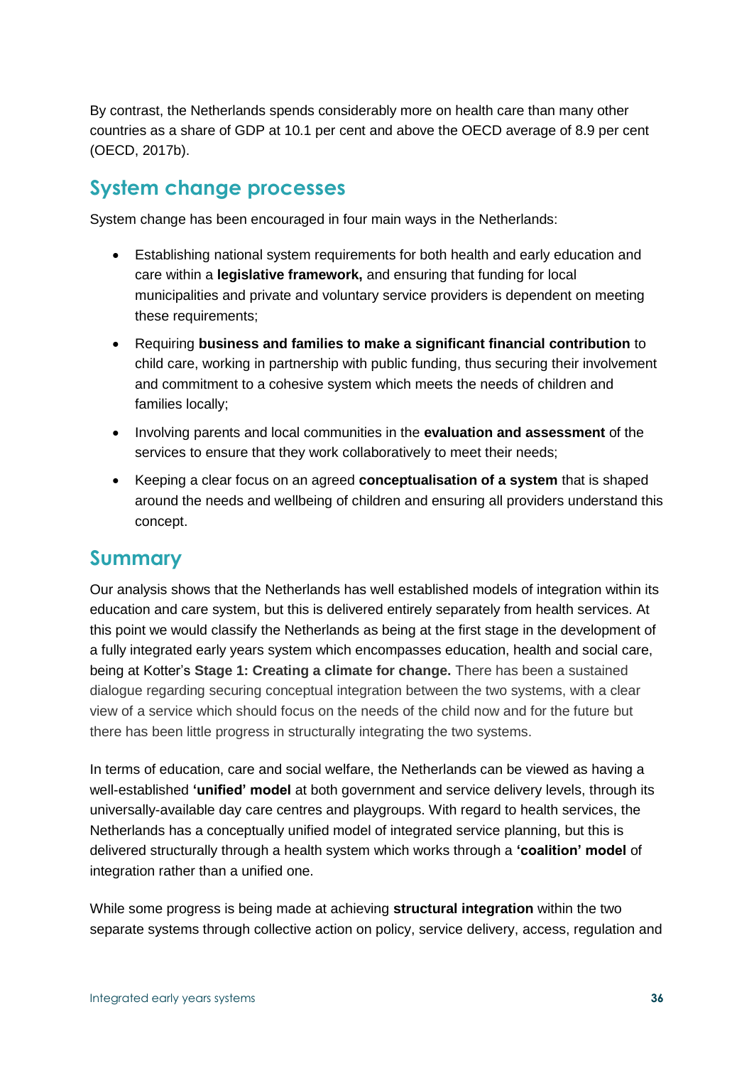By contrast, the Netherlands spends considerably more on health care than many other countries as a share of GDP at 10.1 per cent and above the OECD average of 8.9 per cent (OECD, 2017b).

## System change processes

System change has been encouraged in four main ways in the Netherlands:

- Establishing national system requirements for both health and early education and care within a **legislative framework,** and ensuring that funding for local municipalities and private and voluntary service providers is dependent on meeting these requirements;
- Requiring **business and families to make a significant financial contribution** to child care, working in partnership with public funding, thus securing their involvement and commitment to a cohesive system which meets the needs of children and families locally;
- Involving parents and local communities in the **evaluation and assessment** of the services to ensure that they work collaboratively to meet their needs;
- Keeping a clear focus on an agreed **conceptualisation of a system** that is shaped around the needs and wellbeing of children and ensuring all providers understand this concept.

## Summary

Our analysis shows that the Netherlands has well established models of integration within its education and care system, but this is delivered entirely separately from health services. At this point we would classify the Netherlands as being at the first stage in the development of a fully integrated early years system which encompasses education, health and social care, being at Kotter's **Stage 1: Creating a climate for change.** There has been a sustained dialogue regarding securing conceptual integration between the two systems, with a clear view of a service which should focus on the needs of the child now and for the future but there has been little progress in structurally integrating the two systems.

In terms of education, care and social welfare, the Netherlands can be viewed as having a well-established **'unified' model** at both government and service delivery levels, through its universally-available day care centres and playgroups. With regard to health services, the Netherlands has a conceptually unified model of integrated service planning, but this is delivered structurally through a health system which works through a **'coalition' model** of integration rather than a unified one.

While some progress is being made at achieving **structural integration** within the two separate systems through collective action on policy, service delivery, access, regulation and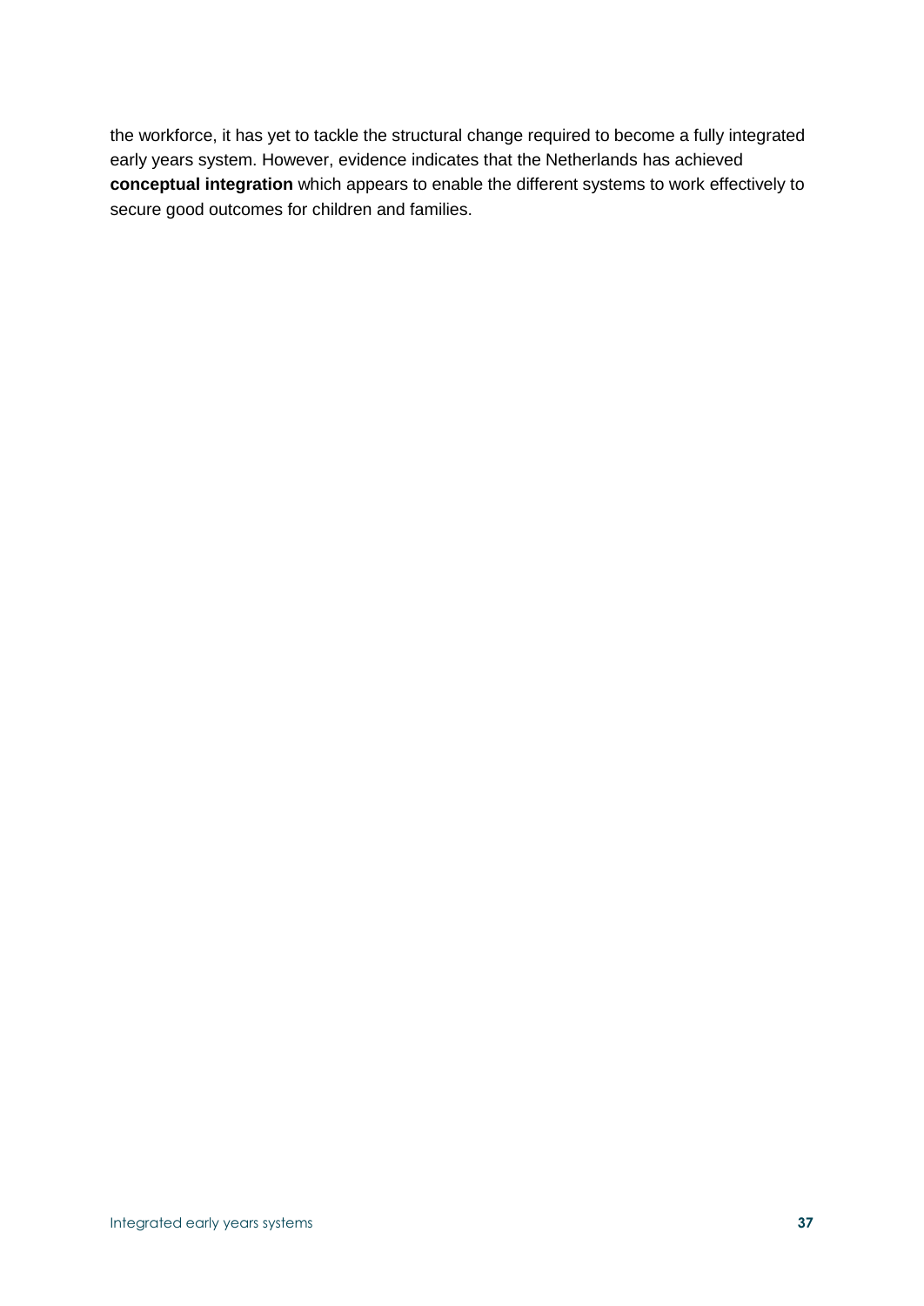the workforce, it has yet to tackle the structural change required to become a fully integrated early years system. However, evidence indicates that the Netherlands has achieved **conceptual integration** which appears to enable the different systems to work effectively to secure good outcomes for children and families.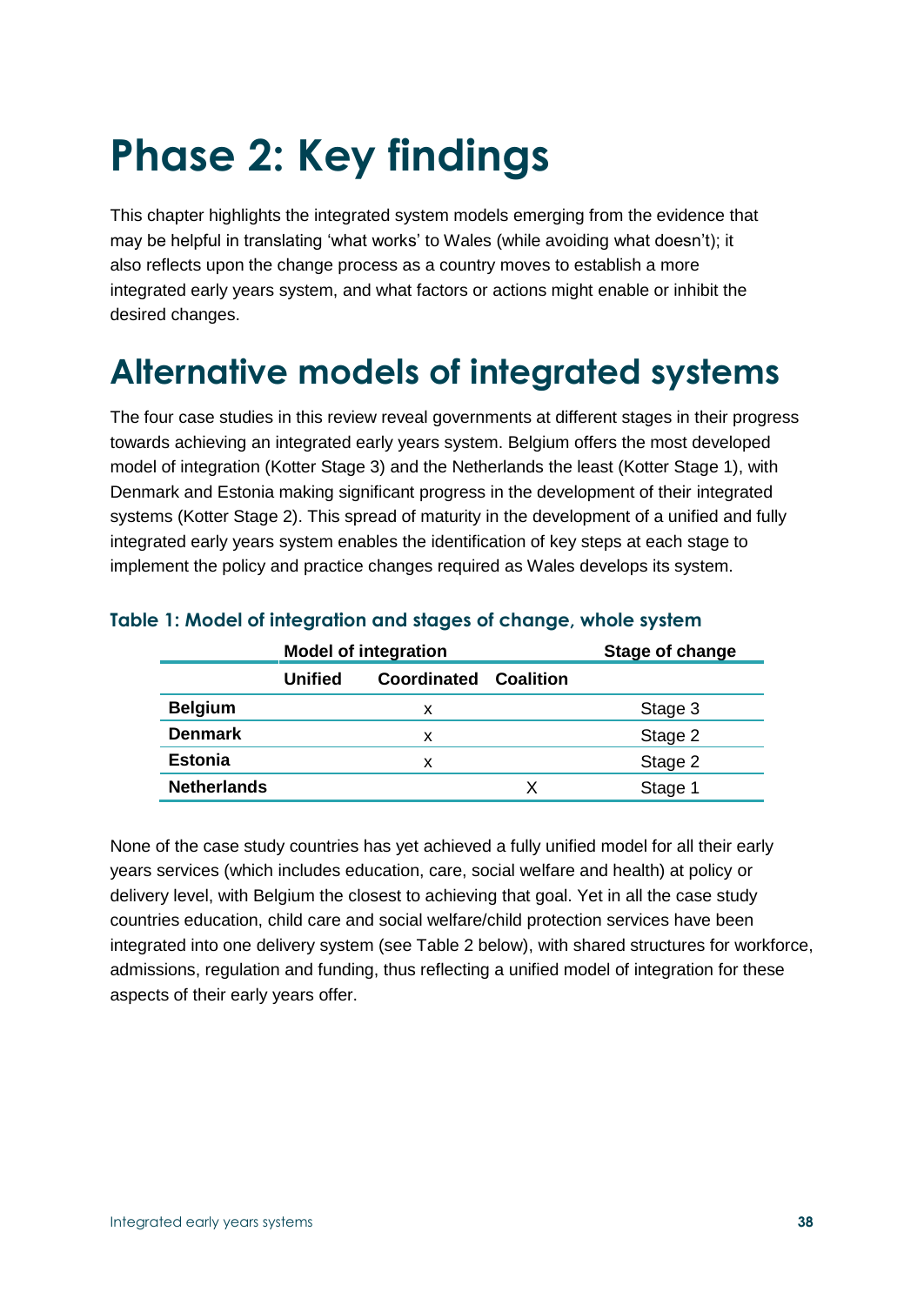# Phase 2: Key findings

This chapter highlights the integrated system models emerging from the evidence that may be helpful in translating 'what works' to Wales (while avoiding what doesn't); it also reflects upon the change process as a country moves to establish a more integrated early years system, and what factors or actions might enable or inhibit the desired changes.

## Alternative models of integrated systems

The four case studies in this review reveal governments at different stages in their progress towards achieving an integrated early years system. Belgium offers the most developed model of integration (Kotter Stage 3) and the Netherlands the least (Kotter Stage 1), with Denmark and Estonia making significant progress in the development of their integrated systems (Kotter Stage 2). This spread of maturity in the development of a unified and fully integrated early years system enables the identification of key steps at each stage to implement the policy and practice changes required as Wales develops its system.

### Table 1: Model of integration and stages of change, whole system

| | Model of integration | | | Stage of change |
|---|---|---|---|---|
| | Unified | Coordinated | Coalition | |
| **Belgium** | | x | | Stage 3 |
| **Denmark** | | x | | Stage 2 |
| **Estonia** | | x | | Stage 2 |
| **Netherlands** | | | X | Stage 1 |

None of the case study countries has yet achieved a fully unified model for all their early years services (which includes education, care, social welfare and health) at policy or delivery level, with Belgium the closest to achieving that goal. Yet in all the case study countries education, child care and social welfare/child protection services have been integrated into one delivery system (see Table 2 below), with shared structures for workforce, admissions, regulation and funding, thus reflecting a unified model of integration for these aspects of their early years offer.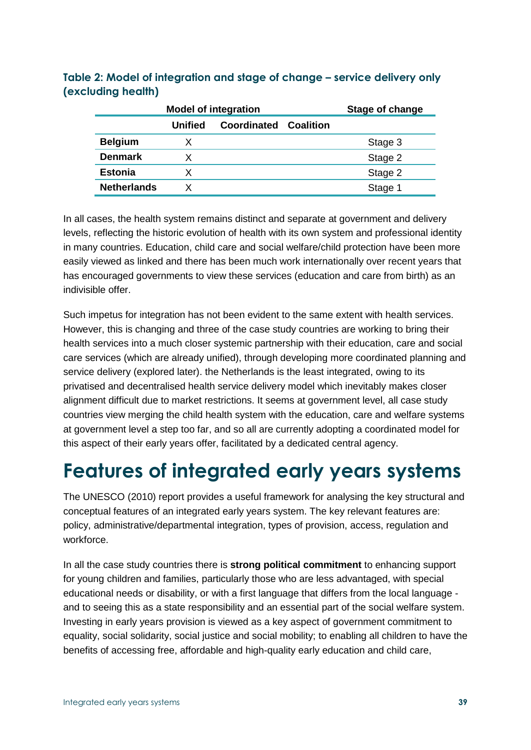**Table 2: Model of integration and stage of change – service delivery only (excluding health)**

| | Model of integration | | | Stage of change |
|---|---|---|---|---|
| | Unified | Coordinated | Coalition | |
| **Belgium** | X | | | Stage 3 |
| **Denmark** | X | | | Stage 2 |
| **Estonia** | X | | | Stage 2 |
| **Netherlands** | X | | | Stage 1 |

In all cases, the health system remains distinct and separate at government and delivery levels, reflecting the historic evolution of health with its own system and professional identity in many countries. Education, child care and social welfare/child protection have been more easily viewed as linked and there has been much work internationally over recent years that has encouraged governments to view these services (education and care from birth) as an indivisible offer.

Such impetus for integration has not been evident to the same extent with health services. However, this is changing and three of the case study countries are working to bring their health services into a much closer systemic partnership with their education, care and social care services (which are already unified), through developing more coordinated planning and service delivery (explored later). the Netherlands is the least integrated, owing to its privatised and decentralised health service delivery model which inevitably makes closer alignment difficult due to market restrictions. It seems at government level, all case study countries view merging the child health system with the education, care and welfare systems at government level a step too far, and so all are currently adopting a coordinated model for this aspect of their early years offer, facilitated by a dedicated central agency.

# Features of integrated early years systems

The UNESCO (2010) report provides a useful framework for analysing the key structural and conceptual features of an integrated early years system. The key relevant features are: policy, administrative/departmental integration, types of provision, access, regulation and workforce.

In all the case study countries there is **strong political commitment** to enhancing support for young children and families, particularly those who are less advantaged, with special educational needs or disability, or with a first language that differs from the local language - and to seeing this as a state responsibility and an essential part of the social welfare system. Investing in early years provision is viewed as a key aspect of government commitment to equality, social solidarity, social justice and social mobility; to enabling all children to have the benefits of accessing free, affordable and high-quality early education and child care,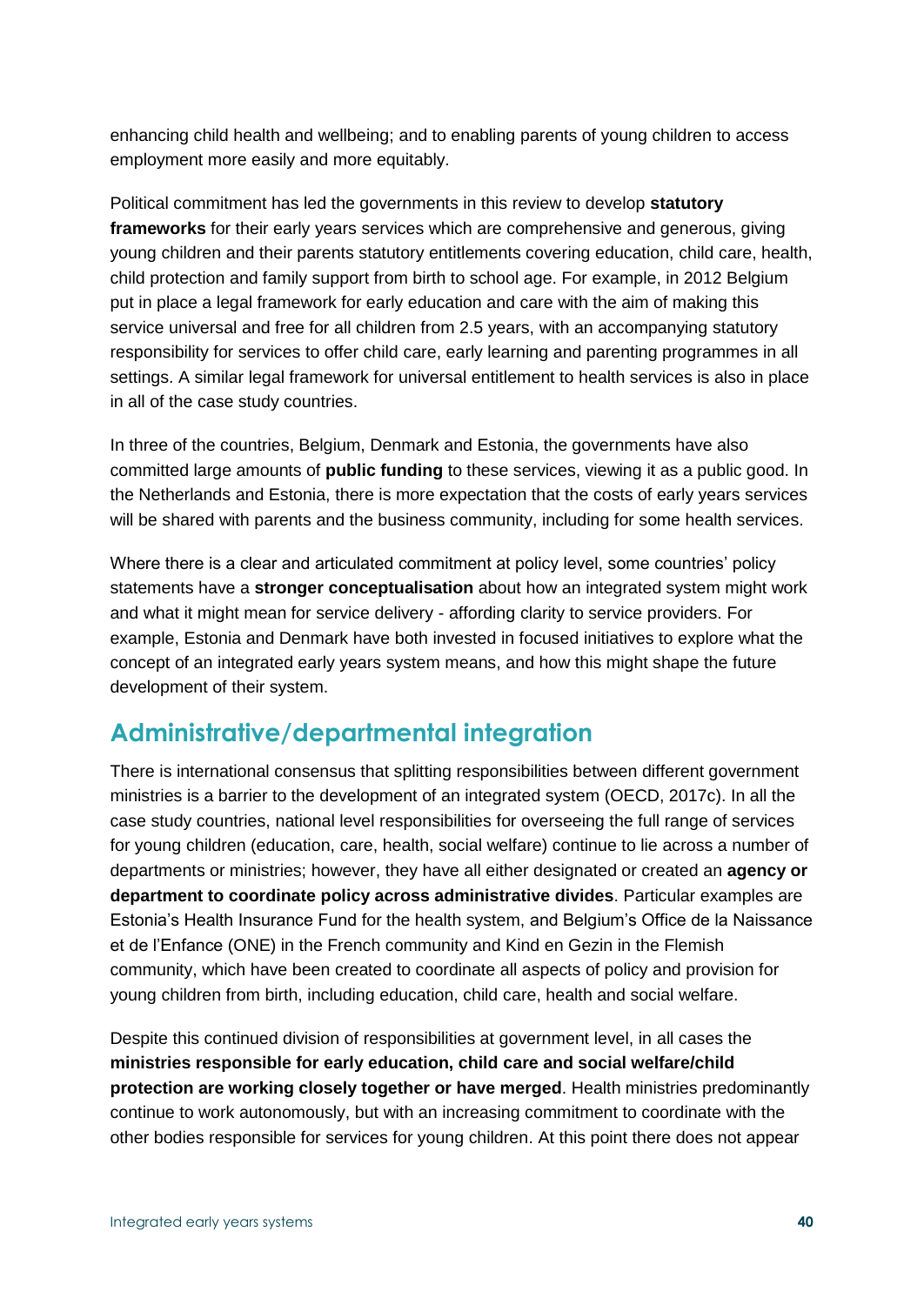enhancing child health and wellbeing; and to enabling parents of young children to access employment more easily and more equitably.

Political commitment has led the governments in this review to develop **statutory frameworks** for their early years services which are comprehensive and generous, giving young children and their parents statutory entitlements covering education, child care, health, child protection and family support from birth to school age. For example, in 2012 Belgium put in place a legal framework for early education and care with the aim of making this service universal and free for all children from 2.5 years, with an accompanying statutory responsibility for services to offer child care, early learning and parenting programmes in all settings. A similar legal framework for universal entitlement to health services is also in place in all of the case study countries.

In three of the countries, Belgium, Denmark and Estonia, the governments have also committed large amounts of **public funding** to these services, viewing it as a public good. In the Netherlands and Estonia, there is more expectation that the costs of early years services will be shared with parents and the business community, including for some health services.

Where there is a clear and articulated commitment at policy level, some countries' policy statements have a **stronger conceptualisation** about how an integrated system might work and what it might mean for service delivery - affording clarity to service providers. For example, Estonia and Denmark have both invested in focused initiatives to explore what the concept of an integrated early years system means, and how this might shape the future development of their system.

## Administrative/departmental integration

There is international consensus that splitting responsibilities between different government ministries is a barrier to the development of an integrated system (OECD, 2017c). In all the case study countries, national level responsibilities for overseeing the full range of services for young children (education, care, health, social welfare) continue to lie across a number of departments or ministries; however, they have all either designated or created an **agency or department to coordinate policy across administrative divides**. Particular examples are Estonia's Health Insurance Fund for the health system, and Belgium's Office de la Naissance et de l'Enfance (ONE) in the French community and Kind en Gezin in the Flemish community, which have been created to coordinate all aspects of policy and provision for young children from birth, including education, child care, health and social welfare.

Despite this continued division of responsibilities at government level, in all cases the **ministries responsible for early education, child care and social welfare/child protection are working closely together or have merged**. Health ministries predominantly continue to work autonomously, but with an increasing commitment to coordinate with the other bodies responsible for services for young children. At this point there does not appear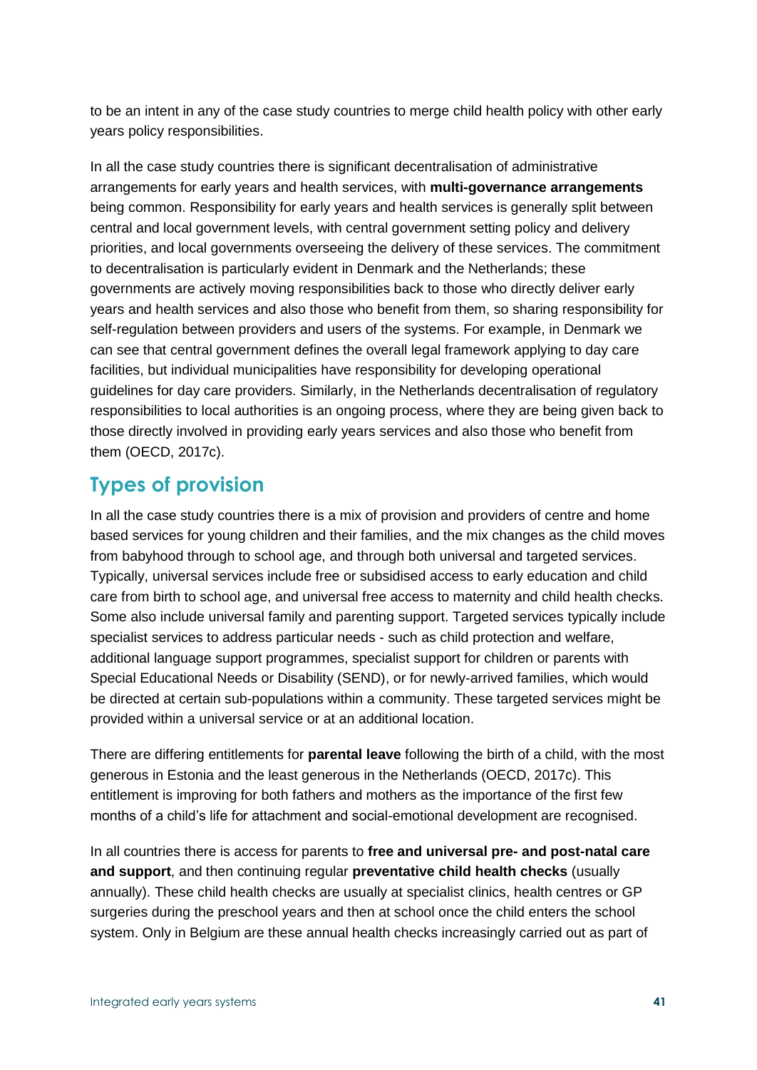to be an intent in any of the case study countries to merge child health policy with other early years policy responsibilities.

In all the case study countries there is significant decentralisation of administrative arrangements for early years and health services, with **multi-governance arrangements** being common. Responsibility for early years and health services is generally split between central and local government levels, with central government setting policy and delivery priorities, and local governments overseeing the delivery of these services. The commitment to decentralisation is particularly evident in Denmark and the Netherlands; these governments are actively moving responsibilities back to those who directly deliver early years and health services and also those who benefit from them, so sharing responsibility for self-regulation between providers and users of the systems. For example, in Denmark we can see that central government defines the overall legal framework applying to day care facilities, but individual municipalities have responsibility for developing operational guidelines for day care providers. Similarly, in the Netherlands decentralisation of regulatory responsibilities to local authorities is an ongoing process, where they are being given back to those directly involved in providing early years services and also those who benefit from them (OECD, 2017c).

## Types of provision

In all the case study countries there is a mix of provision and providers of centre and home based services for young children and their families, and the mix changes as the child moves from babyhood through to school age, and through both universal and targeted services. Typically, universal services include free or subsidised access to early education and child care from birth to school age, and universal free access to maternity and child health checks. Some also include universal family and parenting support. Targeted services typically include specialist services to address particular needs - such as child protection and welfare, additional language support programmes, specialist support for children or parents with Special Educational Needs or Disability (SEND), or for newly-arrived families, which would be directed at certain sub-populations within a community. These targeted services might be provided within a universal service or at an additional location.

There are differing entitlements for **parental leave** following the birth of a child, with the most generous in Estonia and the least generous in the Netherlands (OECD, 2017c). This entitlement is improving for both fathers and mothers as the importance of the first few months of a child's life for attachment and social-emotional development are recognised.

In all countries there is access for parents to **free and universal pre- and post-natal care and support**, and then continuing regular **preventative child health checks** (usually annually). These child health checks are usually at specialist clinics, health centres or GP surgeries during the preschool years and then at school once the child enters the school system. Only in Belgium are these annual health checks increasingly carried out as part of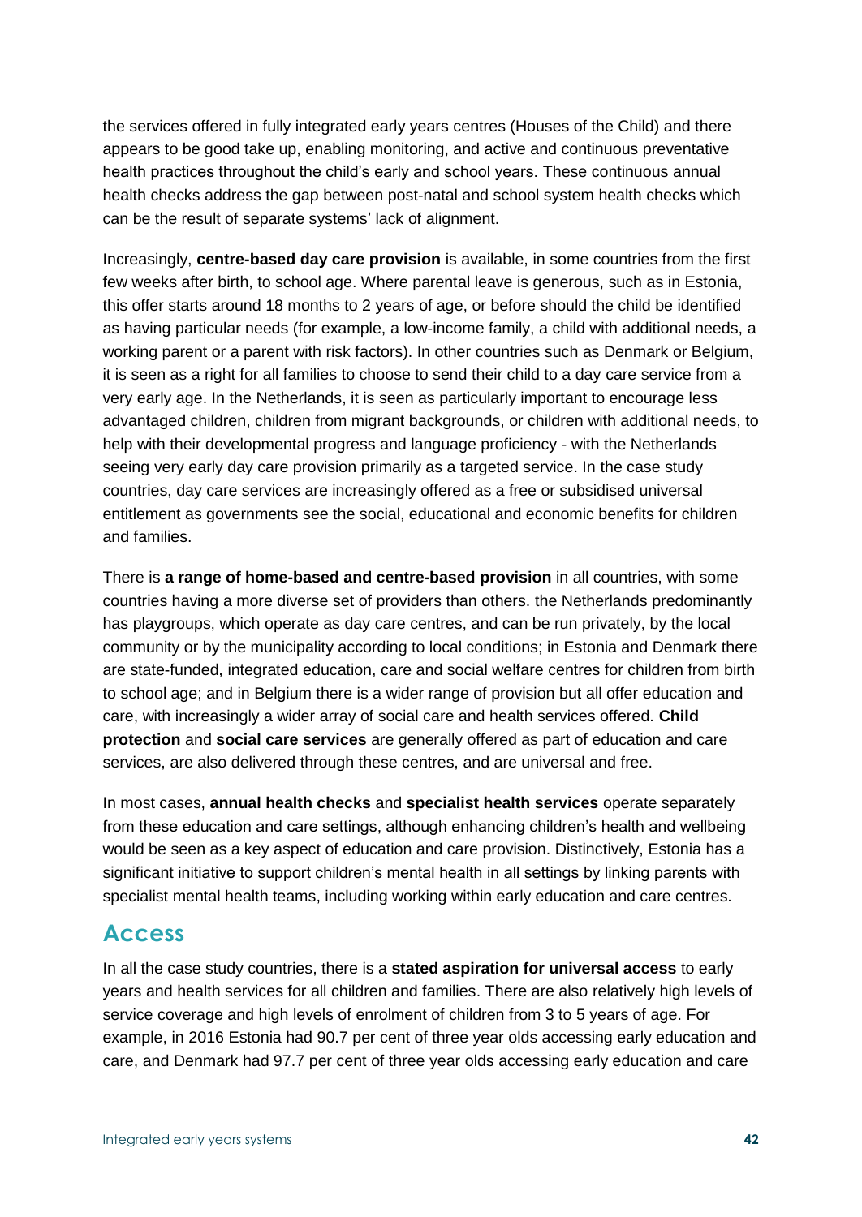the services offered in fully integrated early years centres (Houses of the Child) and there appears to be good take up, enabling monitoring, and active and continuous preventative health practices throughout the child's early and school years. These continuous annual health checks address the gap between post-natal and school system health checks which can be the result of separate systems' lack of alignment.

Increasingly, **centre-based day care provision** is available, in some countries from the first few weeks after birth, to school age. Where parental leave is generous, such as in Estonia, this offer starts around 18 months to 2 years of age, or before should the child be identified as having particular needs (for example, a low-income family, a child with additional needs, a working parent or a parent with risk factors). In other countries such as Denmark or Belgium, it is seen as a right for all families to choose to send their child to a day care service from a very early age. In the Netherlands, it is seen as particularly important to encourage less advantaged children, children from migrant backgrounds, or children with additional needs, to help with their developmental progress and language proficiency - with the Netherlands seeing very early day care provision primarily as a targeted service. In the case study countries, day care services are increasingly offered as a free or subsidised universal entitlement as governments see the social, educational and economic benefits for children and families.

There is **a range of home-based and centre-based provision** in all countries, with some countries having a more diverse set of providers than others. the Netherlands predominantly has playgroups, which operate as day care centres, and can be run privately, by the local community or by the municipality according to local conditions; in Estonia and Denmark there are state-funded, integrated education, care and social welfare centres for children from birth to school age; and in Belgium there is a wider range of provision but all offer education and care, with increasingly a wider array of social care and health services offered. **Child protection** and **social care services** are generally offered as part of education and care services, are also delivered through these centres, and are universal and free.

In most cases, **annual health checks** and **specialist health services** operate separately from these education and care settings, although enhancing children's health and wellbeing would be seen as a key aspect of education and care provision. Distinctively, Estonia has a significant initiative to support children's mental health in all settings by linking parents with specialist mental health teams, including working within early education and care centres.

## Access

In all the case study countries, there is a **stated aspiration for universal access** to early years and health services for all children and families. There are also relatively high levels of service coverage and high levels of enrolment of children from 3 to 5 years of age. For example, in 2016 Estonia had 90.7 per cent of three year olds accessing early education and care, and Denmark had 97.7 per cent of three year olds accessing early education and care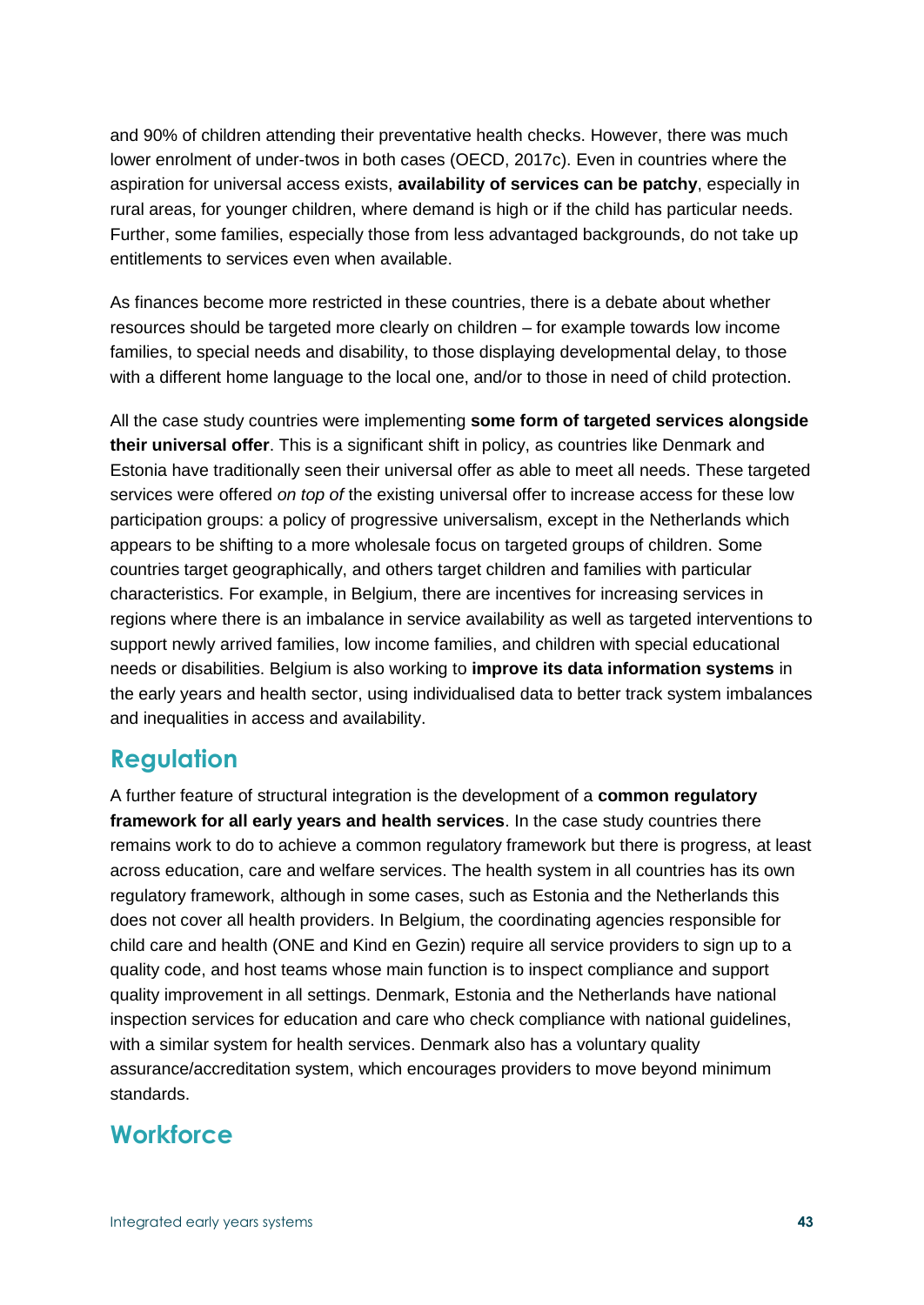and 90% of children attending their preventative health checks. However, there was much lower enrolment of under-twos in both cases (OECD, 2017c). Even in countries where the aspiration for universal access exists, **availability of services can be patchy**, especially in rural areas, for younger children, where demand is high or if the child has particular needs. Further, some families, especially those from less advantaged backgrounds, do not take up entitlements to services even when available.

As finances become more restricted in these countries, there is a debate about whether resources should be targeted more clearly on children – for example towards low income families, to special needs and disability, to those displaying developmental delay, to those with a different home language to the local one, and/or to those in need of child protection.

All the case study countries were implementing **some form of targeted services alongside their universal offer**. This is a significant shift in policy, as countries like Denmark and Estonia have traditionally seen their universal offer as able to meet all needs. These targeted services were offered *on top of* the existing universal offer to increase access for these low participation groups: a policy of progressive universalism, except in the Netherlands which appears to be shifting to a more wholesale focus on targeted groups of children. Some countries target geographically, and others target children and families with particular characteristics. For example, in Belgium, there are incentives for increasing services in regions where there is an imbalance in service availability as well as targeted interventions to support newly arrived families, low income families, and children with special educational needs or disabilities. Belgium is also working to **improve its data information systems** in the early years and health sector, using individualised data to better track system imbalances and inequalities in access and availability.

## Regulation

A further feature of structural integration is the development of a **common regulatory framework for all early years and health services**. In the case study countries there remains work to do to achieve a common regulatory framework but there is progress, at least across education, care and welfare services. The health system in all countries has its own regulatory framework, although in some cases, such as Estonia and the Netherlands this does not cover all health providers. In Belgium, the coordinating agencies responsible for child care and health (ONE and Kind en Gezin) require all service providers to sign up to a quality code, and host teams whose main function is to inspect compliance and support quality improvement in all settings. Denmark, Estonia and the Netherlands have national inspection services for education and care who check compliance with national guidelines, with a similar system for health services. Denmark also has a voluntary quality assurance/accreditation system, which encourages providers to move beyond minimum standards.

## Workforce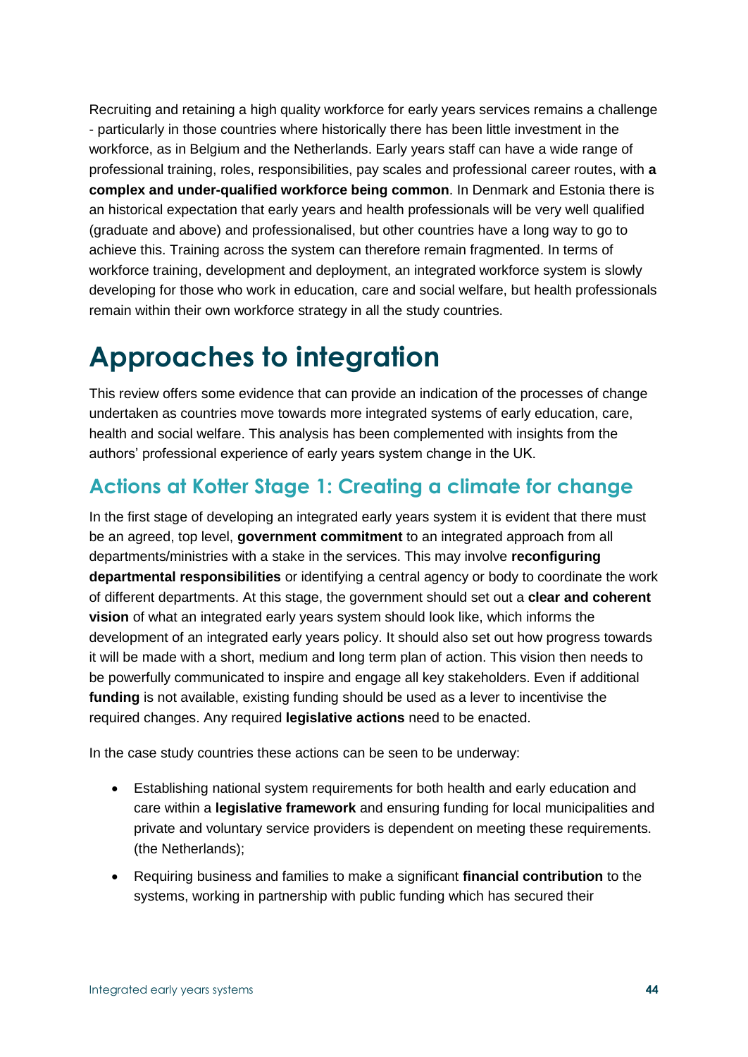Recruiting and retaining a high quality workforce for early years services remains a challenge - particularly in those countries where historically there has been little investment in the workforce, as in Belgium and the Netherlands. Early years staff can have a wide range of professional training, roles, responsibilities, pay scales and professional career routes, with **a complex and under-qualified workforce being common**. In Denmark and Estonia there is an historical expectation that early years and health professionals will be very well qualified (graduate and above) and professionalised, but other countries have a long way to go to achieve this. Training across the system can therefore remain fragmented. In terms of workforce training, development and deployment, an integrated workforce system is slowly developing for those who work in education, care and social welfare, but health professionals remain within their own workforce strategy in all the study countries.

# Approaches to integration

This review offers some evidence that can provide an indication of the processes of change undertaken as countries move towards more integrated systems of early education, care, health and social welfare. This analysis has been complemented with insights from the authors' professional experience of early years system change in the UK.

## Actions at Kotter Stage 1: Creating a climate for change

In the first stage of developing an integrated early years system it is evident that there must be an agreed, top level, **government commitment** to an integrated approach from all departments/ministries with a stake in the services. This may involve **reconfiguring departmental responsibilities** or identifying a central agency or body to coordinate the work of different departments. At this stage, the government should set out a **clear and coherent vision** of what an integrated early years system should look like, which informs the development of an integrated early years policy. It should also set out how progress towards it will be made with a short, medium and long term plan of action. This vision then needs to be powerfully communicated to inspire and engage all key stakeholders. Even if additional **funding** is not available, existing funding should be used as a lever to incentivise the required changes. Any required **legislative actions** need to be enacted.

In the case study countries these actions can be seen to be underway:

- Establishing national system requirements for both health and early education and care within a **legislative framework** and ensuring funding for local municipalities and private and voluntary service providers is dependent on meeting these requirements. (the Netherlands);
- Requiring business and families to make a significant **financial contribution** to the systems, working in partnership with public funding which has secured their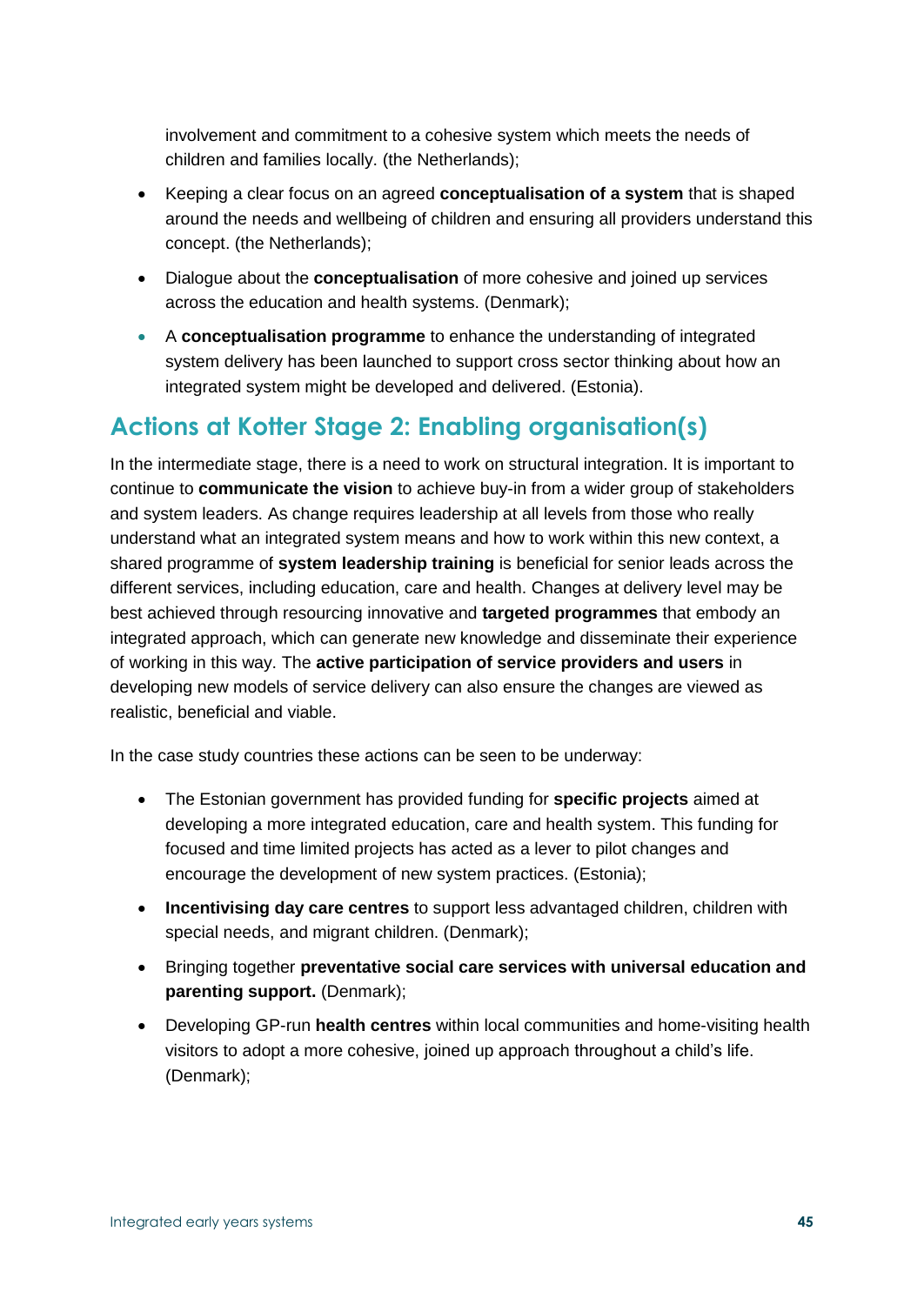involvement and commitment to a cohesive system which meets the needs of children and families locally. (the Netherlands);

- Keeping a clear focus on an agreed **conceptualisation of a system** that is shaped around the needs and wellbeing of children and ensuring all providers understand this concept. (the Netherlands);
- Dialogue about the **conceptualisation** of more cohesive and joined up services across the education and health systems. (Denmark);
- A **conceptualisation programme** to enhance the understanding of integrated system delivery has been launched to support cross sector thinking about how an integrated system might be developed and delivered. (Estonia).

## Actions at Kotter Stage 2: Enabling organisation(s)

In the intermediate stage, there is a need to work on structural integration. It is important to continue to **communicate the vision** to achieve buy-in from a wider group of stakeholders and system leaders. As change requires leadership at all levels from those who really understand what an integrated system means and how to work within this new context, a shared programme of **system leadership training** is beneficial for senior leads across the different services, including education, care and health. Changes at delivery level may be best achieved through resourcing innovative and **targeted programmes** that embody an integrated approach, which can generate new knowledge and disseminate their experience of working in this way. The **active participation of service providers and users** in developing new models of service delivery can also ensure the changes are viewed as realistic, beneficial and viable.

In the case study countries these actions can be seen to be underway:

- The Estonian government has provided funding for **specific projects** aimed at developing a more integrated education, care and health system. This funding for focused and time limited projects has acted as a lever to pilot changes and encourage the development of new system practices. (Estonia);
- **Incentivising day care centres** to support less advantaged children, children with special needs, and migrant children. (Denmark);
- Bringing together **preventative social care services with universal education and parenting support.** (Denmark);
- Developing GP-run **health centres** within local communities and home-visiting health visitors to adopt a more cohesive, joined up approach throughout a child's life. (Denmark);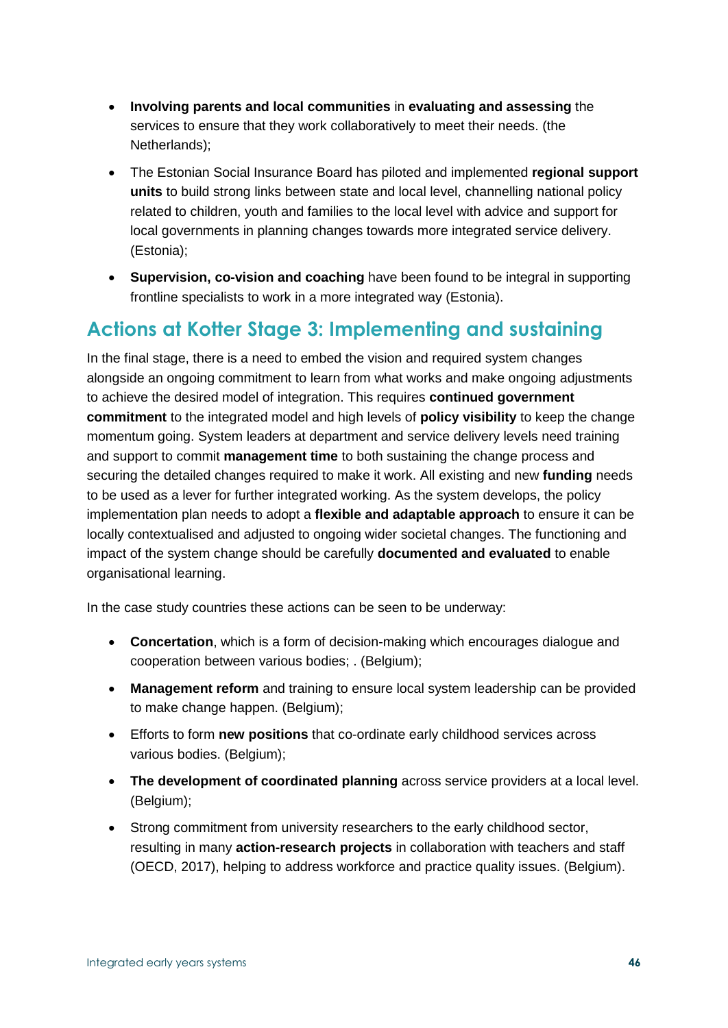- **Involving parents and local communities** in **evaluating and assessing** the services to ensure that they work collaboratively to meet their needs. (the Netherlands);
- The Estonian Social Insurance Board has piloted and implemented **regional support units** to build strong links between state and local level, channelling national policy related to children, youth and families to the local level with advice and support for local governments in planning changes towards more integrated service delivery. (Estonia);
- **Supervision, co-vision and coaching** have been found to be integral in supporting frontline specialists to work in a more integrated way (Estonia).

## Actions at Kotter Stage 3: Implementing and sustaining

In the final stage, there is a need to embed the vision and required system changes alongside an ongoing commitment to learn from what works and make ongoing adjustments to achieve the desired model of integration. This requires **continued government commitment** to the integrated model and high levels of **policy visibility** to keep the change momentum going. System leaders at department and service delivery levels need training and support to commit **management time** to both sustaining the change process and securing the detailed changes required to make it work. All existing and new **funding** needs to be used as a lever for further integrated working. As the system develops, the policy implementation plan needs to adopt a **flexible and adaptable approach** to ensure it can be locally contextualised and adjusted to ongoing wider societal changes. The functioning and impact of the system change should be carefully **documented and evaluated** to enable organisational learning.

In the case study countries these actions can be seen to be underway:

- **Concertation**, which is a form of decision-making which encourages dialogue and cooperation between various bodies; . (Belgium);
- **Management reform** and training to ensure local system leadership can be provided to make change happen. (Belgium);
- Efforts to form **new positions** that co-ordinate early childhood services across various bodies. (Belgium);
- **The development of coordinated planning** across service providers at a local level. (Belgium);
- Strong commitment from university researchers to the early childhood sector, resulting in many **action-research projects** in collaboration with teachers and staff (OECD, 2017), helping to address workforce and practice quality issues. (Belgium).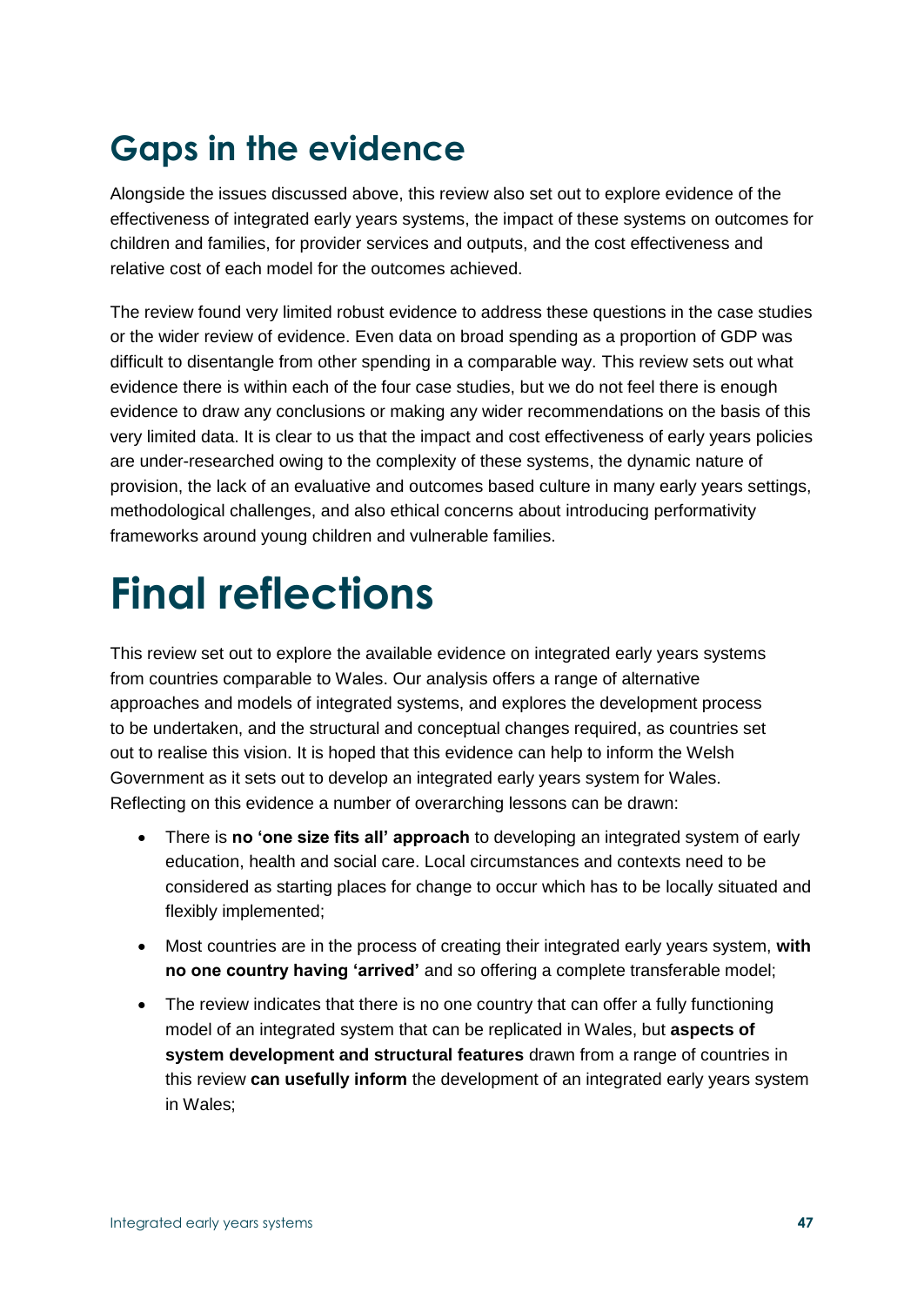## Gaps in the evidence

Alongside the issues discussed above, this review also set out to explore evidence of the effectiveness of integrated early years systems, the impact of these systems on outcomes for children and families, for provider services and outputs, and the cost effectiveness and relative cost of each model for the outcomes achieved.

The review found very limited robust evidence to address these questions in the case studies or the wider review of evidence. Even data on broad spending as a proportion of GDP was difficult to disentangle from other spending in a comparable way. This review sets out what evidence there is within each of the four case studies, but we do not feel there is enough evidence to draw any conclusions or making any wider recommendations on the basis of this very limited data. It is clear to us that the impact and cost effectiveness of early years policies are under-researched owing to the complexity of these systems, the dynamic nature of provision, the lack of an evaluative and outcomes based culture in many early years settings, methodological challenges, and also ethical concerns about introducing performativity frameworks around young children and vulnerable families.

# Final reflections

This review set out to explore the available evidence on integrated early years systems from countries comparable to Wales. Our analysis offers a range of alternative approaches and models of integrated systems, and explores the development process to be undertaken, and the structural and conceptual changes required, as countries set out to realise this vision. It is hoped that this evidence can help to inform the Welsh Government as it sets out to develop an integrated early years system for Wales. Reflecting on this evidence a number of overarching lessons can be drawn:

- There is **no 'one size fits all' approach** to developing an integrated system of early education, health and social care. Local circumstances and contexts need to be considered as starting places for change to occur which has to be locally situated and flexibly implemented;
- Most countries are in the process of creating their integrated early years system, **with no one country having 'arrived'** and so offering a complete transferable model;
- The review indicates that there is no one country that can offer a fully functioning model of an integrated system that can be replicated in Wales, but **aspects of system development and structural features** drawn from a range of countries in this review **can usefully inform** the development of an integrated early years system in Wales;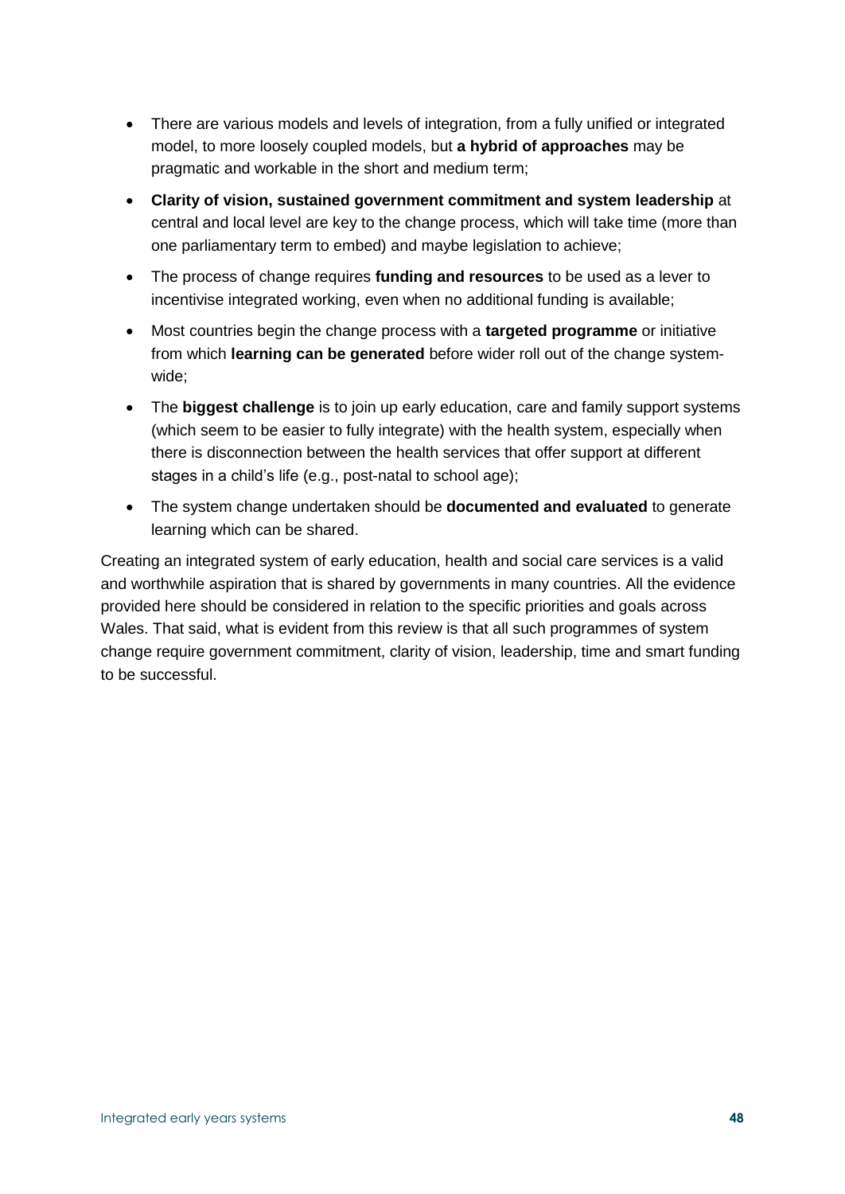- There are various models and levels of integration, from a fully unified or integrated model, to more loosely coupled models, but **a hybrid of approaches** may be pragmatic and workable in the short and medium term;
- **Clarity of vision, sustained government commitment and system leadership** at central and local level are key to the change process, which will take time (more than one parliamentary term to embed) and maybe legislation to achieve;
- The process of change requires **funding and resources** to be used as a lever to incentivise integrated working, even when no additional funding is available;
- Most countries begin the change process with a **targeted programme** or initiative from which **learning can be generated** before wider roll out of the change system-wide;
- The **biggest challenge** is to join up early education, care and family support systems (which seem to be easier to fully integrate) with the health system, especially when there is disconnection between the health services that offer support at different stages in a child's life (e.g., post-natal to school age);
- The system change undertaken should be **documented and evaluated** to generate learning which can be shared.

Creating an integrated system of early education, health and social care services is a valid and worthwhile aspiration that is shared by governments in many countries. All the evidence provided here should be considered in relation to the specific priorities and goals across Wales. That said, what is evident from this review is that all such programmes of system change require government commitment, clarity of vision, leadership, time and smart funding to be successful.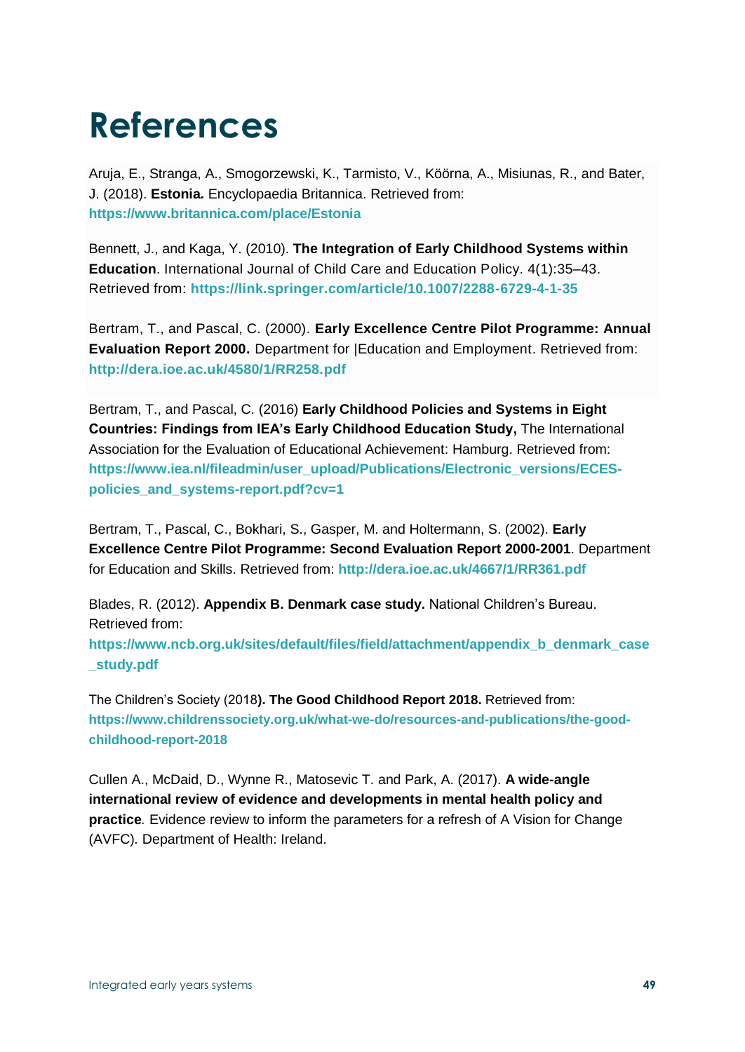# References

Aruja, E., Stranga, A., Smogorzewski, K., Tarmisto, V., Köörna, A., Misiunas, R., and Bater, J. (2018). **Estonia.** Encyclopaedia Britannica. Retrieved from: **https://www.britannica.com/place/Estonia**

Bennett, J., and Kaga, Y. (2010). **The Integration of Early Childhood Systems within Education**. International Journal of Child Care and Education Policy. 4(1):35–43. Retrieved from: **https://link.springer.com/article/10.1007/2288-6729-4-1-35**

Bertram, T., and Pascal, C. (2000). **Early Excellence Centre Pilot Programme: Annual Evaluation Report 2000.** Department for |Education and Employment. Retrieved from: **http://dera.ioe.ac.uk/4580/1/RR258.pdf**

Bertram, T., and Pascal, C. (2016) **Early Childhood Policies and Systems in Eight Countries: Findings from IEA's Early Childhood Education Study,** The International Association for the Evaluation of Educational Achievement: Hamburg. Retrieved from: **https://www.iea.nl/fileadmin/user_upload/Publications/Electronic_versions/ECES-policies_and_systems-report.pdf?cv=1**

Bertram, T., Pascal, C., Bokhari, S., Gasper, M. and Holtermann, S. (2002). **Early Excellence Centre Pilot Programme: Second Evaluation Report 2000-2001**. Department for Education and Skills. Retrieved from: **http://dera.ioe.ac.uk/4667/1/RR361.pdf**

Blades, R. (2012). **Appendix B. Denmark case study.** National Children's Bureau. Retrieved from: **https://www.ncb.org.uk/sites/default/files/field/attachment/appendix_b_denmark_case_study.pdf**

The Children's Society (2018**). The Good Childhood Report 2018.** Retrieved from: **https://www.childrenssociety.org.uk/what-we-do/resources-and-publications/the-good-childhood-report-2018**

Cullen A., McDaid, D., Wynne R., Matosevic T. and Park, A. (2017). **A wide-angle international review of evidence and developments in mental health policy and practice***.* Evidence review to inform the parameters for a refresh of A Vision for Change (AVFC). Department of Health: Ireland.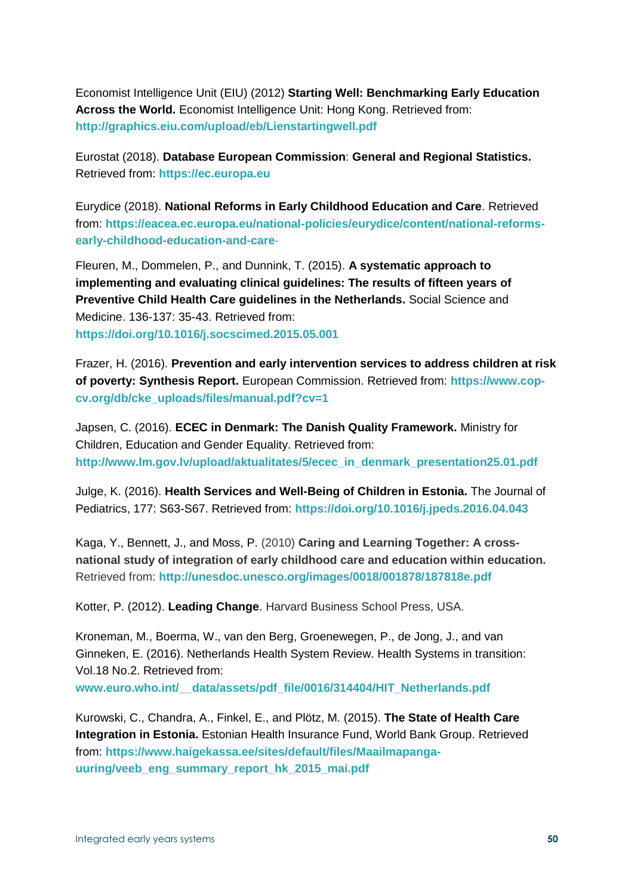Economist Intelligence Unit (EIU) (2012) **Starting Well: Benchmarking Early Education Across the World.** Economist Intelligence Unit: Hong Kong. Retrieved from: **http://graphics.eiu.com/upload/eb/Lienstartingwell.pdf**

Eurostat (2018). **Database European Commission**: **General and Regional Statistics.** Retrieved from: **https://ec.europa.eu**

Eurydice (2018). **National Reforms in Early Childhood Education and Care**. Retrieved from: **https://eacea.ec.europa.eu/national-policies/eurydice/content/national-reforms-early-childhood-education-and-care**-

Fleuren, M., Dommelen, P., and Dunnink, T. (2015). **A systematic approach to implementing and evaluating clinical guidelines: The results of fifteen years of Preventive Child Health Care guidelines in the Netherlands.** Social Science and Medicine. 136-137: 35-43. Retrieved from: **https://doi.org/10.1016/j.socscimed.2015.05.001**

Frazer, H. (2016). **Prevention and early intervention services to address children at risk of poverty: Synthesis Report.** European Commission. Retrieved from: **https://www.cop-cv.org/db/cke_uploads/files/manual.pdf?cv=1**

Japsen, C. (2016). **ECEC in Denmark: The Danish Quality Framework.** Ministry for Children, Education and Gender Equality. Retrieved from: **http://www.lm.gov.lv/upload/aktualitates/5/ecec_in_denmark_presentation25.01.pdf**

Julge, K. (2016). **Health Services and Well-Being of Children in Estonia.** The Journal of Pediatrics, 177: S63-S67. Retrieved from: **https://doi.org/10.1016/j.jpeds.2016.04.043**

Kaga, Y., Bennett, J., and Moss, P. (2010) **Caring and Learning Together: A cross-national study of integration of early childhood care and education within education.** Retrieved from: **http://unesdoc.unesco.org/images/0018/001878/187818e.pdf**

Kotter, P. (2012). **Leading Change**. Harvard Business School Press, USA.

Kroneman, M., Boerma, W., van den Berg, Groenewegen, P., de Jong, J., and van Ginneken, E. (2016). Netherlands Health System Review. Health Systems in transition: Vol.18 No.2. Retrieved from: **www.euro.who.int/__data/assets/pdf_file/0016/314404/HIT_Netherlands.pdf**

Kurowski, C., Chandra, A., Finkel, E., and Plötz, M. (2015). **The State of Health Care Integration in Estonia.** Estonian Health Insurance Fund, World Bank Group. Retrieved from: **https://www.haigekassa.ee/sites/default/files/Maailmapanga-uuring/veeb_eng_summary_report_hk_2015_mai.pdf**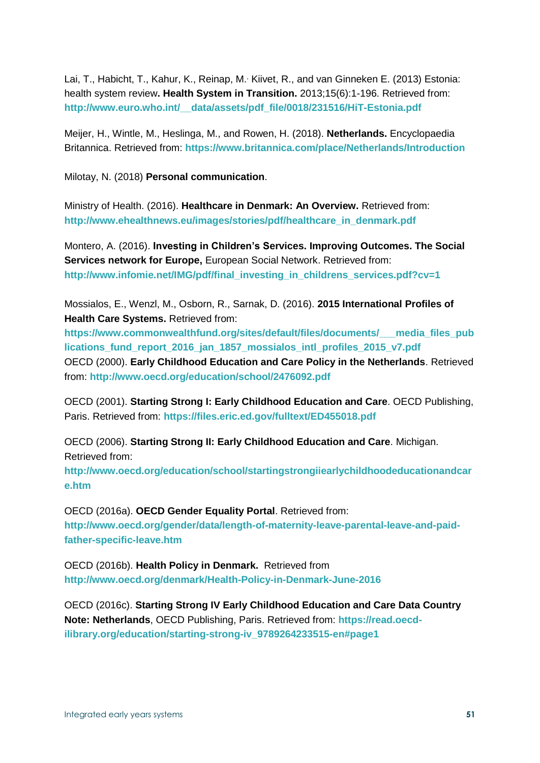Lai, T., Habicht, T., Kahur, K., Reinap, M., Kiivet, R., and van Ginneken E. (2013) Estonia: health system review**. Health System in Transition.** 2013;15(6):1-196. Retrieved from: **http://www.euro.who.int/__data/assets/pdf_file/0018/231516/HiT-Estonia.pdf**

Meijer, H., Wintle, M., Heslinga, M., and Rowen, H. (2018). **Netherlands.** Encyclopaedia Britannica. Retrieved from: **https://www.britannica.com/place/Netherlands/Introduction**

Milotay, N. (2018) **Personal communication**.

Ministry of Health. (2016). **Healthcare in Denmark: An Overview.** Retrieved from: **http://www.ehealthnews.eu/images/stories/pdf/healthcare_in_denmark.pdf**

Montero, A. (2016). **Investing in Children's Services. Improving Outcomes. The Social Services network for Europe,** European Social Network. Retrieved from: **http://www.infomie.net/IMG/pdf/final_investing_in_childrens_services.pdf?cv=1**

Mossialos, E., Wenzl, M., Osborn, R., Sarnak, D. (2016). **2015 International Profiles of Health Care Systems.** Retrieved from: **https://www.commonwealthfund.org/sites/default/files/documents/___media_files_publications_fund_report_2016_jan_1857_mossialos_intl_profiles_2015_v7.pdf**

OECD (2000). **Early Childhood Education and Care Policy in the Netherlands**. Retrieved from: **http://www.oecd.org/education/school/2476092.pdf**

OECD (2001). **Starting Strong I: Early Childhood Education and Care**. OECD Publishing, Paris. Retrieved from: **https://files.eric.ed.gov/fulltext/ED455018.pdf**

OECD (2006). **Starting Strong II: Early Childhood Education and Care**. Michigan. Retrieved from: **http://www.oecd.org/education/school/startingstrongiiearlychildhoodeducationandcare.htm**

OECD (2016a). **OECD Gender Equality Portal**. Retrieved from: **http://www.oecd.org/gender/data/length-of-maternity-leave-parental-leave-and-paid-father-specific-leave.htm**

OECD (2016b). **Health Policy in Denmark.** Retrieved from **http://www.oecd.org/denmark/Health-Policy-in-Denmark-June-2016**

OECD (2016c). **Starting Strong IV Early Childhood Education and Care Data Country Note: Netherlands**, OECD Publishing, Paris. Retrieved from: **https://read.oecd-ilibrary.org/education/starting-strong-iv_9789264233515-en#page1**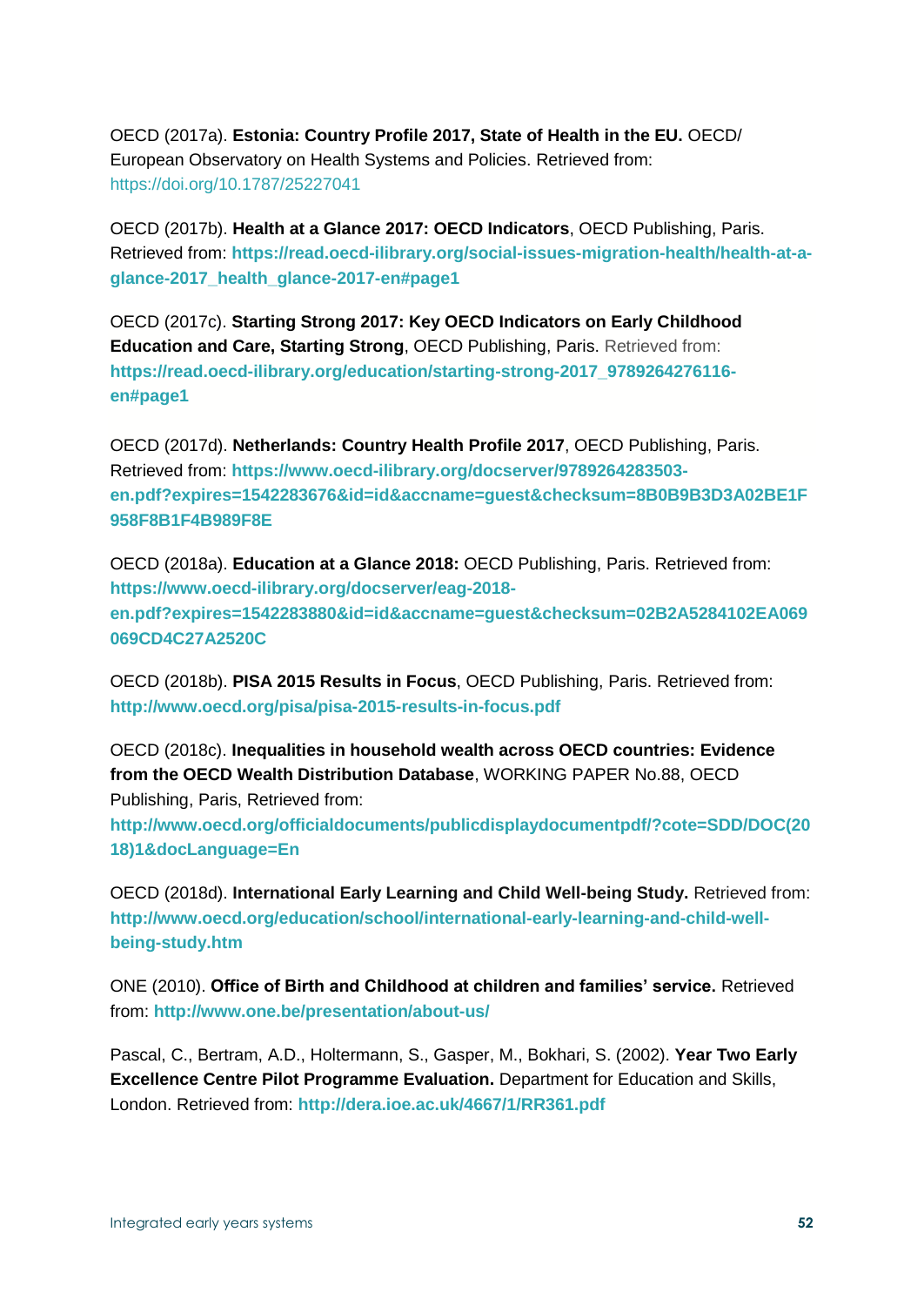OECD (2017a). **Estonia: Country Profile 2017, State of Health in the EU.** OECD/ European Observatory on Health Systems and Policies. Retrieved from: https://doi.org/10.1787/25227041

OECD (2017b). **Health at a Glance 2017: OECD Indicators**, OECD Publishing, Paris. Retrieved from: **https://read.oecd-ilibrary.org/social-issues-migration-health/health-at-a-glance-2017_health_glance-2017-en#page1**

OECD (2017c). **Starting Strong 2017: Key OECD Indicators on Early Childhood Education and Care, Starting Strong**, OECD Publishing, Paris. Retrieved from: **https://read.oecd-ilibrary.org/education/starting-strong-2017_9789264276116-en#page1**

OECD (2017d). **Netherlands: Country Health Profile 2017**, OECD Publishing, Paris. Retrieved from: **https://www.oecd-ilibrary.org/docserver/9789264283503-en.pdf?expires=1542283676&id=id&accname=guest&checksum=8B0B9B3D3A02BE1F958F8B1F4B989F8E**

OECD (2018a). **Education at a Glance 2018:** OECD Publishing, Paris. Retrieved from: **https://www.oecd-ilibrary.org/docserver/eag-2018-en.pdf?expires=1542283880&id=id&accname=guest&checksum=02B2A5284102EA069069CD4C27A2520C**

OECD (2018b). **PISA 2015 Results in Focus**, OECD Publishing, Paris. Retrieved from: **http://www.oecd.org/pisa/pisa-2015-results-in-focus.pdf**

OECD (2018c). **Inequalities in household wealth across OECD countries: Evidence from the OECD Wealth Distribution Database**, WORKING PAPER No.88, OECD Publishing, Paris, Retrieved from: **http://www.oecd.org/officialdocuments/publicdisplaydocumentpdf/?cote=SDD/DOC(2018)1&docLanguage=En**

OECD (2018d). **International Early Learning and Child Well-being Study.** Retrieved from: **http://www.oecd.org/education/school/international-early-learning-and-child-well-being-study.htm**

ONE (2010). **Office of Birth and Childhood at children and families' service.** Retrieved from: **http://www.one.be/presentation/about-us/**

Pascal, C., Bertram, A.D., Holtermann, S., Gasper, M., Bokhari, S. (2002). **Year Two Early Excellence Centre Pilot Programme Evaluation.** Department for Education and Skills, London. Retrieved from: **http://dera.ioe.ac.uk/4667/1/RR361.pdf**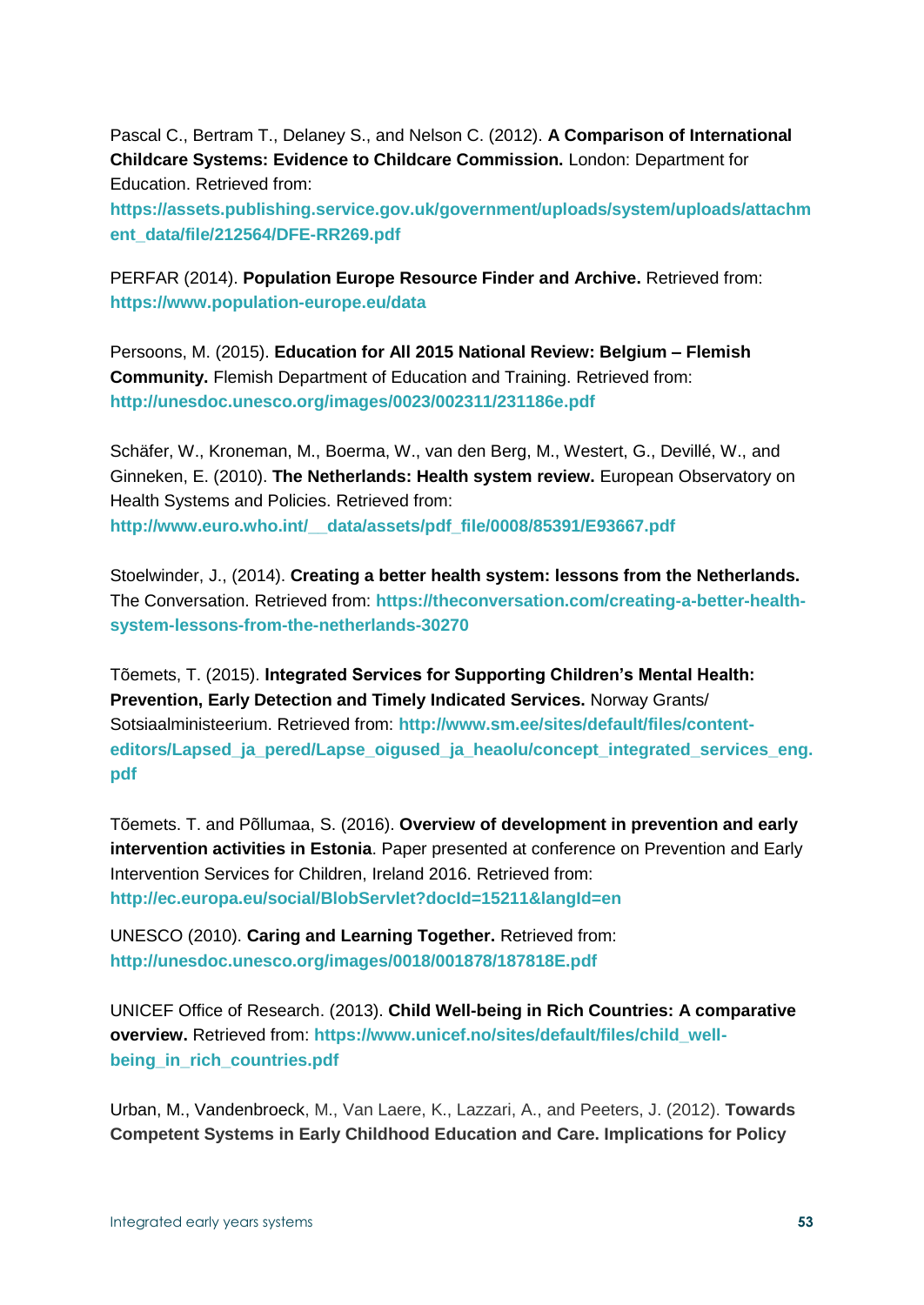Pascal C., Bertram T., Delaney S., and Nelson C. (2012). **A Comparison of International Childcare Systems: Evidence to Childcare Commission.** London: Department for Education. Retrieved from: **https://assets.publishing.service.gov.uk/government/uploads/system/uploads/attachment_data/file/212564/DFE-RR269.pdf**

PERFAR (2014). **Population Europe Resource Finder and Archive.** Retrieved from: **https://www.population-europe.eu/data**

Persoons, M. (2015). **Education for All 2015 National Review: Belgium – Flemish Community.** Flemish Department of Education and Training. Retrieved from: **http://unesdoc.unesco.org/images/0023/002311/231186e.pdf**

Schäfer, W., Kroneman, M., Boerma, W., van den Berg, M., Westert, G., Devillé, W., and Ginneken, E. (2010). **The Netherlands: Health system review.** European Observatory on Health Systems and Policies. Retrieved from: **http://www.euro.who.int/__data/assets/pdf_file/0008/85391/E93667.pdf**

Stoelwinder, J., (2014). **Creating a better health system: lessons from the Netherlands.** The Conversation. Retrieved from: **https://theconversation.com/creating-a-better-health-system-lessons-from-the-netherlands-30270**

Tõemets, T. (2015). **Integrated Services for Supporting Children's Mental Health: Prevention, Early Detection and Timely Indicated Services.** Norway Grants/ Sotsiaalministeerium. Retrieved from: **http://www.sm.ee/sites/default/files/content-editors/Lapsed_ja_pered/Lapse_oigused_ja_heaolu/concept_integrated_services_eng.pdf**

Tõemets. T. and Põllumaa, S. (2016). **Overview of development in prevention and early intervention activities in Estonia**. Paper presented at conference on Prevention and Early Intervention Services for Children, Ireland 2016. Retrieved from: **http://ec.europa.eu/social/BlobServlet?docId=15211&langId=en**

UNESCO (2010). **Caring and Learning Together.** Retrieved from: **http://unesdoc.unesco.org/images/0018/001878/187818E.pdf**

UNICEF Office of Research. (2013). **Child Well-being in Rich Countries: A comparative overview.** Retrieved from: **https://www.unicef.no/sites/default/files/child_well-being_in_rich_countries.pdf**

Urban, M., Vandenbroeck, M., Van Laere, K., Lazzari, A., and Peeters, J. (2012). **Towards Competent Systems in Early Childhood Education and Care. Implications for Policy**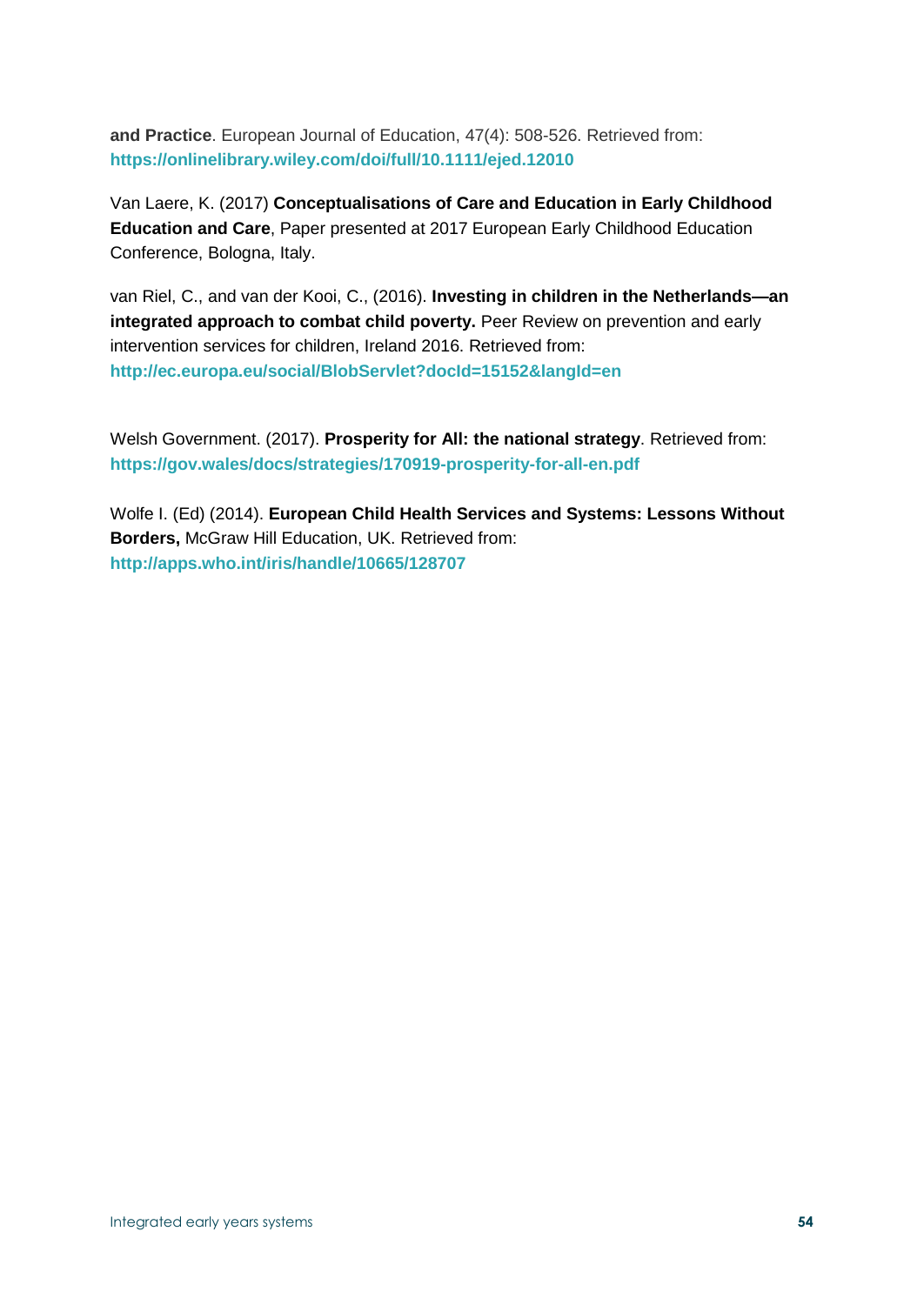**and Practice**. European Journal of Education, 47(4): 508-526. Retrieved from: **https://onlinelibrary.wiley.com/doi/full/10.1111/ejed.12010**

Van Laere, K. (2017) **Conceptualisations of Care and Education in Early Childhood Education and Care**, Paper presented at 2017 European Early Childhood Education Conference, Bologna, Italy.

van Riel, C., and van der Kooi, C., (2016). **Investing in children in the Netherlands—an integrated approach to combat child poverty.** Peer Review on prevention and early intervention services for children, Ireland 2016. Retrieved from: **http://ec.europa.eu/social/BlobServlet?docId=15152&langId=en**

Welsh Government. (2017). **Prosperity for All: the national strategy**. Retrieved from: **https://gov.wales/docs/strategies/170919-prosperity-for-all-en.pdf**

Wolfe I. (Ed) (2014). **European Child Health Services and Systems: Lessons Without Borders,** McGraw Hill Education, UK. Retrieved from: **http://apps.who.int/iris/handle/10665/128707**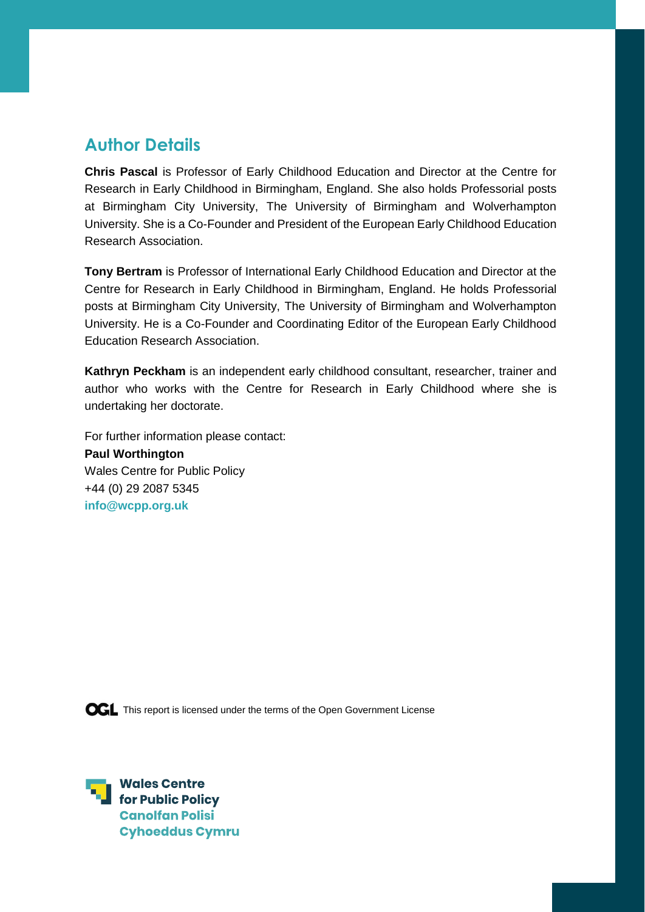## Author Details

**Chris Pascal** is Professor of Early Childhood Education and Director at the Centre for Research in Early Childhood in Birmingham, England. She also holds Professorial posts at Birmingham City University, The University of Birmingham and Wolverhampton University. She is a Co-Founder and President of the European Early Childhood Education Research Association.

**Tony Bertram** is Professor of International Early Childhood Education and Director at the Centre for Research in Early Childhood in Birmingham, England. He holds Professorial posts at Birmingham City University, The University of Birmingham and Wolverhampton University. He is a Co-Founder and Coordinating Editor of the European Early Childhood Education Research Association.

**Kathryn Peckham** is an independent early childhood consultant, researcher, trainer and author who works with the Centre for Research in Early Childhood where she is undertaking her doctorate.

For further information please contact:
**Paul Worthington**
Wales Centre for Public Policy
+44 (0) 29 2087 5345
**info@wcpp.org.uk**

OGL This report is licensed under the terms of the Open Government License

Wales Centre for Public Policy
Canolfan Polisi Cyhoeddus Cymru